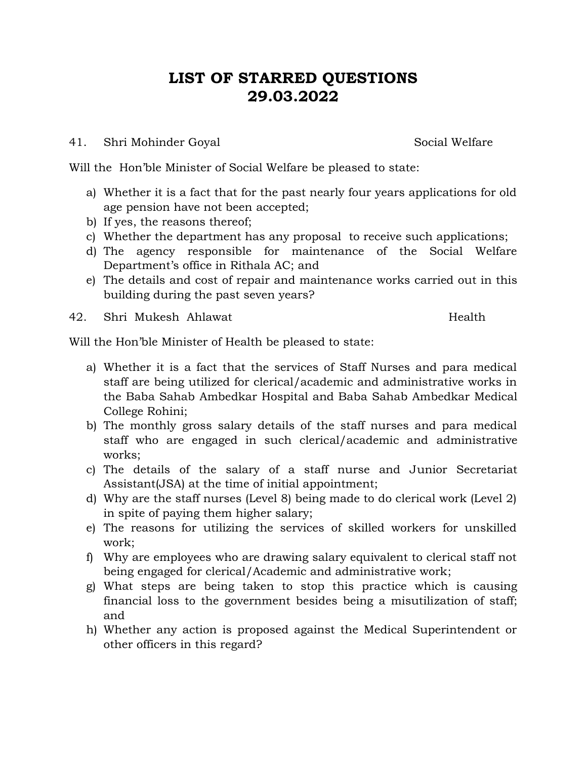# LIST OF STARRED QUESTIONS
# 29.03.2022

41. Shri Mohinder Goyal — Social Welfare

Will the Hon'ble Minister of Social Welfare be pleased to state:

a) Whether it is a fact that for the past nearly four years applications for old age pension have not been accepted;
b) If yes, the reasons thereof;
c) Whether the department has any proposal to receive such applications;
d) The agency responsible for maintenance of the Social Welfare Department's office in Rithala AC; and
e) The details and cost of repair and maintenance works carried out in this building during the past seven years?

42. Shri Mukesh Ahlawat — Health

Will the Hon'ble Minister of Health be pleased to state:

a) Whether it is a fact that the services of Staff Nurses and para medical staff are being utilized for clerical/academic and administrative works in the Baba Sahab Ambedkar Hospital and Baba Sahab Ambedkar Medical College Rohini;
b) The monthly gross salary details of the staff nurses and para medical staff who are engaged in such clerical/academic and administrative works;
c) The details of the salary of a staff nurse and Junior Secretariat Assistant(JSA) at the time of initial appointment;
d) Why are the staff nurses (Level 8) being made to do clerical work (Level 2) in spite of paying them higher salary;
e) The reasons for utilizing the services of skilled workers for unskilled work;
f) Why are employees who are drawing salary equivalent to clerical staff not being engaged for clerical/Academic and administrative work;
g) What steps are being taken to stop this practice which is causing financial loss to the government besides being a misutilization of staff; and
h) Whether any action is proposed against the Medical Superintendent or other officers in this regard?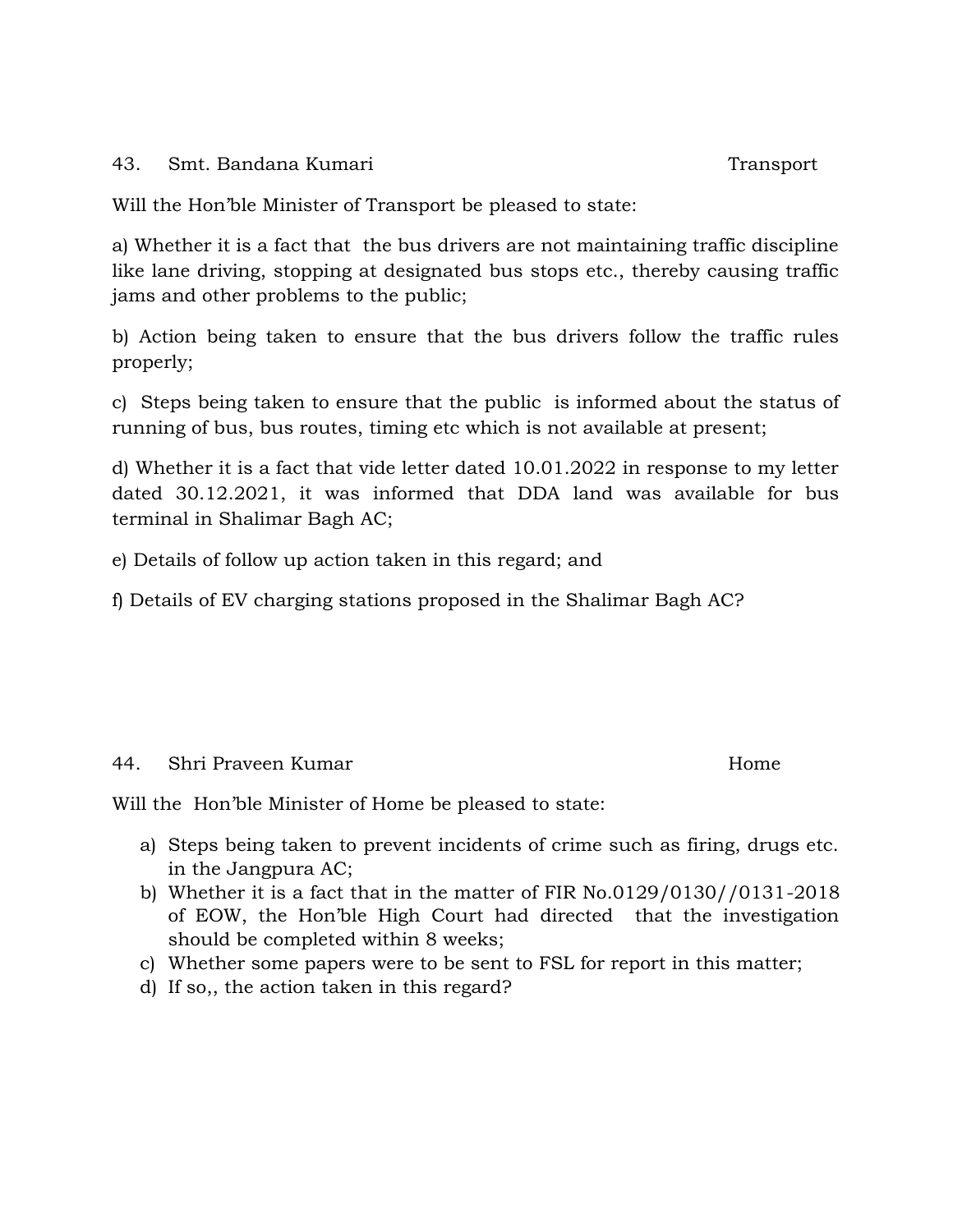43. Smt. Bandana Kumari Transport

Will the Hon'ble Minister of Transport be pleased to state:

a) Whether it is a fact that the bus drivers are not maintaining traffic discipline like lane driving, stopping at designated bus stops etc., thereby causing traffic jams and other problems to the public;

b) Action being taken to ensure that the bus drivers follow the traffic rules properly;

c) Steps being taken to ensure that the public is informed about the status of running of bus, bus routes, timing etc which is not available at present;

d) Whether it is a fact that vide letter dated 10.01.2022 in response to my letter dated 30.12.2021, it was informed that DDA land was available for bus terminal in Shalimar Bagh AC;

e) Details of follow up action taken in this regard; and

f) Details of EV charging stations proposed in the Shalimar Bagh AC?

44. Shri Praveen Kumar Home

Will the Hon'ble Minister of Home be pleased to state:

a) Steps being taken to prevent incidents of crime such as firing, drugs etc. in the Jangpura AC;
b) Whether it is a fact that in the matter of FIR No.0129/0130//0131-2018 of EOW, the Hon'ble High Court had directed that the investigation should be completed within 8 weeks;
c) Whether some papers were to be sent to FSL for report in this matter;
d) If so,, the action taken in this regard?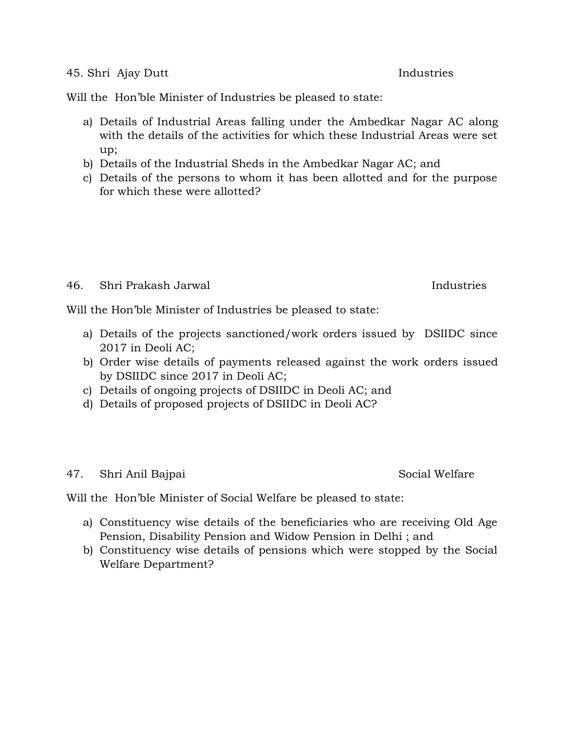45. Shri Ajay Dutt Industries

Will the Hon'ble Minister of Industries be pleased to state:

a) Details of Industrial Areas falling under the Ambedkar Nagar AC along with the details of the activities for which these Industrial Areas were set up;
b) Details of the Industrial Sheds in the Ambedkar Nagar AC; and
c) Details of the persons to whom it has been allotted and for the purpose for which these were allotted?

46. Shri Prakash Jarwal Industries

Will the Hon'ble Minister of Industries be pleased to state:

a) Details of the projects sanctioned/work orders issued by DSIIDC since 2017 in Deoli AC;
b) Order wise details of payments released against the work orders issued by DSIIDC since 2017 in Deoli AC;
c) Details of ongoing projects of DSIIDC in Deoli AC; and
d) Details of proposed projects of DSIIDC in Deoli AC?

47. Shri Anil Bajpai Social Welfare

Will the Hon'ble Minister of Social Welfare be pleased to state:

a) Constituency wise details of the beneficiaries who are receiving Old Age Pension, Disability Pension and Widow Pension in Delhi ; and
b) Constituency wise details of pensions which were stopped by the Social Welfare Department?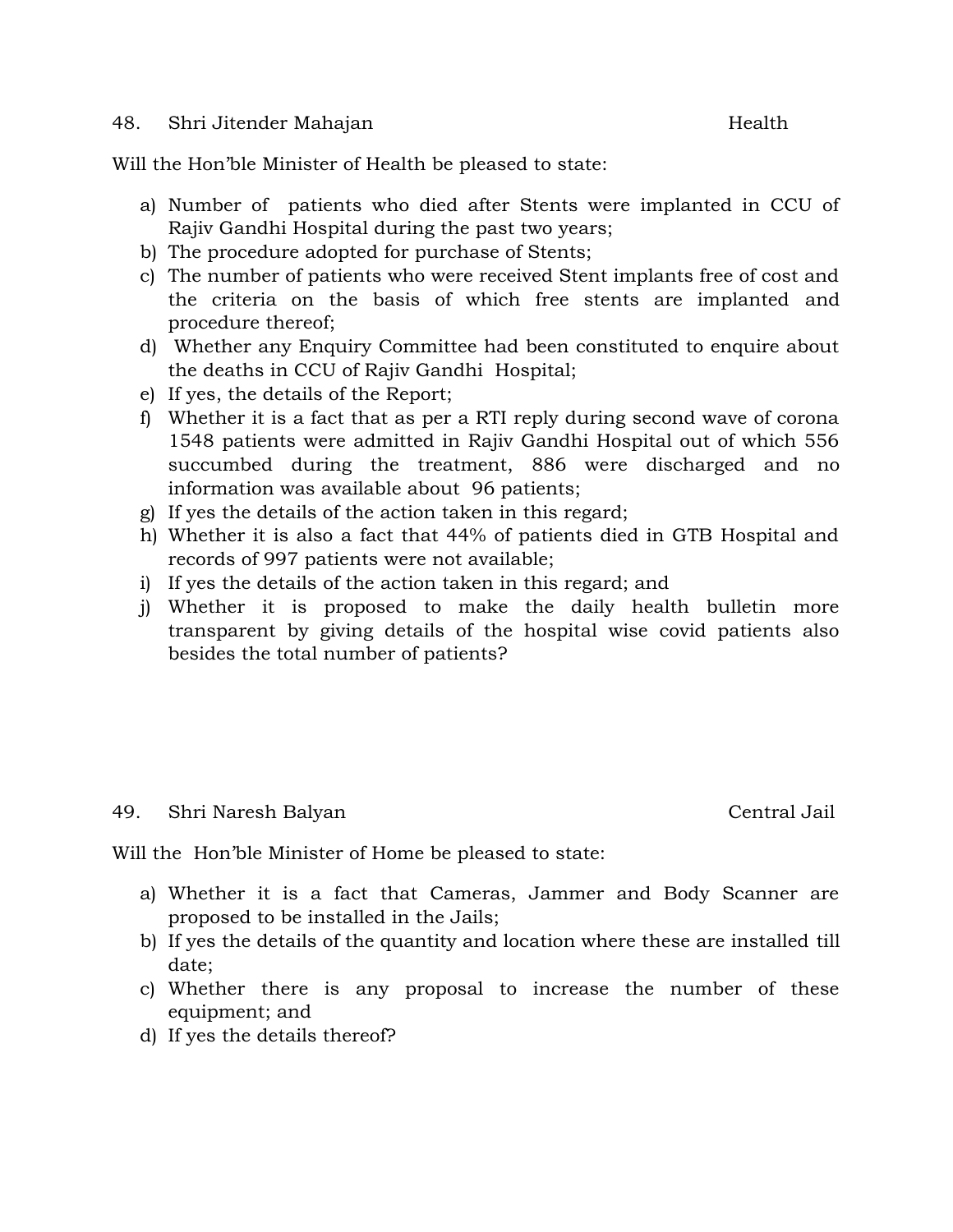48. Shri Jitender Mahajan Health

Will the Hon'ble Minister of Health be pleased to state:

a) Number of patients who died after Stents were implanted in CCU of Rajiv Gandhi Hospital during the past two years;
b) The procedure adopted for purchase of Stents;
c) The number of patients who were received Stent implants free of cost and the criteria on the basis of which free stents are implanted and procedure thereof;
d) Whether any Enquiry Committee had been constituted to enquire about the deaths in CCU of Rajiv Gandhi Hospital;
e) If yes, the details of the Report;
f) Whether it is a fact that as per a RTI reply during second wave of corona 1548 patients were admitted in Rajiv Gandhi Hospital out of which 556 succumbed during the treatment, 886 were discharged and no information was available about 96 patients;
g) If yes the details of the action taken in this regard;
h) Whether it is also a fact that 44% of patients died in GTB Hospital and records of 997 patients were not available;
i) If yes the details of the action taken in this regard; and
j) Whether it is proposed to make the daily health bulletin more transparent by giving details of the hospital wise covid patients also besides the total number of patients?

49. Shri Naresh Balyan Central Jail

Will the Hon'ble Minister of Home be pleased to state:

a) Whether it is a fact that Cameras, Jammer and Body Scanner are proposed to be installed in the Jails;
b) If yes the details of the quantity and location where these are installed till date;
c) Whether there is any proposal to increase the number of these equipment; and
d) If yes the details thereof?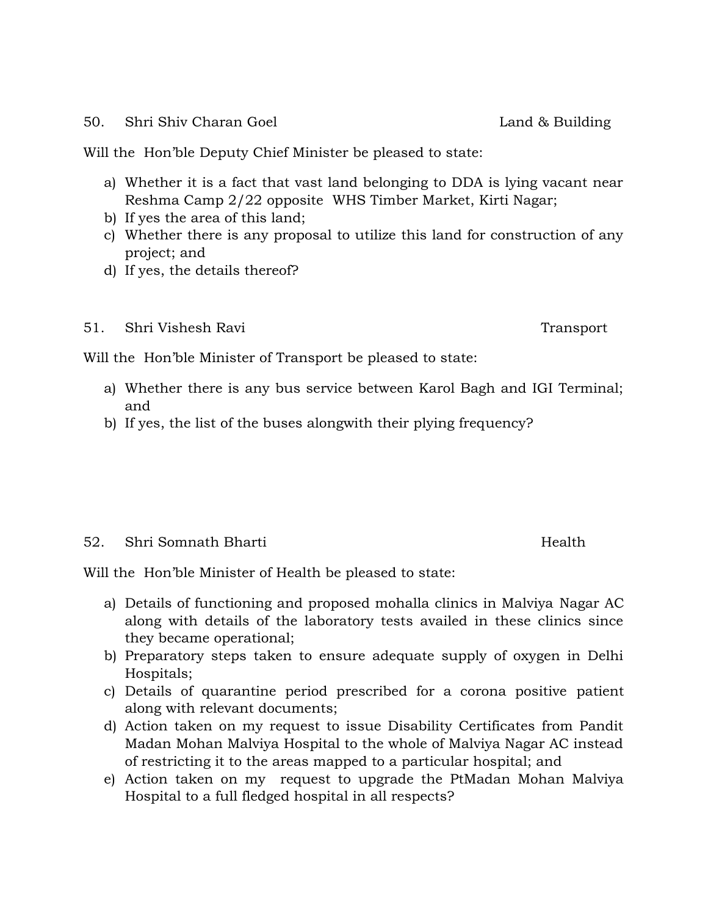50. Shri Shiv Charan Goel Land & Building

Will the Hon'ble Deputy Chief Minister be pleased to state:

a) Whether it is a fact that vast land belonging to DDA is lying vacant near Reshma Camp 2/22 opposite WHS Timber Market, Kirti Nagar;
b) If yes the area of this land;
c) Whether there is any proposal to utilize this land for construction of any project; and
d) If yes, the details thereof?

51. Shri Vishesh Ravi Transport

Will the Hon'ble Minister of Transport be pleased to state:

a) Whether there is any bus service between Karol Bagh and IGI Terminal; and
b) If yes, the list of the buses alongwith their plying frequency?

52. Shri Somnath Bharti Health

Will the Hon'ble Minister of Health be pleased to state:

a) Details of functioning and proposed mohalla clinics in Malviya Nagar AC along with details of the laboratory tests availed in these clinics since they became operational;
b) Preparatory steps taken to ensure adequate supply of oxygen in Delhi Hospitals;
c) Details of quarantine period prescribed for a corona positive patient along with relevant documents;
d) Action taken on my request to issue Disability Certificates from Pandit Madan Mohan Malviya Hospital to the whole of Malviya Nagar AC instead of restricting it to the areas mapped to a particular hospital; and
e) Action taken on my request to upgrade the PtMadan Mohan Malviya Hospital to a full fledged hospital in all respects?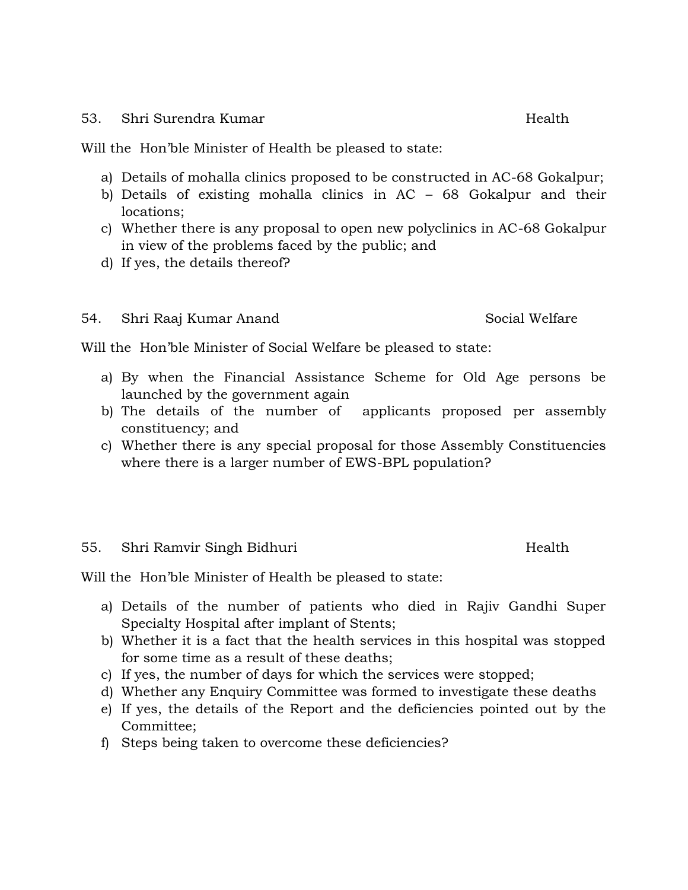53. Shri Surendra Kumar Health

Will the Hon'ble Minister of Health be pleased to state:

a) Details of mohalla clinics proposed to be constructed in AC-68 Gokalpur;
b) Details of existing mohalla clinics in AC – 68 Gokalpur and their locations;
c) Whether there is any proposal to open new polyclinics in AC-68 Gokalpur in view of the problems faced by the public; and
d) If yes, the details thereof?

54. Shri Raaj Kumar Anand Social Welfare

Will the Hon'ble Minister of Social Welfare be pleased to state:

a) By when the Financial Assistance Scheme for Old Age persons be launched by the government again
b) The details of the number of applicants proposed per assembly constituency; and
c) Whether there is any special proposal for those Assembly Constituencies where there is a larger number of EWS-BPL population?

55. Shri Ramvir Singh Bidhuri Health

Will the Hon'ble Minister of Health be pleased to state:

a) Details of the number of patients who died in Rajiv Gandhi Super Specialty Hospital after implant of Stents;
b) Whether it is a fact that the health services in this hospital was stopped for some time as a result of these deaths;
c) If yes, the number of days for which the services were stopped;
d) Whether any Enquiry Committee was formed to investigate these deaths
e) If yes, the details of the Report and the deficiencies pointed out by the Committee;
f) Steps being taken to overcome these deficiencies?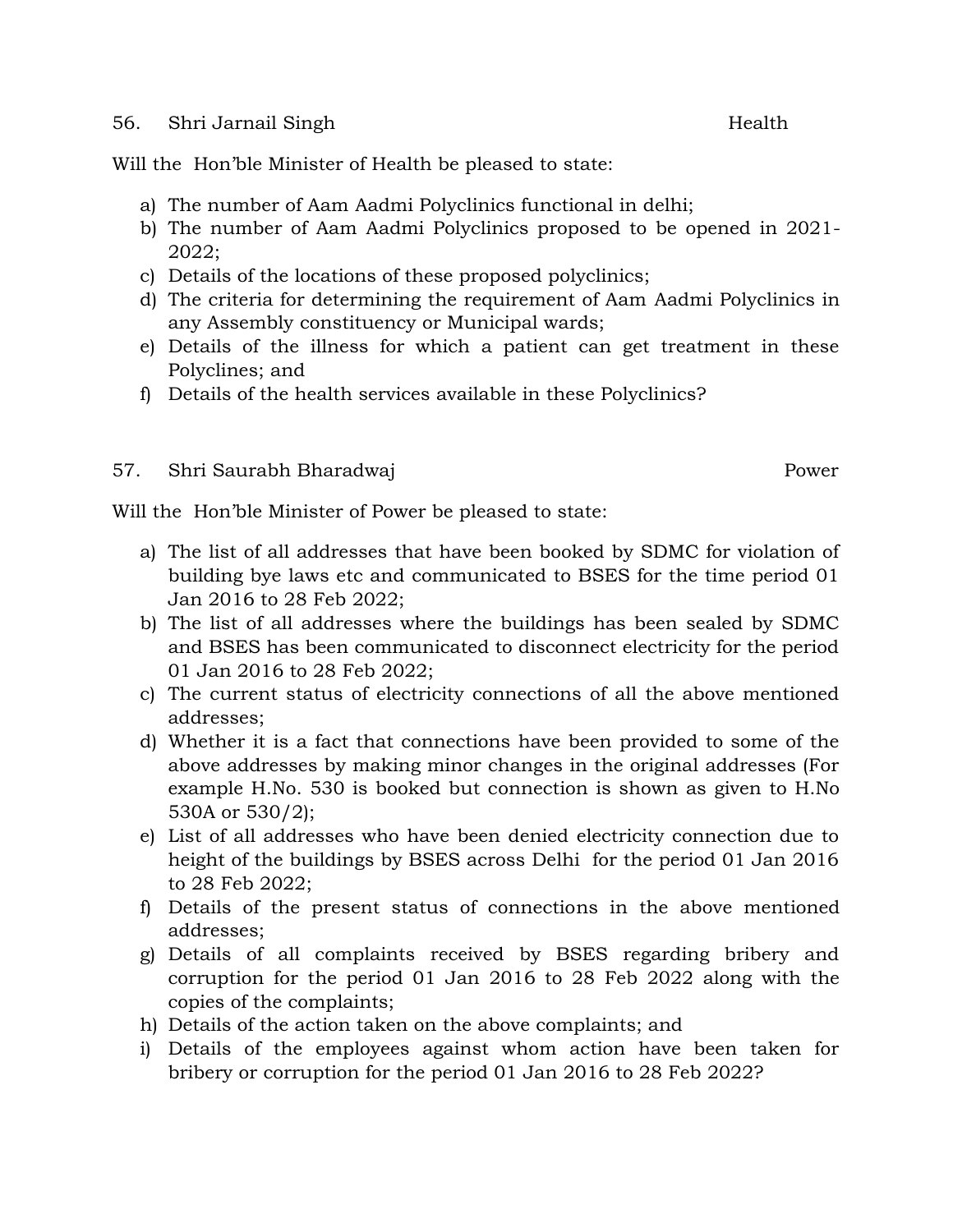56. Shri Jarnail Singh Health

Will the Hon'ble Minister of Health be pleased to state:

a) The number of Aam Aadmi Polyclinics functional in delhi;
b) The number of Aam Aadmi Polyclinics proposed to be opened in 2021-2022;
c) Details of the locations of these proposed polyclinics;
d) The criteria for determining the requirement of Aam Aadmi Polyclinics in any Assembly constituency or Municipal wards;
e) Details of the illness for which a patient can get treatment in these Polyclines; and
f) Details of the health services available in these Polyclinics?

57. Shri Saurabh Bharadwaj Power

Will the Hon'ble Minister of Power be pleased to state:

a) The list of all addresses that have been booked by SDMC for violation of building bye laws etc and communicated to BSES for the time period 01 Jan 2016 to 28 Feb 2022;
b) The list of all addresses where the buildings has been sealed by SDMC and BSES has been communicated to disconnect electricity for the period 01 Jan 2016 to 28 Feb 2022;
c) The current status of electricity connections of all the above mentioned addresses;
d) Whether it is a fact that connections have been provided to some of the above addresses by making minor changes in the original addresses (For example H.No. 530 is booked but connection is shown as given to H.No 530A or 530/2);
e) List of all addresses who have been denied electricity connection due to height of the buildings by BSES across Delhi for the period 01 Jan 2016 to 28 Feb 2022;
f) Details of the present status of connections in the above mentioned addresses;
g) Details of all complaints received by BSES regarding bribery and corruption for the period 01 Jan 2016 to 28 Feb 2022 along with the copies of the complaints;
h) Details of the action taken on the above complaints; and
i) Details of the employees against whom action have been taken for bribery or corruption for the period 01 Jan 2016 to 28 Feb 2022?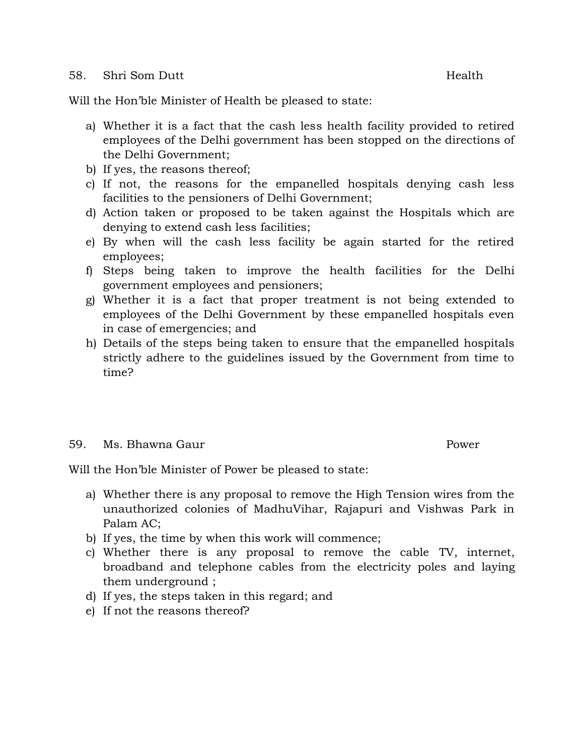58. Shri Som Dutt Health

Will the Hon'ble Minister of Health be pleased to state:

a) Whether it is a fact that the cash less health facility provided to retired employees of the Delhi government has been stopped on the directions of the Delhi Government;
b) If yes, the reasons thereof;
c) If not, the reasons for the empanelled hospitals denying cash less facilities to the pensioners of Delhi Government;
d) Action taken or proposed to be taken against the Hospitals which are denying to extend cash less facilities;
e) By when will the cash less facility be again started for the retired employees;
f) Steps being taken to improve the health facilities for the Delhi government employees and pensioners;
g) Whether it is a fact that proper treatment is not being extended to employees of the Delhi Government by these empanelled hospitals even in case of emergencies; and
h) Details of the steps being taken to ensure that the empanelled hospitals strictly adhere to the guidelines issued by the Government from time to time?

59. Ms. Bhawna Gaur Power

Will the Hon'ble Minister of Power be pleased to state:

a) Whether there is any proposal to remove the High Tension wires from the unauthorized colonies of MadhuVihar, Rajapuri and Vishwas Park in Palam AC;
b) If yes, the time by when this work will commence;
c) Whether there is any proposal to remove the cable TV, internet, broadband and telephone cables from the electricity poles and laying them underground ;
d) If yes, the steps taken in this regard; and
e) If not the reasons thereof?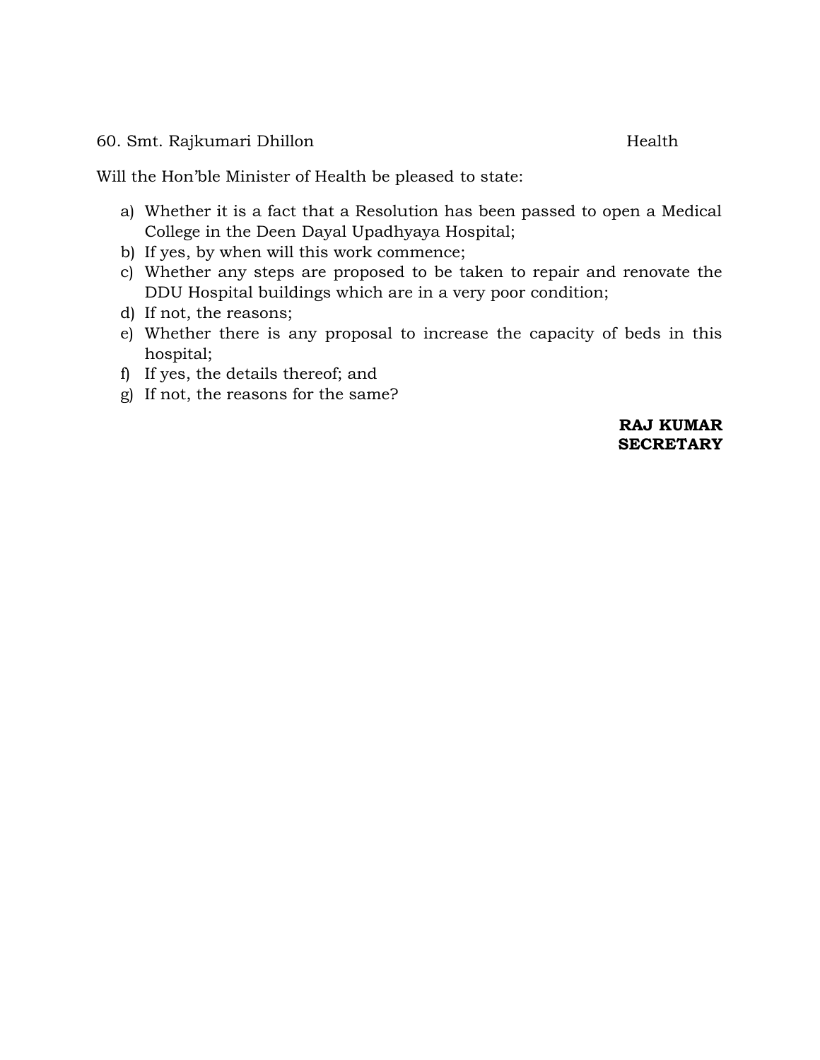60. Smt. Rajkumari Dhillon Health

Will the Hon'ble Minister of Health be pleased to state:

a) Whether it is a fact that a Resolution has been passed to open a Medical College in the Deen Dayal Upadhyaya Hospital;
b) If yes, by when will this work commence;
c) Whether any steps are proposed to be taken to repair and renovate the DDU Hospital buildings which are in a very poor condition;
d) If not, the reasons;
e) Whether there is any proposal to increase the capacity of beds in this hospital;
f) If yes, the details thereof; and
g) If not, the reasons for the same?

**RAJ KUMAR**
**SECRETARY**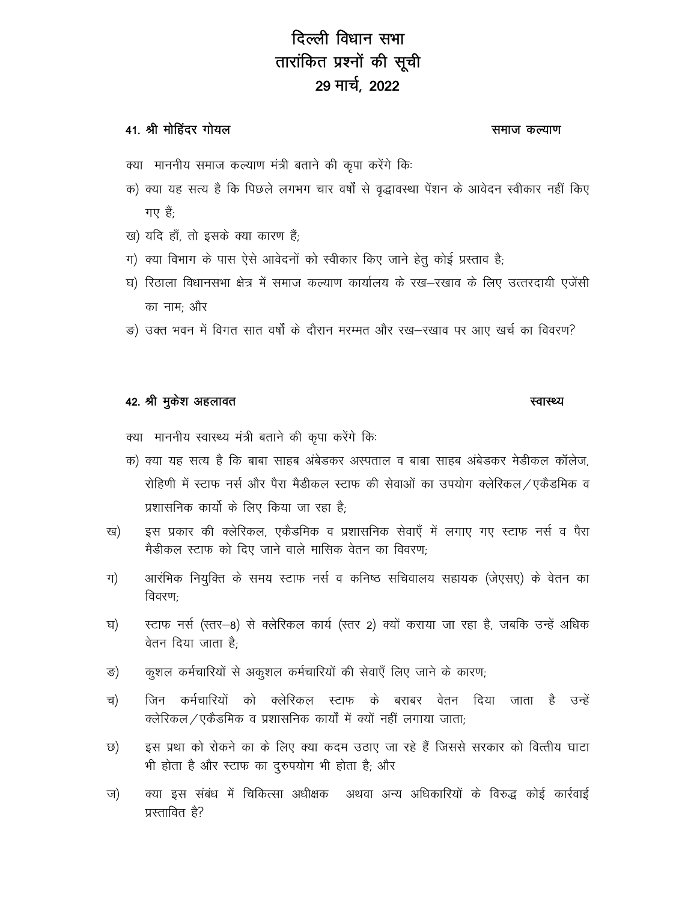# दिल्ली विधान सभा
## तारांकित प्रश्नों की सूची
## 29 मार्च, 2022

**41. श्री मोहिंदर गोयल** — **समाज कल्याण**

क्या माननीय समाज कल्याण मंत्री बताने की कृपा करेंगे किः

क) क्या यह सत्य है कि पिछले लगभग चार वर्षों से वृद्धावस्था पेंशन के आवेदन स्वीकार नहीं किए गए हैं;

ख) यदि हाँ, तो इसके क्या कारण हैं;

ग) क्या विभाग के पास ऐसे आवेदनों को स्वीकार किए जाने हेतु कोई प्रस्ताव है;

घ) रिठाला विधानसभा क्षेत्र में समाज कल्याण कार्यालय के रख–रखाव के लिए उत्तरदायी एजेंसी का नाम; और

ङ) उक्त भवन में विगत सात वर्षों के दौरान मरम्मत और रख–रखाव पर आए खर्च का विवरण?

**42. श्री मुकेश अहलावत** — **स्वास्थ्य**

क्या माननीय स्वास्थ्य मंत्री बताने की कृपा करेंगे किः

क) क्या यह सत्य है कि बाबा साहब अंबेडकर अस्पताल व बाबा साहब अंबेडकर मेडीकल कॉलेज, रोहिणी में स्टाफ नर्स और पैरा मैडीकल स्टाफ की सेवाओं का उपयोग क्लेरिकल/एकैडमिक व प्रशासनिक कार्यो के लिए किया जा रहा है;

ख) इस प्रकार की क्लेरिकल, एकैडमिक व प्रशासनिक सेवाएँ में लगाए गए स्टाफ नर्स व पैरा मैडीकल स्टाफ को दिए जाने वाले मासिक वेतन का विवरण;

ग) आरंभिक नियुक्ति के समय स्टाफ नर्स व कनिष्ठ सचिवालय सहायक (जेएसए) के वेतन का विवरण;

घ) स्टाफ नर्स (स्तर–8) से क्लेरिकल कार्य (स्तर 2) क्यों कराया जा रहा है, जबकि उन्हें अधिक वेतन दिया जाता है;

ङ) कुशल कर्मचारियों से अकुशल कर्मचारियों की सेवाएँ लिए जाने के कारण;

च) जिन कर्मचारियों को क्लेरिकल स्टाफ के बराबर वेतन दिया जाता है उन्हें क्लेरिकल/एकैडमिक व प्रशासनिक कार्यों में क्यों नहीं लगाया जाता;

छ) इस प्रथा को रोकने का के लिए क्या कदम उठाए जा रहे हैं जिससे सरकार को वित्तीय घाटा भी होता है और स्टाफ का दुरुपयोग भी होता है; और

ज) क्या इस संबंध में चिकित्सा अधीक्षक अथवा अन्य अधिकारियों के विरुद्ध कोई कार्रवाई प्रस्तावित है?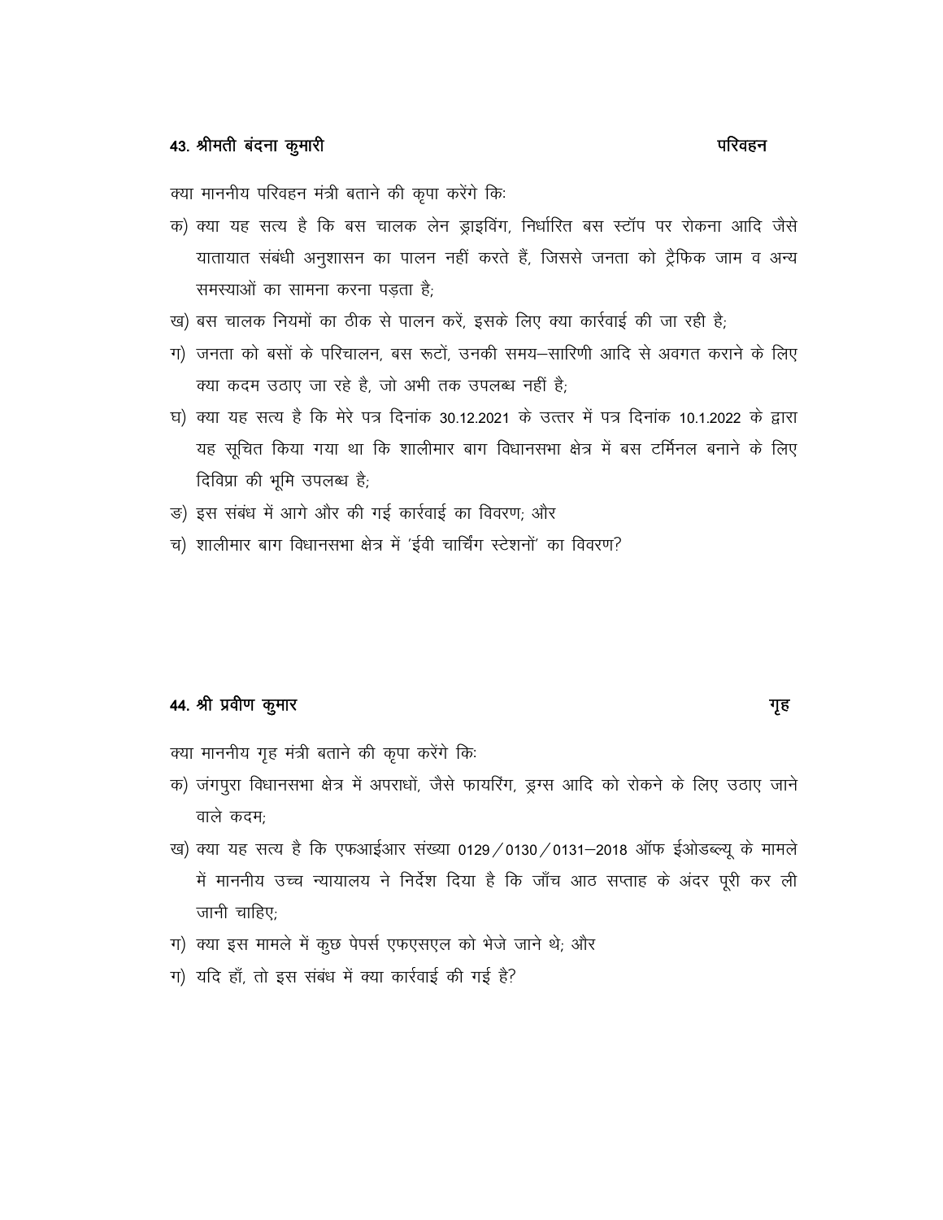**43. श्रीमती बंदना कुमारी** **परिवहन**

क्या माननीय परिवहन मंत्री बताने की कृपा करेंगे किः

क) क्या यह सत्य है कि बस चालक लेन ड्राइविंग, निर्धारित बस स्टॉप पर रोकना आदि जैसे यातायात संबंधी अनुशासन का पालन नहीं करते हैं, जिससे जनता को ट्रैफिक जाम व अन्य समस्याओं का सामना करना पड़ता है;

ख) बस चालक नियमों का ठीक से पालन करें, इसके लिए क्या कार्रवाई की जा रही है;

ग) जनता को बसों के परिचालन, बस रूटों, उनकी समय–सारिणी आदि से अवगत कराने के लिए क्या कदम उठाए जा रहे है, जो अभी तक उपलब्ध नहीं है;

घ) क्या यह सत्य है कि मेरे पत्र दिनांक 30.12.2021 के उत्तर में पत्र दिनांक 10.1.2022 के द्वारा यह सूचित किया गया था कि शालीमार बाग विधानसभा क्षेत्र में बस टर्मिनल बनाने के लिए दिविप्रा की भूमि उपलब्ध है;

ङ) इस संबंध में आगे और की गई कार्रवाई का विवरण; और

च) शालीमार बाग विधानसभा क्षेत्र में 'ईवी चार्जिंग स्टेशनों' का विवरण?

**44. श्री प्रवीण कुमार** **गृह**

क्या माननीय गृह मंत्री बताने की कृपा करेंगे किः

क) जंगपुरा विधानसभा क्षेत्र में अपराधों, जैसे फायरिंग, ड्रग्स आदि को रोकने के लिए उठाए जाने वाले कदम;

ख) क्या यह सत्य है कि एफआईआर संख्या 0129/0130/0131–2018 ऑफ ईओडब्ल्यू के मामले में माननीय उच्च न्यायालय ने निर्देश दिया है कि जाँच आठ सप्ताह के अंदर पूरी कर ली जानी चाहिए;

ग) क्या इस मामले में कुछ पेपर्स एफएसएल को भेजे जाने थे; और

ग) यदि हाँ, तो इस संबंध में क्या कार्रवाई की गई है?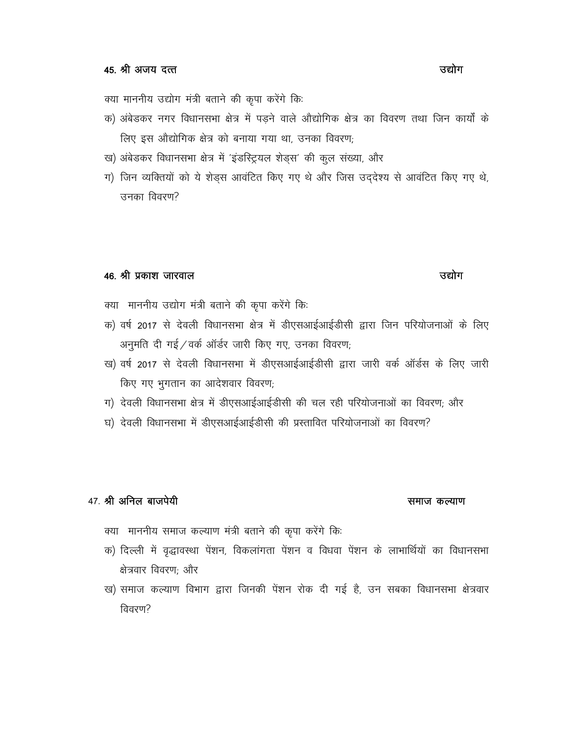**45. श्री अजय दत्त** **उद्योग**

क्या माननीय उद्योग मंत्री बताने की कृपा करेंगे किः

क) अंबेडकर नगर विधानसभा क्षेत्र में पड़ने वाले औद्योगिक क्षेत्र का विवरण तथा जिन कार्यों के लिए इस औद्योगिक क्षेत्र को बनाया गया था, उनका विवरण;

ख) अंबेडकर विधानसभा क्षेत्र में 'इंडस्ट्रियल शेड्स' की कुल संख्या, और

ग) जिन व्यक्तियों को ये शेड्स आवंटित किए गए थे और जिस उद्देश्य से आवंटित किए गए थे, उनका विवरण?

**46. श्री प्रकाश जारवाल** **उद्योग**

क्या माननीय उद्योग मंत्री बताने की कृपा करेंगे किः

क) वर्ष 2017 से देवली विधानसभा क्षेत्र में डीएसआईआईडीसी द्वारा जिन परियोजनाओं के लिए अनुमति दी गई/वर्क ऑर्डर जारी किए गए, उनका विवरण;

ख) वर्ष 2017 से देवली विधानसभा में डीएसआईआईडीसी द्वारा जारी वर्क ऑर्डर्स के लिए जारी किए गए भुगतान का आदेशवार विवरण;

ग) देवली विधानसभा क्षेत्र में डीएसआईआईडीसी की चल रही परियोजनाओं का विवरण; और

घ) देवली विधानसभा में डीएसआईआईडीसी की प्रस्तावित परियोजनाओं का विवरण?

**47. श्री अनिल बाजपेयी** **समाज कल्याण**

क्या माननीय समाज कल्याण मंत्री बताने की कृपा करेंगे किः

क) दिल्ली में वृद्धावस्था पेंशन, विकलांगता पेंशन व विधवा पेंशन के लाभार्थियों का विधानसभा क्षेत्रवार विवरण; और

ख) समाज कल्याण विभाग द्वारा जिनकी पेंशन रोक दी गई है, उन सबका विधानसभा क्षेत्रवार विवरण?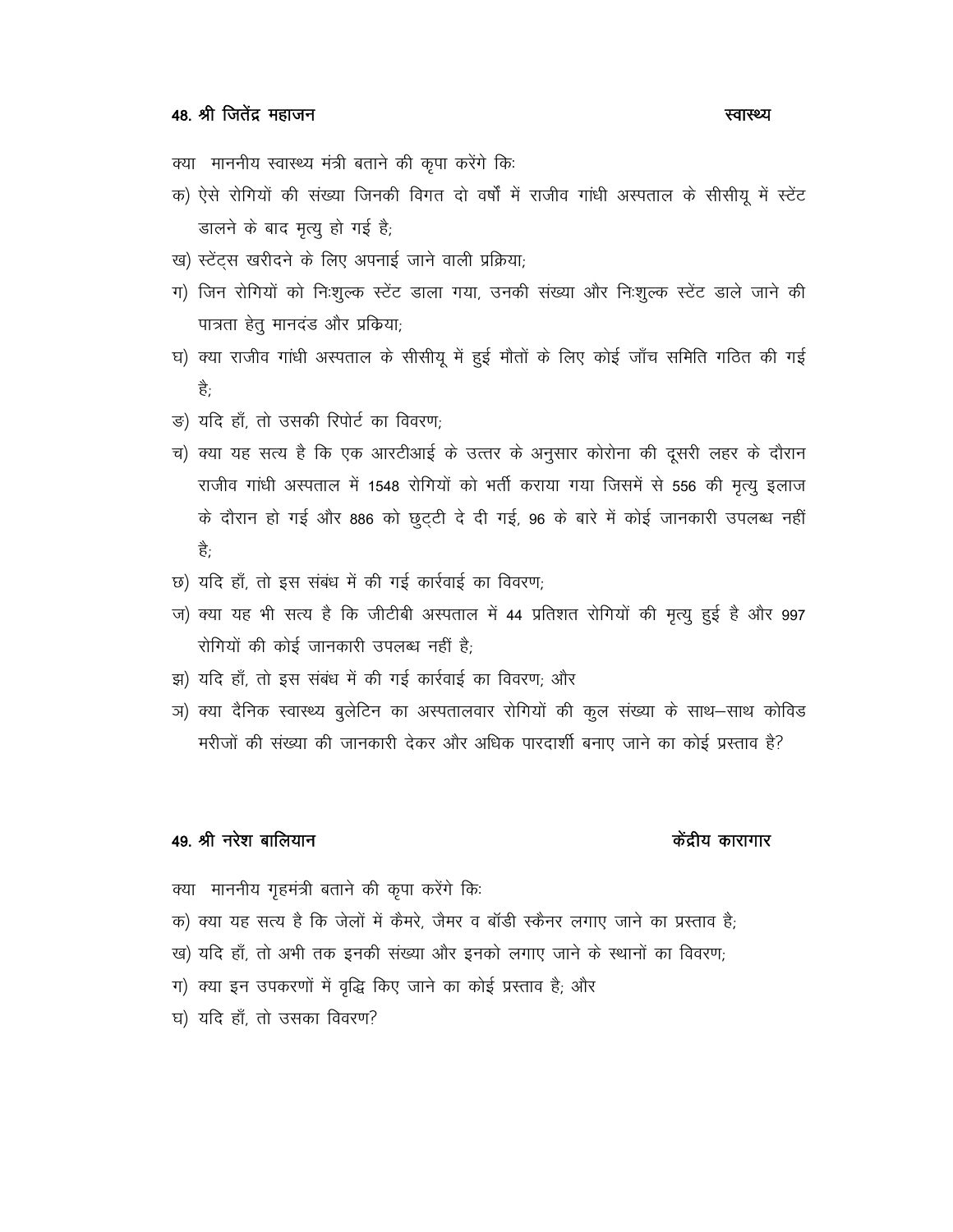**48. श्री जितेंद्र महाजन** **स्वास्थ्य**

क्या माननीय स्वास्थ्य मंत्री बताने की कृपा करेंगे किः

क) ऐसे रोगियों की संख्या जिनकी विगत दो वर्षों में राजीव गांधी अस्पताल के सीसीयू में स्टेंट डालने के बाद मृत्यु हो गई है;

ख) स्टेंट्स खरीदने के लिए अपनाई जाने वाली प्रक्रिया;

ग) जिन रोगियों को निःशुल्क स्टेंट डाला गया, उनकी संख्या और निःशुल्क स्टेंट डाले जाने की पात्रता हेतु मानदंड और प्रक्रिया;

घ) क्या राजीव गांधी अस्पताल के सीसीयू में हुई मौतों के लिए कोई जाँच समिति गठित की गई है;

ङ) यदि हाँ, तो उसकी रिपोर्ट का विवरण;

च) क्या यह सत्य है कि एक आरटीआई के उत्तर के अनुसार कोरोना की दूसरी लहर के दौरान राजीव गांधी अस्पताल में 1548 रोगियों को भर्ती कराया गया जिसमें से 556 की मृत्यु इलाज के दौरान हो गई और 886 को छुट्टी दे दी गई, 96 के बारे में कोई जानकारी उपलब्ध नहीं है;

छ) यदि हाँ, तो इस संबंध में की गई कार्रवाई का विवरण;

ज) क्या यह भी सत्य है कि जीटीबी अस्पताल में 44 प्रतिशत रोगियों की मृत्यु हुई है और 997 रोगियों की कोई जानकारी उपलब्ध नहीं है;

झ) यदि हाँ, तो इस संबंध में की गई कार्रवाई का विवरण; और

ञ) क्या दैनिक स्वास्थ्य बुलेटिन का अस्पतालवार रोगियों की कुल संख्या के साथ–साथ कोविड मरीजों की संख्या की जानकारी देकर और अधिक पारदर्शी बनाए जाने का कोई प्रस्ताव है?

**49. श्री नरेश बालियान** **केंद्रीय कारागार**

क्या माननीय गृहमंत्री बताने की कृपा करेंगे किः

क) क्या यह सत्य है कि जेलों में कैमरे, जैमर व बॉडी स्कैनर लगाए जाने का प्रस्ताव है;

ख) यदि हाँ, तो अभी तक इनकी संख्या और इनको लगाए जाने के स्थानों का विवरण;

ग) क्या इन उपकरणों में वृद्धि किए जाने का कोई प्रस्ताव है; और

घ) यदि हाँ, तो उसका विवरण?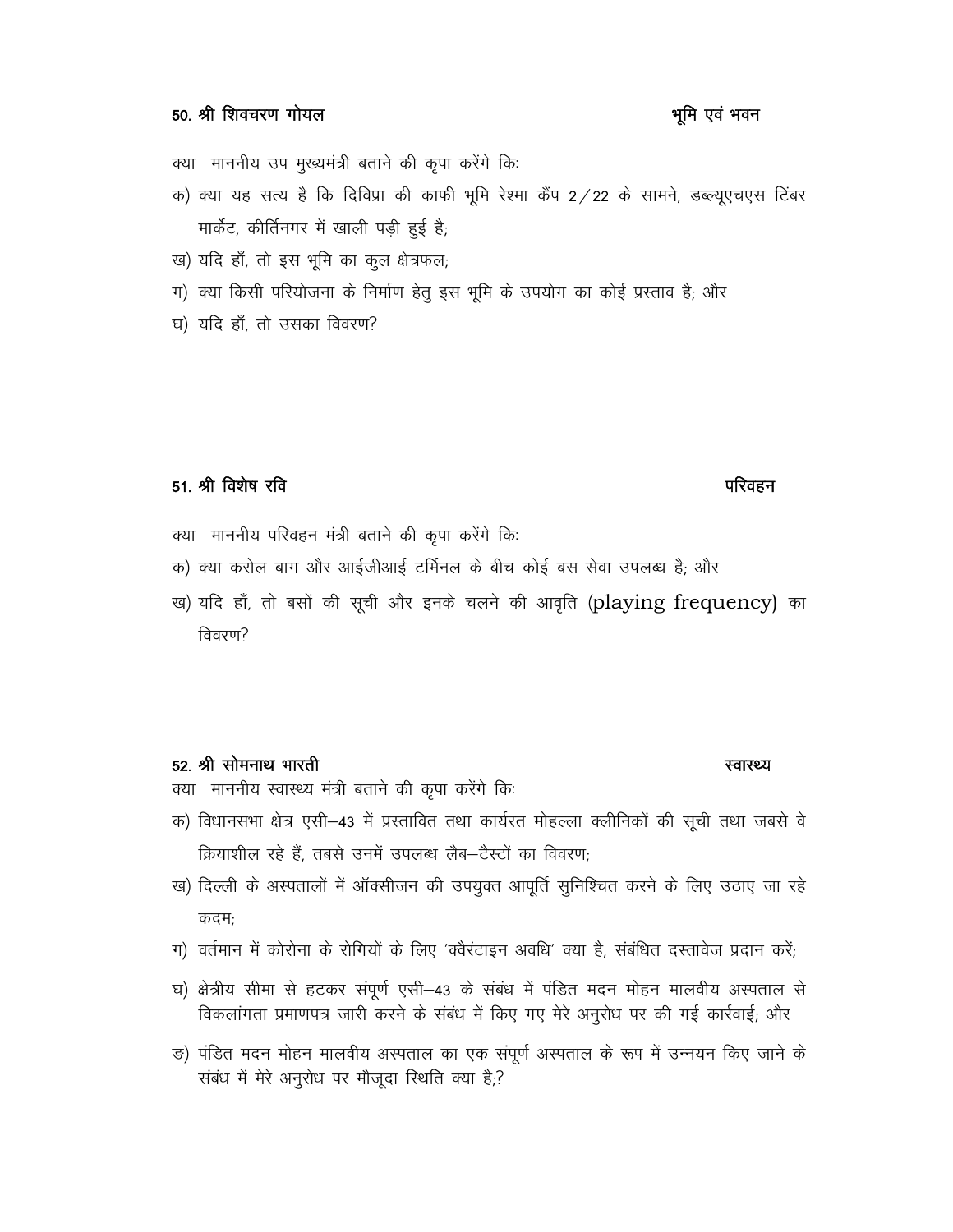**50. श्री शिवचरण गोयल** **भूमि एवं भवन**

क्या माननीय उप मुख्यमंत्री बताने की कृपा करेंगे कि:

क) क्या यह सत्य है कि दिविप्रा की काफी भूमि रेश्मा कैंप 2/22 के सामने, डब्ल्यूएचएस टिंबर मार्केट, कीर्तिनगर में खाली पड़ी हुई है;

ख) यदि हाँ, तो इस भूमि का कुल क्षेत्रफल;

ग) क्या किसी परियोजना के निर्माण हेतु इस भूमि के उपयोग का कोई प्रस्ताव है; और

घ) यदि हाँ, तो उसका विवरण?

**51. श्री विशेष रवि** **परिवहन**

क्या माननीय परिवहन मंत्री बताने की कृपा करेंगे कि:

क) क्या करोल बाग और आईजीआई टर्मिनल के बीच कोई बस सेवा उपलब्ध है; और

ख) यदि हाँ, तो बसों की सूची और इनके चलने की आवृति (playing frequency) का विवरण?

**52. श्री सोमनाथ भारती** **स्वास्थ्य**

क्या माननीय स्वास्थ्य मंत्री बताने की कृपा करेंगे कि:

क) विधानसभा क्षेत्र एसी–43 में प्रस्तावित तथा कार्यरत मोहल्ला क्लीनिकों की सूची तथा जबसे वे क्रियाशील रहे हैं, तबसे उनमें उपलब्ध लैब–टैस्टों का विवरण;

ख) दिल्ली के अस्पतालों में ऑक्सीजन की उपयुक्त आपूर्ति सुनिश्चित करने के लिए उठाए जा रहे कदम;

ग) वर्तमान में कोरोना के रोगियों के लिए 'क्वैरंटाइन अवधि' क्या है, संबंधित दस्तावेज प्रदान करें;

घ) क्षेत्रीय सीमा से हटकर संपूर्ण एसी–43 के संबंध में पंडित मदन मोहन मालवीय अस्पताल से विकलांगता प्रमाणपत्र जारी करने के संबंध में किए गए मेरे अनुरोध पर की गई कार्रवाई; और

ङ) पंडित मदन मोहन मालवीय अस्पताल का एक संपूर्ण अस्पताल के रूप में उन्नयन किए जाने के संबंध में मेरे अनुरोध पर मौजूदा स्थिति क्या है;?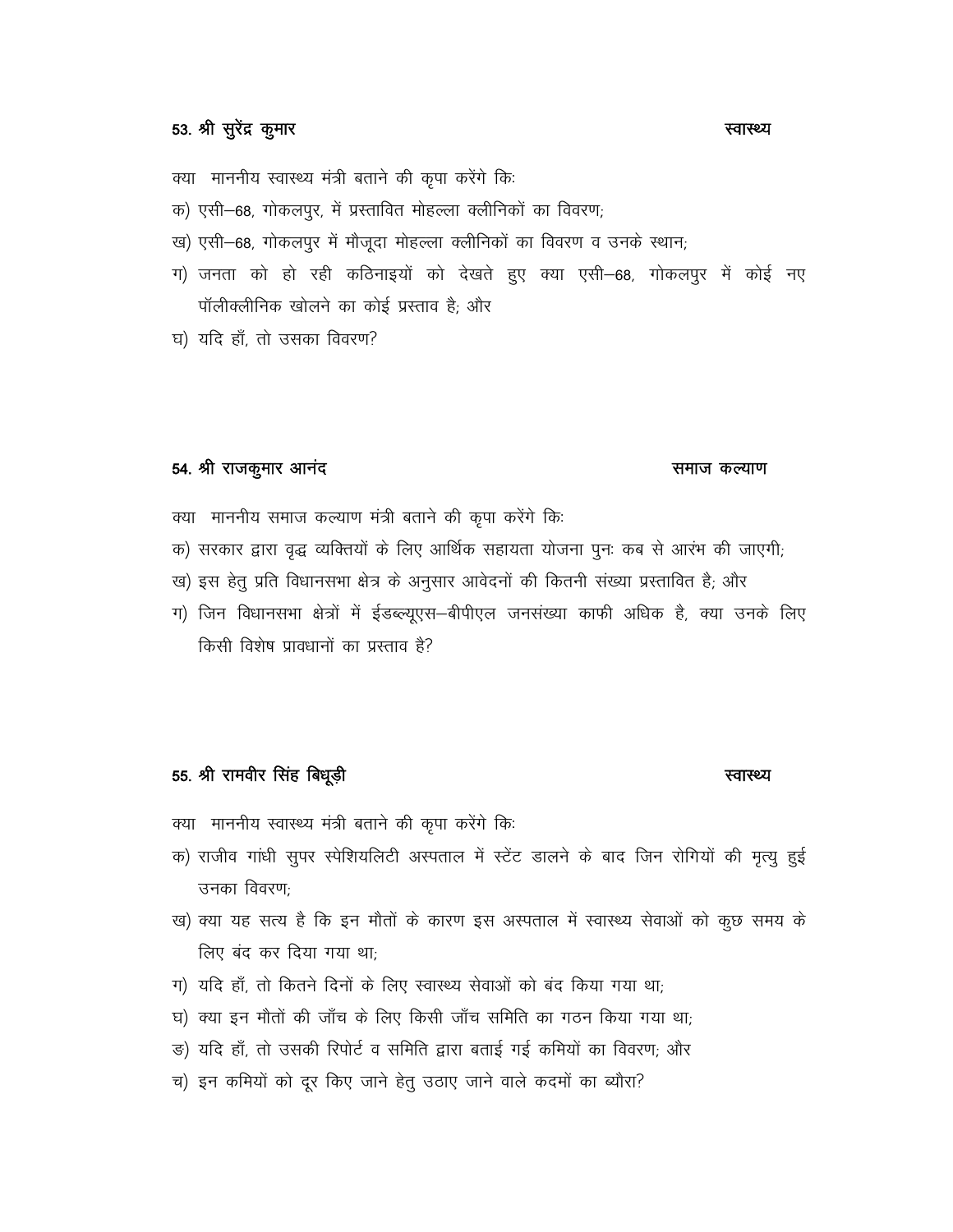**53. श्री सुरेंद्र कुमार** **स्वास्थ्य**

क्या माननीय स्वास्थ्य मंत्री बताने की कृपा करेंगे किः

क) एसी–68, गोकलपुर, में प्रस्तावित मोहल्ला क्लीनिकों का विवरण;

ख) एसी–68, गोकलपुर में मौजूदा मोहल्ला क्लीनिकों का विवरण व उनके स्थान;

ग) जनता को हो रही कठिनाइयों को देखते हुए क्या एसी–68, गोकलपुर में कोई नए पॉलीक्लीनिक खोलने का कोई प्रस्ताव है; और

घ) यदि हाँ, तो उसका विवरण?

**54. श्री राजकुमार आनंद** **समाज कल्याण**

क्या माननीय समाज कल्याण मंत्री बताने की कृपा करेंगे किः

क) सरकार द्वारा वृद्ध व्यक्तियों के लिए आर्थिक सहायता योजना पुनः कब से आरंभ की जाएगी;

ख) इस हेतु प्रति विधानसभा क्षेत्र के अनुसार आवेदनों की कितनी संख्या प्रस्तावित है; और

ग) जिन विधानसभा क्षेत्रों में ईडब्ल्यूएस–बीपीएल जनसंख्या काफी अधिक है, क्या उनके लिए किसी विशेष प्रावधानों का प्रस्ताव है?

**55. श्री रामवीर सिंह बिधूड़ी** **स्वास्थ्य**

क्या माननीय स्वास्थ्य मंत्री बताने की कृपा करेंगे किः

क) राजीव गांधी सुपर स्पेशियलिटी अस्पताल में स्टेंट डालने के बाद जिन रोगियों की मृत्यु हुई उनका विवरण;

ख) क्या यह सत्य है कि इन मौतों के कारण इस अस्पताल में स्वास्थ्य सेवाओं को कुछ समय के लिए बंद कर दिया गया था;

ग) यदि हाँ, तो कितने दिनों के लिए स्वास्थ्य सेवाओं को बंद किया गया था;

घ) क्या इन मौतों की जाँच के लिए किसी जाँच समिति का गठन किया गया था;

ङ) यदि हाँ, तो उसकी रिपोर्ट व समिति द्वारा बताई गई कमियों का विवरण; और

च) इन कमियों को दूर किए जाने हेतु उठाए जाने वाले कदमों का ब्यौरा?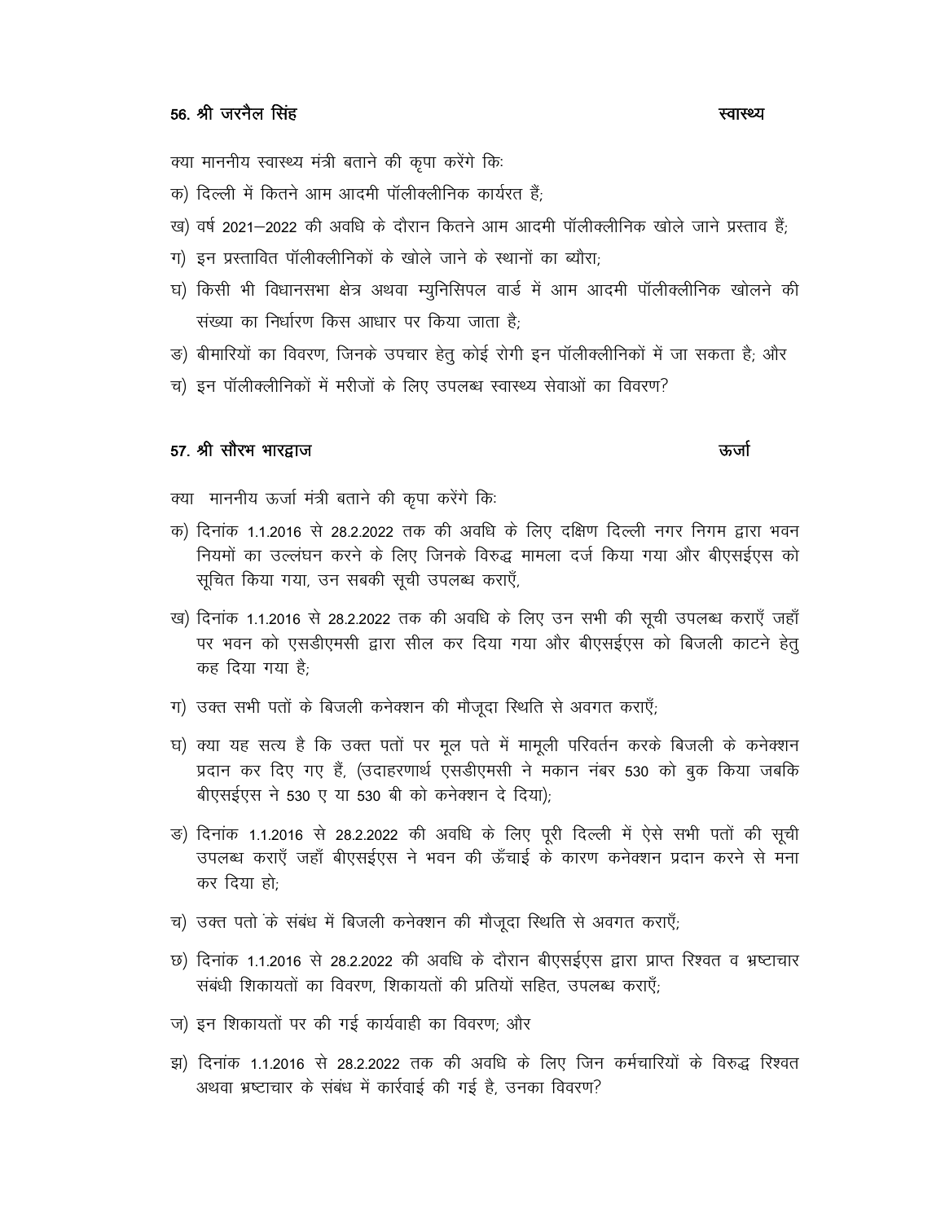**56. श्री जरनैल सिंह** **स्वास्थ्य**

क्या माननीय स्वास्थ्य मंत्री बताने की कृपा करेंगे किः

क) दिल्ली में कितने आम आदमी पॉलीक्लीनिक कार्यरत हैं;

ख) वर्ष 2021–2022 की अवधि के दौरान कितने आम आदमी पॉलीक्लीनिक खोले जाने प्रस्ताव हैं;

ग) इन प्रस्तावित पॉलीक्लीनिकों के खोले जाने के स्थानों का ब्यौरा;

घ) किसी भी विधानसभा क्षेत्र अथवा म्युनिसिपल वार्ड में आम आदमी पॉलीक्लीनिक खोलने की संख्या का निर्धारण किस आधार पर किया जाता है;

ङ) बीमारियों का विवरण, जिनके उपचार हेतु कोई रोगी इन पॉलीक्लीनिकों में जा सकता है; और

च) इन पॉलीक्लीनिकों में मरीजों के लिए उपलब्ध स्वास्थ्य सेवाओं का विवरण?

**57. श्री सौरभ भारद्वाज** **ऊर्जा**

क्या माननीय ऊर्जा मंत्री बताने की कृपा करेंगे किः

क) दिनांक 1.1.2016 से 28.2.2022 तक की अवधि के लिए दक्षिण दिल्ली नगर निगम द्वारा भवन नियमों का उल्लंघन करने के लिए जिनके विरुद्ध मामला दर्ज किया गया और बीएसईएस को सूचित किया गया, उन सबकी सूची उपलब्ध कराएँ,

ख) दिनांक 1.1.2016 से 28.2.2022 तक की अवधि के लिए उन सभी की सूची उपलब्ध कराएँ जहाँ पर भवन को एसडीएमसी द्वारा सील कर दिया गया और बीएसईएस को बिजली काटने हेतु कह दिया गया है;

ग) उक्त सभी पतों के बिजली कनेक्शन की मौजूदा स्थिति से अवगत कराएँ;

घ) क्या यह सत्य है कि उक्त पतों पर मूल पते में मामूली परिवर्तन करके बिजली के कनेक्शन प्रदान कर दिए गए हैं, (उदाहरणार्थ एसडीएमसी ने मकान नंबर 530 को बुक किया जबकि बीएसईएस ने 530 ए या 530 बी को कनेक्शन दे दिया);

ङ) दिनांक 1.1.2016 से 28.2.2022 की अवधि के लिए पूरी दिल्ली में ऐसे सभी पतों की सूची उपलब्ध कराएँ जहाँ बीएसईएस ने भवन की ऊँचाई के कारण कनेक्शन प्रदान करने से मना कर दिया हो;

च) उक्त पतो ंके संबंध में बिजली कनेक्शन की मौजूदा स्थिति से अवगत कराएँ;

छ) दिनांक 1.1.2016 से 28.2.2022 की अवधि के दौरान बीएसईएस द्वारा प्राप्त रिश्वत व भ्रष्टाचार संबंधी शिकायतों का विवरण, शिकायतों की प्रतियों सहित, उपलब्ध कराएँ;

ज) इन शिकायतों पर की गई कार्यवाही का विवरण; और

झ) दिनांक 1.1.2016 से 28.2.2022 तक की अवधि के लिए जिन कर्मचारियों के विरुद्ध रिश्वत अथवा भ्रष्टाचार के संबंध में कार्रवाई की गई है, उनका विवरण?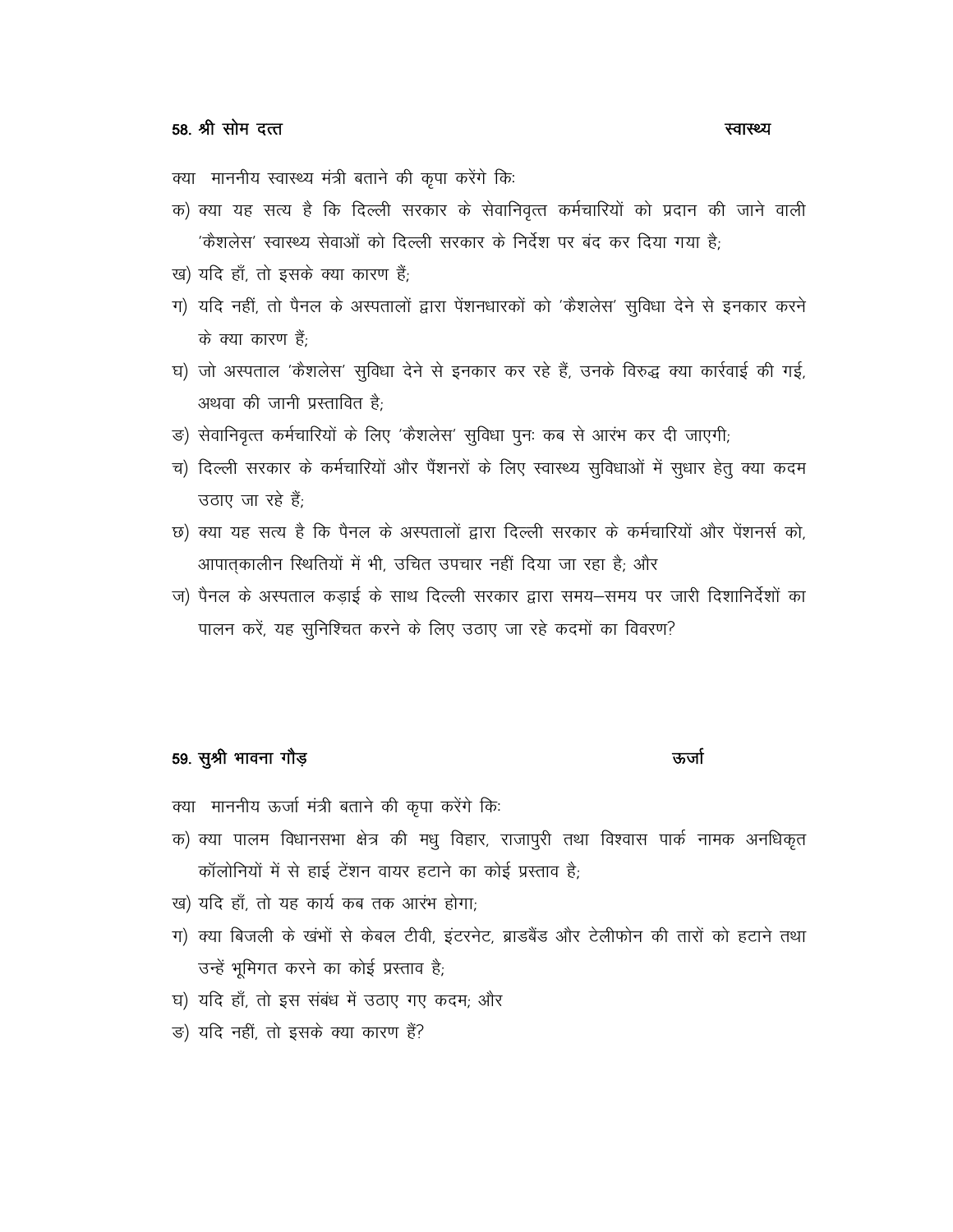**58. श्री सोम दत्त** **स्वास्थ्य**

क्या माननीय स्वास्थ्य मंत्री बताने की कृपा करेंगे कि:

क) क्या यह सत्य है कि दिल्ली सरकार के सेवानिवृत्त कर्मचारियों को प्रदान की जाने वाली 'कैशलेस' स्वास्थ्य सेवाओं को दिल्ली सरकार के निर्देश पर बंद कर दिया गया है;

ख) यदि हाँ, तो इसके क्या कारण हैं;

ग) यदि नहीं, तो पैनल के अस्पतालों द्वारा पेंशनधारकों को 'कैशलेस' सुविधा देने से इनकार करने के क्या कारण हैं;

घ) जो अस्पताल 'कैशलेस' सुविधा देने से इनकार कर रहे हैं, उनके विरुद्ध क्या कार्रवाई की गई, अथवा की जानी प्रस्तावित है;

ङ) सेवानिवृत्त कर्मचारियों के लिए 'कैशलेस' सुविधा पुनः कब से आरंभ कर दी जाएगी;

च) दिल्ली सरकार के कर्मचारियों और पैंशनरों के लिए स्वास्थ्य सुविधाओं में सुधार हेतु क्या कदम उठाए जा रहे हैं;

छ) क्या यह सत्य है कि पैनल के अस्पतालों द्वारा दिल्ली सरकार के कर्मचारियों और पेंशनर्स को, आपात्कालीन स्थितियों में भी, उचित उपचार नहीं दिया जा रहा है; और

ज) पैनल के अस्पताल कड़ाई के साथ दिल्ली सरकार द्वारा समय–समय पर जारी दिशानिर्देशों का पालन करें, यह सुनिश्चित करने के लिए उठाए जा रहे कदमों का विवरण?

**59. सुश्री भावना गौड़** **ऊर्जा**

क्या माननीय ऊर्जा मंत्री बताने की कृपा करेंगे कि:

क) क्या पालम विधानसभा क्षेत्र की मधु विहार, राजापुरी तथा विश्वास पार्क नामक अनधिकृत कॉलोनियों में से हाई टेंशन वायर हटाने का कोई प्रस्ताव है;

ख) यदि हाँ, तो यह कार्य कब तक आरंभ होगा;

ग) क्या बिजली के खंभों से केबल टीवी, इंटरनेट, ब्राडबैंड और टेलीफोन की तारों को हटाने तथा उन्हें भूमिगत करने का कोई प्रस्ताव है;

घ) यदि हाँ, तो इस संबंध में उठाए गए कदम; और

ङ) यदि नहीं, तो इसके क्या कारण हैं?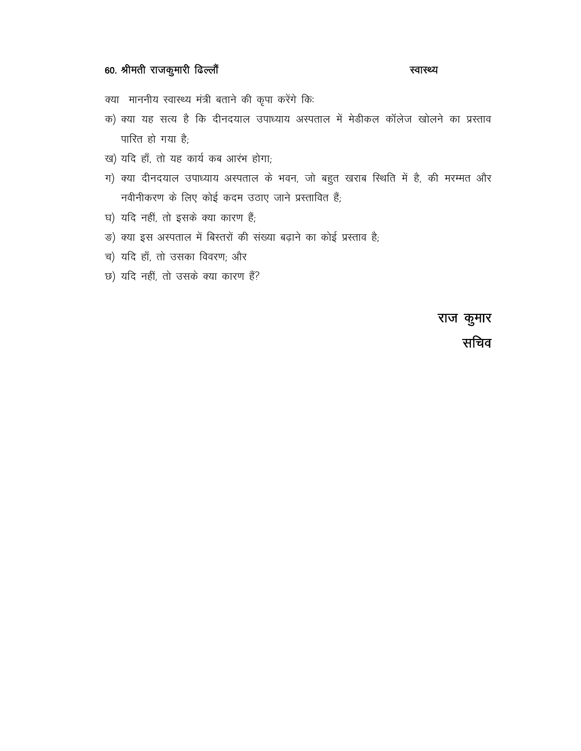**60. श्रीमती राजकुमारी ढिल्लौं** **स्वास्थ्य**

क्या माननीय स्वास्थ्य मंत्री बताने की कृपा करेंगे कि:

क) क्या यह सत्य है कि दीनदयाल उपाध्याय अस्पताल में मेडीकल कॉलेज खोलने का प्रस्ताव पारित हो गया है;

ख) यदि हाँ, तो यह कार्य कब आरंभ होगा;

ग) क्या दीनदयाल उपाध्याय अस्पताल के भवन, जो बहुत खराब स्थिति में है, की मरम्मत और नवीनीकरण के लिए कोई कदम उठाए जाने प्रस्तावित हैं;

घ) यदि नहीं, तो इसके क्या कारण हैं;

ङ) क्या इस अस्पताल में बिस्तरों की संख्या बढ़ाने का कोई प्रस्ताव है;

च) यदि हाँ, तो उसका विवरण; और

छ) यदि नहीं, तो उसके क्या कारण हैं?

**राज कुमार**

**सचिव**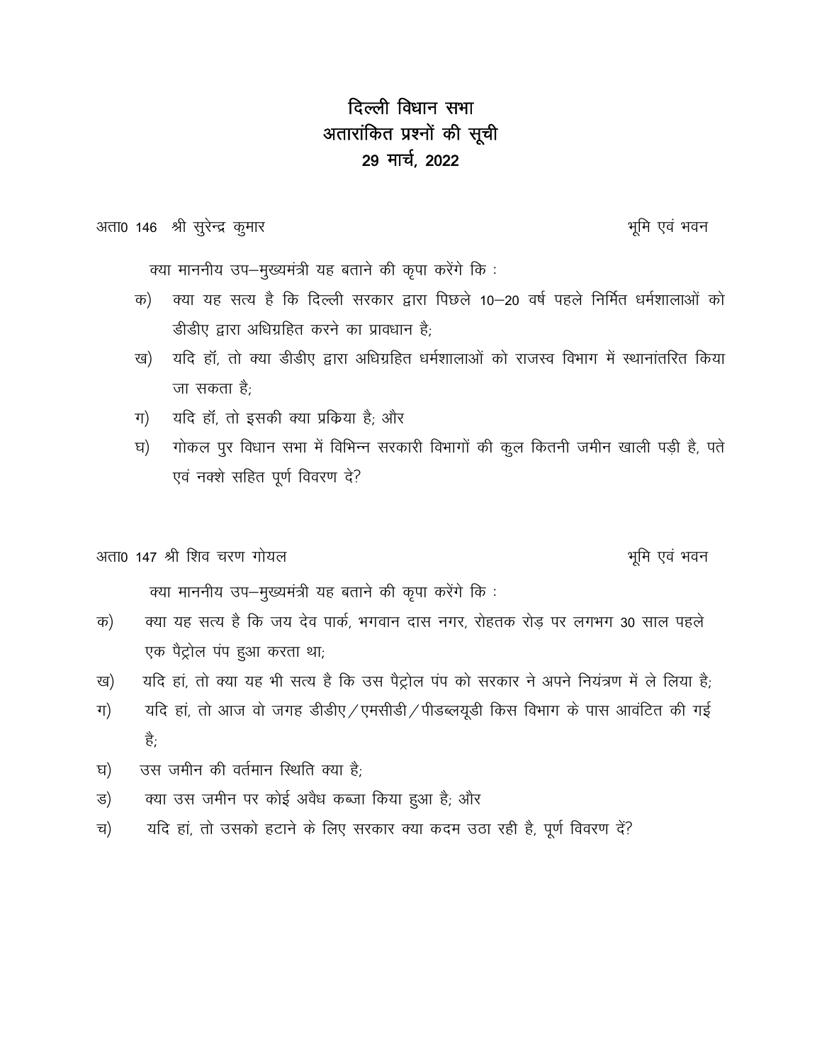# दिल्ली विधान सभा
## अतारांकित प्रश्नों की सूची
## 29 मार्च, 2022

अता0 146 श्री सुरेन्द्र कुमार — भूमि एवं भवन

क्या माननीय उप–मुख्यमंत्री यह बताने की कृपा करेंगे कि :

क) क्या यह सत्य है कि दिल्ली सरकार द्वारा पिछले 10–20 वर्ष पहले निर्मित धर्मशालाओं को डीडीए द्वारा अधिग्रहित करने का प्रावधान है;

ख) यदि हॉ, तो क्या डीडीए द्वारा अधिग्रहित धर्मशालाओं को राजस्व विभाग में स्थानांतरित किया जा सकता है;

ग) यदि हॉ, तो इसकी क्या प्रकिया है; और

घ) गोकल पुर विधान सभा में विभिन्न सरकारी विभागों की कुल कितनी जमीन खाली पड़ी है, पते एवं नक्शे सहित पूर्ण विवरण दे?

अता0 147 श्री शिव चरण गोयल — भूमि एवं भवन

क्या माननीय उप–मुख्यमंत्री यह बताने की कृपा करेंगे कि :

क) क्या यह सत्य है कि जय देव पार्क, भगवान दास नगर, रोहतक रोड़ पर लगभग 30 साल पहले एक पैट्रोल पंप हुआ करता था;

ख) यदि हां, तो क्या यह भी सत्य है कि उस पैट्रोल पंप को सरकार ने अपने नियंत्रण में ले लिया है;

ग) यदि हां, तो आज वो जगह डीडीए/एमसीडी/पीडब्लयूडी किस विभाग के पास आवंटित की गई है;

घ) उस जमीन की वर्तमान स्थिति क्या है;

ड) क्या उस जमीन पर कोई अवैध कब्जा किया हुआ है; और

च) यदि हां, तो उसको हटाने के लिए सरकार क्या कदम उठा रही है, पूर्ण विवरण दें?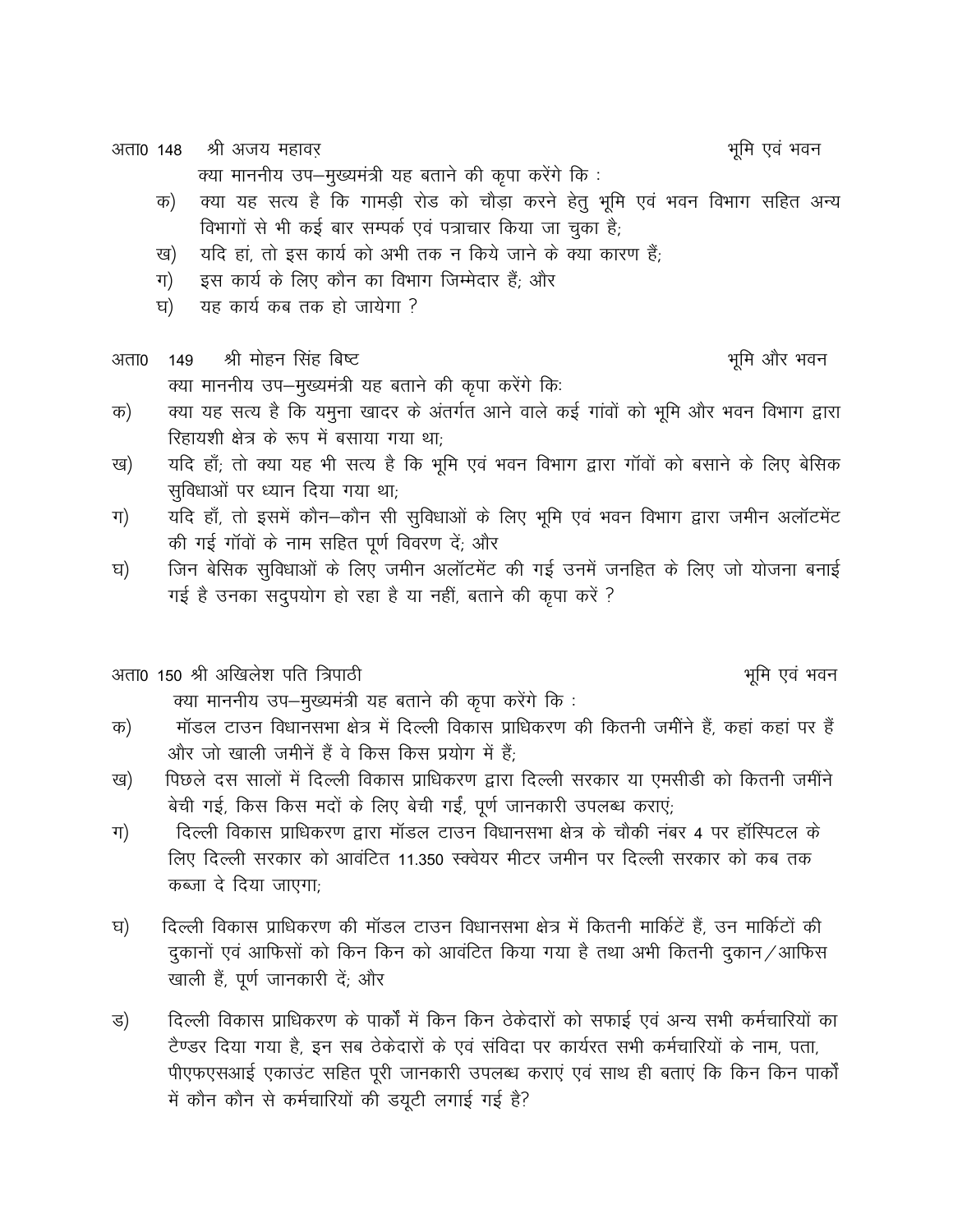अता0 148 श्री अजय महावर् भूमि एवं भवन

क्या माननीय उप–मुख्यमंत्री यह बताने की कृपा करेंगे कि :

क) क्या यह सत्य है कि गामड़ी रोड को चौड़ा करने हेतु भूमि एवं भवन विभाग सहित अन्य विभागों से भी कई बार सम्पर्क एवं पत्राचार किया जा चुका है;

ख) यदि हां, तो इस कार्य को अभी तक न किये जाने के क्या कारण हैं;

ग) इस कार्य के लिए कौन का विभाग जिम्मेदार हैं; और

घ) यह कार्य कब तक हो जायेगा ?

अता0 149 श्री मोहन सिंह बिष्ट भूमि और भवन

क्या माननीय उप–मुख्यमंत्री यह बताने की कृपा करेंगे किः

क) क्या यह सत्य है कि यमुना खादर के अंतर्गत आने वाले कई गांवों को भूमि और भवन विभाग द्वारा रिहायशी क्षेत्र के रूप में बसाया गया था;

ख) यदि हाँ; तो क्या यह भी सत्य है कि भूमि एवं भवन विभाग द्वारा गॉवों को बसाने के लिए बेसिक सुविधाओं पर ध्यान दिया गया था;

ग) यदि हाँ, तो इसमें कौन–कौन सी सुविधाओं के लिए भूमि एवं भवन विभाग द्वारा जमीन अलॉटमेंट की गई गॉवों के नाम सहित पूर्ण विवरण दें; और

घ) जिन बेसिक सुविधाओं के लिए जमीन अलॉटमेंट की गई उनमें जनहित के लिए जो योजना बनाई गई है उनका सदुपयोग हो रहा है या नहीं, बताने की कृपा करें ?

अता0 150 श्री अखिलेश पति त्रिपाठी भूमि एवं भवन

क्या माननीय उप–मुख्यमंत्री यह बताने की कृपा करेंगे कि :

क) मॉडल टाउन विधानसभा क्षेत्र में दिल्ली विकास प्राधिकरण की कितनी जमींने हैं, कहां कहां पर हैं और जो खाली जमीनें हैं वे किस किस प्रयोग में हैं;

ख) पिछले दस सालों में दिल्ली विकास प्राधिकरण द्वारा दिल्ली सरकार या एमसीडी को कितनी जमींने बेची गई, किस किस मदों के लिए बेची गईं, पूर्ण जानकारी उपलब्ध कराएं;

ग) दिल्ली विकास प्राधिकरण द्वारा मॉडल टाउन विधानसभा क्षेत्र के चौकी नंबर 4 पर हॉस्पिटल के लिए दिल्ली सरकार को आवंटित 11.350 स्क्वेयर मीटर जमीन पर दिल्ली सरकार को कब तक कब्जा दे दिया जाएगा;

घ) दिल्ली विकास प्राधिकरण की मॉडल टाउन विधानसभा क्षेत्र में कितनी मार्किटें हैं, उन मार्किटों की दुकानों एवं आफिसों को किन किन को आवंटित किया गया है तथा अभी कितनी दुकान/आफिस खाली हैं, पूर्ण जानकारी दें; और

ड) दिल्ली विकास प्राधिकरण के पार्कों में किन किन ठेकेदारों को सफाई एवं अन्य सभी कर्मचारियों का टैण्डर दिया गया है, इन सब ठेकेदारों के एवं संविदा पर कार्यरत सभी कर्मचारियों के नाम, पता, पीएफएसआई एकाउंट सहित पूरी जानकारी उपलब्ध कराएं एवं साथ ही बताएं कि किन किन पार्कों में कौन कौन से कर्मचारियों की डयूटी लगाई गई है?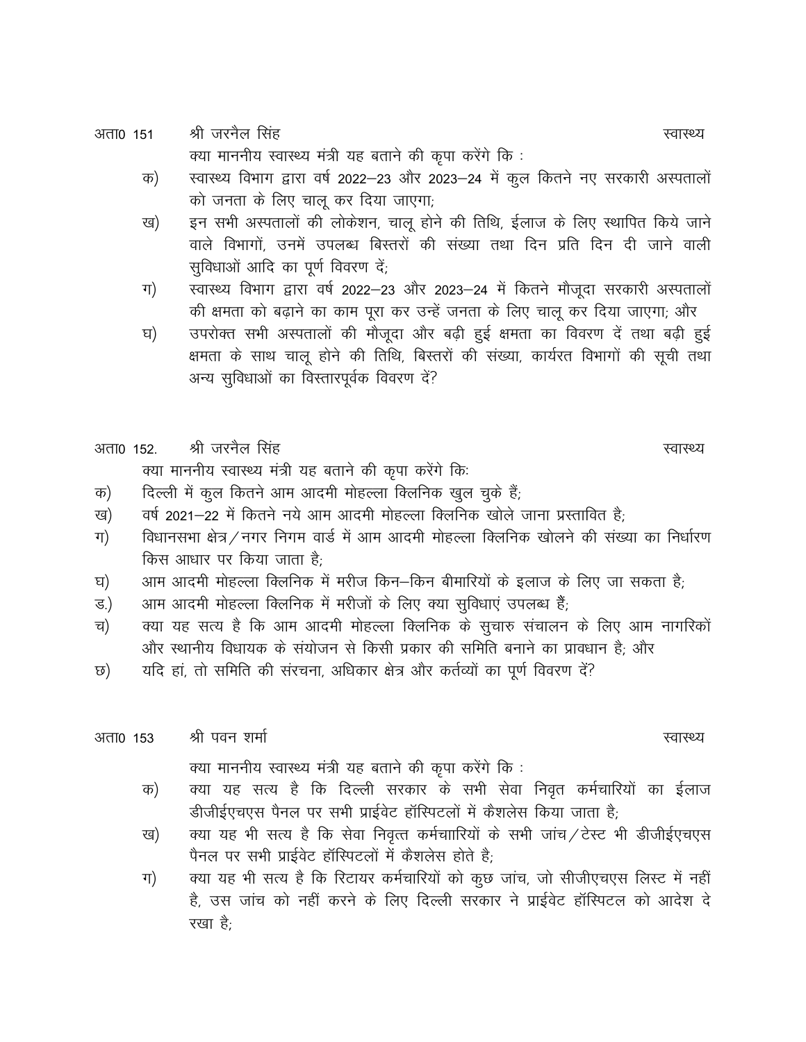अता0 151 श्री जरनैल सिंह स्वास्थ्य

क्या माननीय स्वास्थ्य मंत्री यह बताने की कृपा करेंगे कि :

क) स्वास्थ्य विभाग द्वारा वर्ष 2022–23 और 2023–24 में कुल कितने नए सरकारी अस्पतालों को जनता के लिए चालू कर दिया जाएगा;

ख) इन सभी अस्पतालों की लोकेशन, चालू होने की तिथि, ईलाज के लिए स्थापित किये जाने वाले विभागों, उनमें उपलब्ध बिस्तरों की संख्या तथा दिन प्रति दिन दी जाने वाली सुविधाओं आदि का पूर्ण विवरण दें;

ग) स्वास्थ्य विभाग द्वारा वर्ष 2022–23 और 2023–24 में कितने मौजूदा सरकारी अस्पतालों की क्षमता को बढ़ाने का काम पूरा कर उन्हें जनता के लिए चालू कर दिया जाएगा; और

घ) उपरोक्त सभी अस्पतालों की मौजूदा और बढ़ी हुई क्षमता का विवरण दें तथा बढ़ी हुई क्षमता के साथ चालू होने की तिथि, बिस्तरों की संख्या, कार्यरत विभागों की सूची तथा अन्य सुविधाओं का विस्तारपूर्वक विवरण दें?

अता0 152. श्री जरनैल सिंह स्वास्थ्य

क्या माननीय स्वास्थ्य मंत्री यह बताने की कृपा करेंगे किः

क) दिल्ली में कुल कितने आम आदमी मोहल्ला क्लिनिक खुल चुके हैं;

ख) वर्ष 2021–22 में कितने नये आम आदमी मोहल्ला क्लिनिक खोले जाना प्रस्तावित है;

ग) विधानसभा क्षेत्र/नगर निगम वार्ड में आम आदमी मोहल्ला क्लिनिक खोलने की संख्या का निर्धारण किस आधार पर किया जाता है;

घ) आम आदमी मोहल्ला क्लिनिक में मरीज किन–किन बीमारियों के इलाज के लिए जा सकता है;

ड.) आम आदमी मोहल्ला क्लिनिक में मरीजों के लिए क्या सुविधाएं उपलब्ध हैं;

च) क्या यह सत्य है कि आम आदमी मोहल्ला क्लिनिक के सुचारु संचालन के लिए आम नागरिकों और स्थानीय विधायक के संयोजन से किसी प्रकार की समिति बनाने का प्रावधान है; और

छ) यदि हां, तो समिति की संरचना, अधिकार क्षेत्र और कर्तव्यों का पूर्ण विवरण दें?

अता0 153 श्री पवन शर्मा स्वास्थ्य

क्या माननीय स्वास्थ्य मंत्री यह बताने की कृपा करेंगे कि :

क) क्या यह सत्य है कि दिल्ली सरकार के सभी सेवा निवृत कर्मचारियों का ईलाज डीजीईएचएस पैनल पर सभी प्राईवेट हॉस्पिटलों में कैशलेस किया जाता है;

ख) क्या यह भी सत्य है कि सेवा निवृत्त कर्मचाारियों के सभी जांच/टेस्ट भी डीजीईएचएस पैनल पर सभी प्राईवेट हॉस्पिटलों में कैशलेस होते है;

ग) क्या यह भी सत्य है कि रिटायर कर्मचारियों को कुछ जांच, जो सीजीएचएस लिस्ट में नहीं है, उस जांच को नहीं करने के लिए दिल्ली सरकार ने प्राईवेट हॉस्पिटल को आदेश दे रखा है;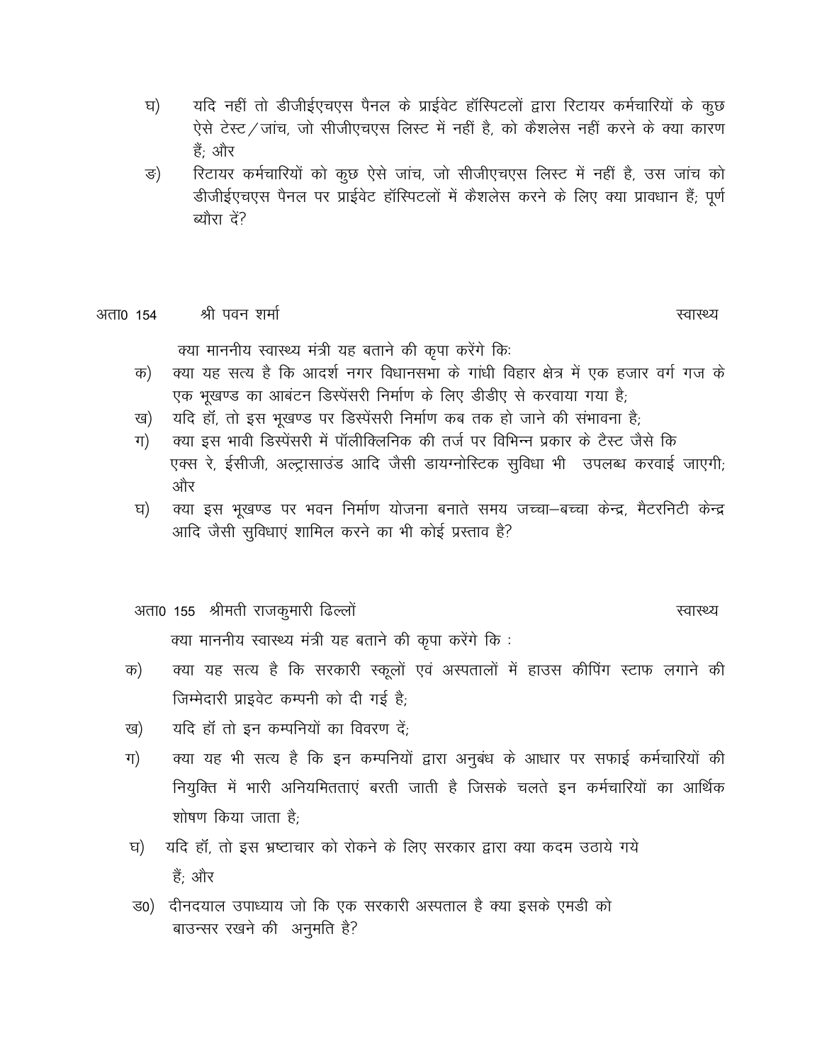घ) यदि नहीं तो डीजीईएचएस पैनल के प्राईवेट हॉस्पिटलों द्वारा रिटायर कर्मचारियों के कुछ ऐसे टेस्ट/जांच, जो सीजीएचएस लिस्ट में नहीं है, को कैशलेस नहीं करने के क्या कारण हैं; और

ङ) रिटायर कर्मचारियों को कुछ ऐसे जांच, जो सीजीएचएस लिस्ट में नहीं है, उस जांच को डीजीईएचएस पैनल पर प्राईवेट हॉस्पिटलों में कैशलेस करने के लिए क्या प्रावधान हैं; पूर्ण ब्यौरा दें?

अता0 154 श्री पवन शर्मा — स्वास्थ्य

क्या माननीय स्वास्थ्य मंत्री यह बताने की कृपा करेंगे कि:

क) क्या यह सत्य है कि आदर्श नगर विधानसभा के गांधी विहार क्षेत्र में एक हजार वर्ग गज के एक भूखण्ड का आबंटन डिस्पेंसरी निर्माण के लिए डीडीए से करवाया गया है;

ख) यदि हॉ, तो इस भूखण्ड पर डिस्पेंसरी निर्माण कब तक हो जाने की संभावना है;

ग) क्या इस भावी डिस्पेंसरी में पॉलीक्लिनिक की तर्ज पर विभिन्न प्रकार के टैस्ट जैसे कि एक्स रे, ईसीजी, अल्ट्रासाउंड आदि जैसी डायग्नोस्टिक सुविधा भी उपलब्ध करवाई जाएगी; और

घ) क्या इस भूखण्ड पर भवन निर्माण योजना बनाते समय जच्चा–बच्चा केन्द्र, मैटरनिटी केन्द्र आदि जैसी सुविधाएं शामिल करने का भी कोई प्रस्ताव है?

अता0 155 श्रीमती राजकुमारी ढिल्लों — स्वास्थ्य

क्या माननीय स्वास्थ्य मंत्री यह बताने की कृपा करेंगे कि :

क) क्या यह सत्य है कि सरकारी स्कूलों एवं अस्पतालों में हाउस कीपिंग स्टाफ लगाने की जिम्मेदारी प्राइवेट कम्पनी को दी गई है;

ख) यदि हॉ तो इन कम्पनियों का विवरण दें;

ग) क्या यह भी सत्य है कि इन कम्पनियों द्वारा अनुबंध के आधार पर सफाई कर्मचारियों की नियुक्ति में भारी अनियमितताएं बरती जाती है जिसके चलते इन कर्मचारियों का आर्थिक शोषण किया जाता है;

घ) यदि हॉ, तो इस भ्रष्टाचार को रोकने के लिए सरकार द्वारा क्या कदम उठाये गये हैं; और

ड0) दीनदयाल उपाध्याय जो कि एक सरकारी अस्पताल है क्या इसके एमडी को बाउन्सर रखने की अनुमति है?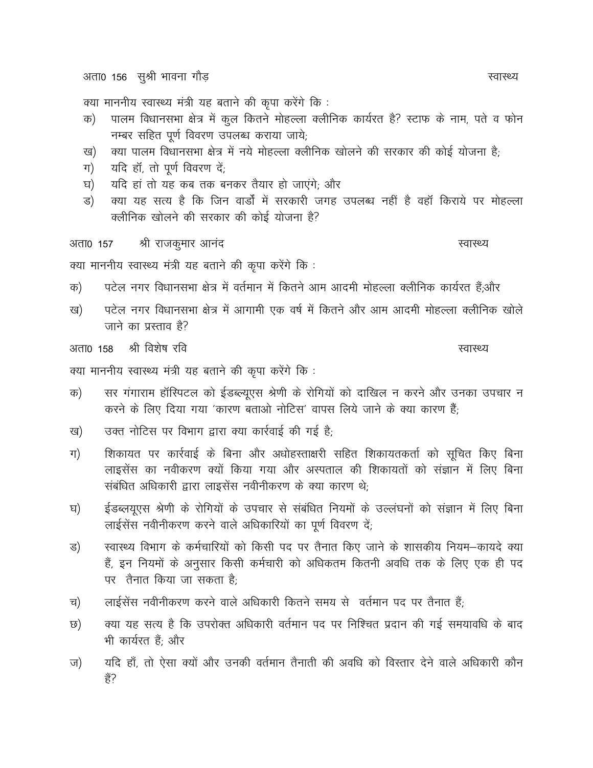अता0 156 सुश्री भावना गौड़ स्वास्थ्य

क्या माननीय स्वास्थ्य मंत्री यह बताने की कृपा करेंगे कि :

क) पालम विधानसभा क्षेत्र में कुल कितने मोहल्ला क्लीनिक कार्यरत है? स्टाफ के नाम, पते व फोन नम्बर सहित पूर्ण विवरण उपलब्ध कराया जाये;

ख) क्या पालम विधानसभा क्षेत्र में नये मोहल्ला क्लीनिक खोलने की सरकार की कोई योजना है;

ग) यदि हॉ, तो पूर्ण विवरण दें;

घ) यदि हां तो यह कब तक बनकर तैयार हो जाएंगे; और

ड) क्या यह सत्य है कि जिन वार्डो में सरकारी जगह उपलब्ध नहीं है वहॉ किराये पर मोहल्ला क्लीनिक खोलने की सरकार की कोई योजना है?

अता0 157 श्री राजकुमार आनंद स्वास्थ्य

क्या माननीय स्वास्थ्य मंत्री यह बताने की कृपा करेंगे कि :

क) पटेल नगर विधानसभा क्षेत्र में वर्तमान में कितने आम आदमी मोहल्ला क्लीनिक कार्यरत हैं;और

ख) पटेल नगर विधानसभा क्षेत्र में आगामी एक वर्ष में कितने और आम आदमी मोहल्ला क्लीनिक खोले जाने का प्रस्ताव है?

अता0 158 श्री विशेष रवि स्वास्थ्य

क्या माननीय स्वास्थ्य मंत्री यह बताने की कृपा करेंगे कि :

क) सर गंगाराम हॉस्पिटल को ईडब्ल्यूएस श्रेणी के रोगियों को दाखिल न करने और उनका उपचार न करने के लिए दिया गया 'कारण बताओ नोटिस' वापस लिये जाने के क्या कारण हैं;

ख) उक्त नोटिस पर विभाग द्वारा क्या कार्रवाई की गई है;

ग) शिकायत पर कार्रवाई के बिना और अधोहस्ताक्षरी सहित शिकायतकर्ता को सूचित किए बिना लाइसेंस का नवीकरण क्यों किया गया और अस्पताल की शिकायतों को संज्ञान में लिए बिना संबंधित अधिकारी द्वारा लाइसेंस नवीनीकरण के क्या कारण थे;

घ) ईडब्लयूएस श्रेणी के रोगियों के उपचार से संबंधित नियमों के उल्लंघनों को संज्ञान में लिए बिना लाईसेंस नवीनीकरण करने वाले अधिकारियों का पूर्ण विवरण दें;

ड) स्वास्थ्य विभाग के कर्मचारियों को किसी पद पर तैनात किए जाने के शासकीय नियम–कायदे क्या हैं, इन नियमों के अनुसार किसी कर्मचारी को अधिकतम कितनी अवधि तक के लिए एक ही पद पर तैनात किया जा सकता है;

च) लाईसेंस नवीनीकरण करने वाले अधिकारी कितने समय से वर्तमान पद पर तैनात हैं;

छ) क्या यह सत्य है कि उपरोक्त अधिकारी वर्तमान पद पर निश्चित प्रदान की गई समयावधि के बाद भी कार्यरत हैं; और

ज) यदि हॉं, तो ऐसा क्यों और उनकी वर्तमान तैनाती की अवधि को विस्तार देने वाले अधिकारी कौन हैं?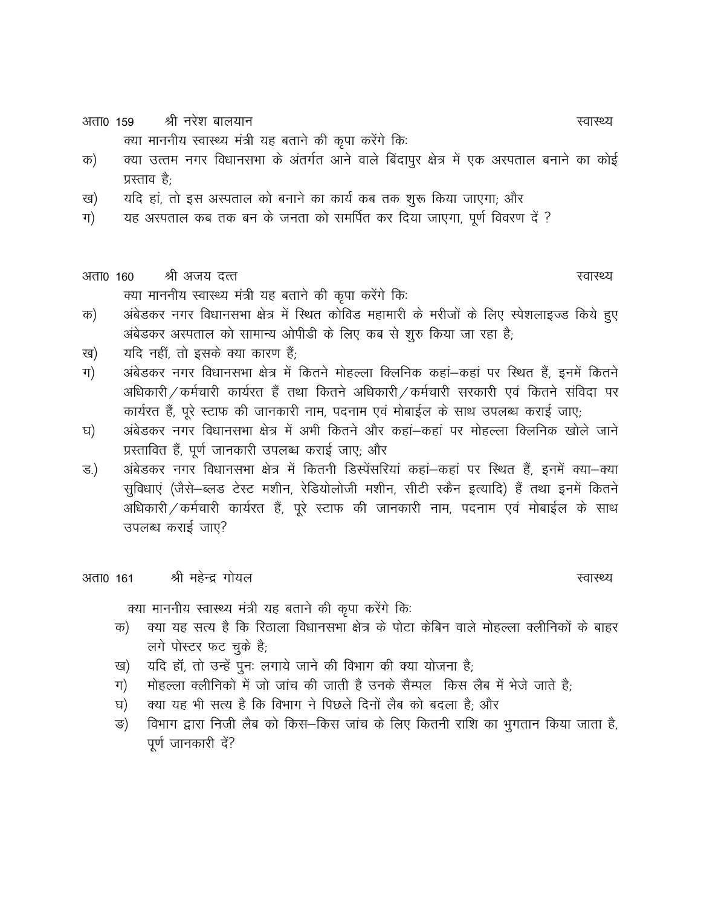अता0 159 श्री नरेश बालयान स्वास्थ्य

क्या माननीय स्वास्थ्य मंत्री यह बताने की कृपा करेंगे कि:

क) क्या उत्तम नगर विधानसभा के अंतर्गत आने वाले बिंदापुर क्षेत्र में एक अस्पताल बनाने का कोई प्रस्ताव है;

ख) यदि हां, तो इस अस्पताल को बनाने का कार्य कब तक शुरू किया जाएगा; और

ग) यह अस्पताल कब तक बन के जनता को समर्पित कर दिया जाएगा, पूर्ण विवरण दें ?

अता0 160 श्री अजय दत्त स्वास्थ्य

क्या माननीय स्वास्थ्य मंत्री यह बताने की कृपा करेंगे कि:

क) अंबेडकर नगर विधानसभा क्षेत्र में स्थित कोविड महामारी के मरीजों के लिए स्पेशलाइज्ड किये हुए अंबेडकर अस्पताल को सामान्य ओपीडी के लिए कब से शुरु किया जा रहा है;

ख) यदि नहीं, तो इसके क्या कारण हैं;

ग) अंबेडकर नगर विधानसभा क्षेत्र में कितने मोहल्ला क्लिनिक कहां–कहां पर स्थित हैं, इनमें कितने अधिकारी/कर्मचारी कार्यरत हैं तथा कितने अधिकारी/कर्मचारी सरकारी एवं कितने संविदा पर कार्यरत हैं, पूरे स्टाफ की जानकारी नाम, पदनाम एवं मोबाईल के साथ उपलब्ध कराई जाए;

घ) अंबेडकर नगर विधानसभा क्षेत्र में अभी कितने और कहां–कहां पर मोहल्ला क्लिनिक खोले जाने प्रस्तावित हैं, पूर्ण जानकारी उपलब्ध कराई जाए; और

ड.) अंबेडकर नगर विधानसभा क्षेत्र में कितनी डिस्पेंसरियां कहां–कहां पर स्थित हैं, इनमें क्या–क्या सुविधाएं (जैसे–ब्लड टेस्ट मशीन, रेडियोलोजी मशीन, सीटी स्कैन इत्यादि) हैं तथा इनमें कितने अधिकारी/कर्मचारी कार्यरत हैं, पूरे स्टाफ की जानकारी नाम, पदनाम एवं मोबाईल के साथ उपलब्ध कराई जाए?

अता0 161 श्री महेन्द्र गोयल स्वास्थ्य

क्या माननीय स्वास्थ्य मंत्री यह बताने की कृपा करेंगे कि:

क) क्या यह सत्य है कि रिठाला विधानसभा क्षेत्र के पोटा केबिन वाले मोहल्ला क्लीनिकों के बाहर लगे पोस्टर फट चुके है;

ख) यदि हॉ, तो उन्हें पुनः लगाये जाने की विभाग की क्या योजना है;

ग) मोहल्ला क्लीनिको में जो जांच की जाती है उनके सैम्पल किस लैब में भेजे जाते है;

घ) क्या यह भी सत्य है कि विभाग ने पिछले दिनों लैब को बदला है; और

ङ) विभाग द्वारा निजी लैब को किस–किस जांच के लिए कितनी राशि का भुगतान किया जाता है, पूर्ण जानकारी दें?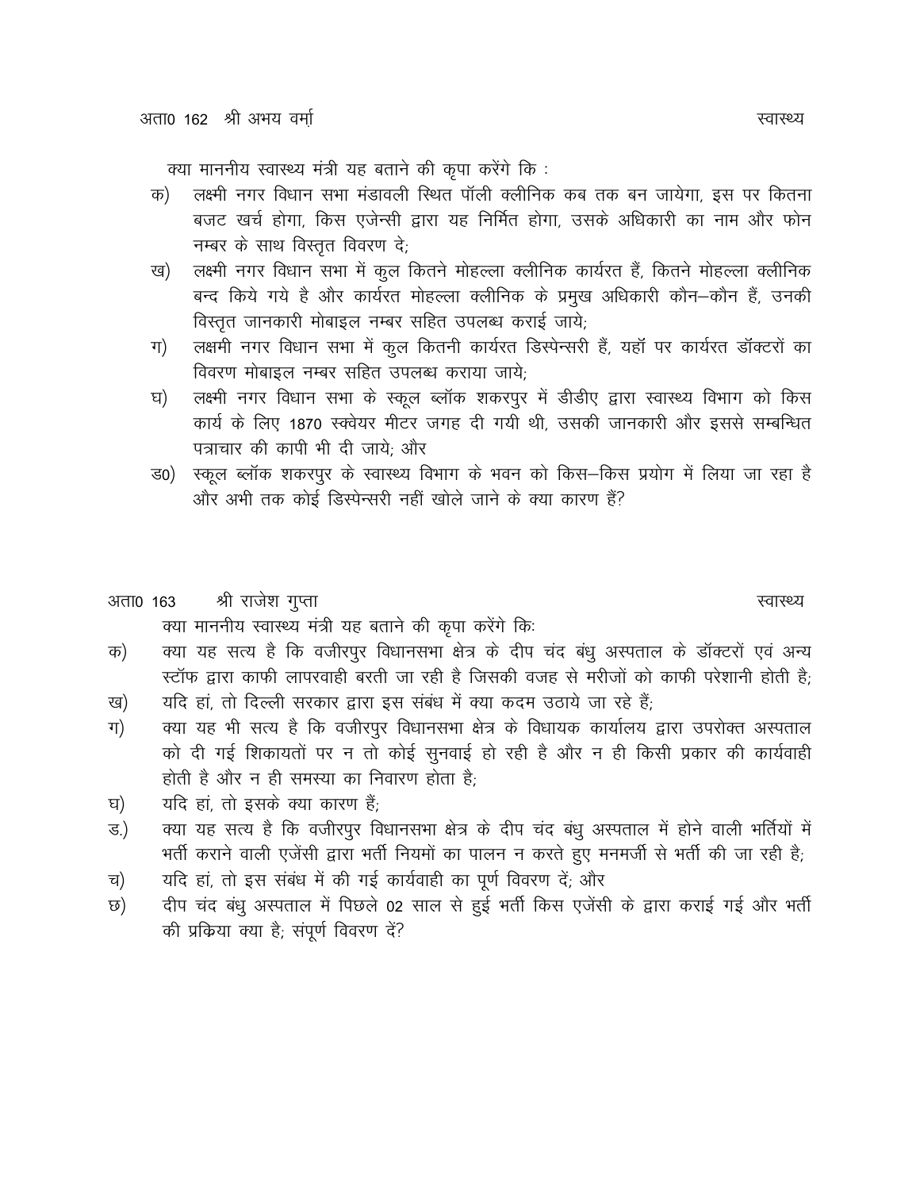अता0 162 श्री अभय वर्मा स्वास्थ्य

क्या माननीय स्वास्थ्य मंत्री यह बताने की कृपा करेंगे कि :

क) लक्ष्मी नगर विधान सभा मंडावली स्थित पॉली क्लीनिक कब तक बन जायेगा, इस पर कितना बजट खर्च होगा, किस एजेन्सी द्वारा यह निर्मित होगा, उसके अधिकारी का नाम और फोन नम्बर के साथ विस्तृत विवरण दे;

ख) लक्ष्मी नगर विधान सभा में कुल कितने मोहल्ला क्लीनिक कार्यरत हैं, कितने मोहल्ला क्लीनिक बन्द किये गये है और कार्यरत मोहल्ला क्लीनिक के प्रमुख अधिकारी कौन–कौन हैं, उनकी विस्तृत जानकारी मोबाइल नम्बर सहित उपलब्ध कराई जाये;

ग) लक्ष्मी नगर विधान सभा में कुल कितनी कार्यरत डिस्पेन्सरी हैं, यहॉ पर कार्यरत डॉक्टरों का विवरण मोबाइल नम्बर सहित उपलब्ध कराया जाये;

घ) लक्ष्मी नगर विधान सभा के स्कूल ब्लॉक शकरपुर में डीडीए द्वारा स्वास्थ्य विभाग को किस कार्य के लिए 1870 स्क्वेयर मीटर जगह दी गयी थी, उसकी जानकारी और इससे सम्बन्धित पत्राचार की कापी भी दी जाये; और

ड0) स्कूल ब्लॉक शकरपुर के स्वास्थ्य विभाग के भवन को किस–किस प्रयोग में लिया जा रहा है और अभी तक कोई डिस्पेन्सरी नहीं खोले जाने के क्या कारण हैं?

अता0 163 श्री राजेश गुप्ता स्वास्थ्य

क्या माननीय स्वास्थ्य मंत्री यह बताने की कृपा करेंगे किः

क) क्या यह सत्य है कि वजीरपुर विधानसभा क्षेत्र के दीप चंद बंधु अस्पताल के डॉक्टरों एवं अन्य स्टॉफ द्वारा काफी लापरवाही बरती जा रही है जिसकी वजह से मरीजों को काफी परेशानी होती है;

ख) यदि हां, तो दिल्ली सरकार द्वारा इस संबंध में क्या कदम उठाये जा रहे हैं;

ग) क्या यह भी सत्य है कि वजीरपुर विधानसभा क्षेत्र के विधायक कार्यालय द्वारा उपरोक्त अस्पताल को दी गई शिकायतों पर न तो कोई सुनवाई हो रही है और न ही किसी प्रकार की कार्यवाही होती है और न ही समस्या का निवारण होता है;

घ) यदि हां, तो इसके क्या कारण हैं;

ड.) क्या यह सत्य है कि वजीरपुर विधानसभा क्षेत्र के दीप चंद बंधु अस्पताल में होने वाली भर्तियों में भर्ती कराने वाली एजेंसी द्वारा भर्ती नियमों का पालन न करते हुए मनमर्जी से भर्ती की जा रही है;

च) यदि हां, तो इस संबंध में की गई कार्यवाही का पूर्ण विवरण दें; और

छ) दीप चंद बंधु अस्पताल में पिछले 02 साल से हुई भर्ती किस एजेंसी के द्वारा कराई गई और भर्ती की प्रक्रिया क्या है; संपूर्ण विवरण दें?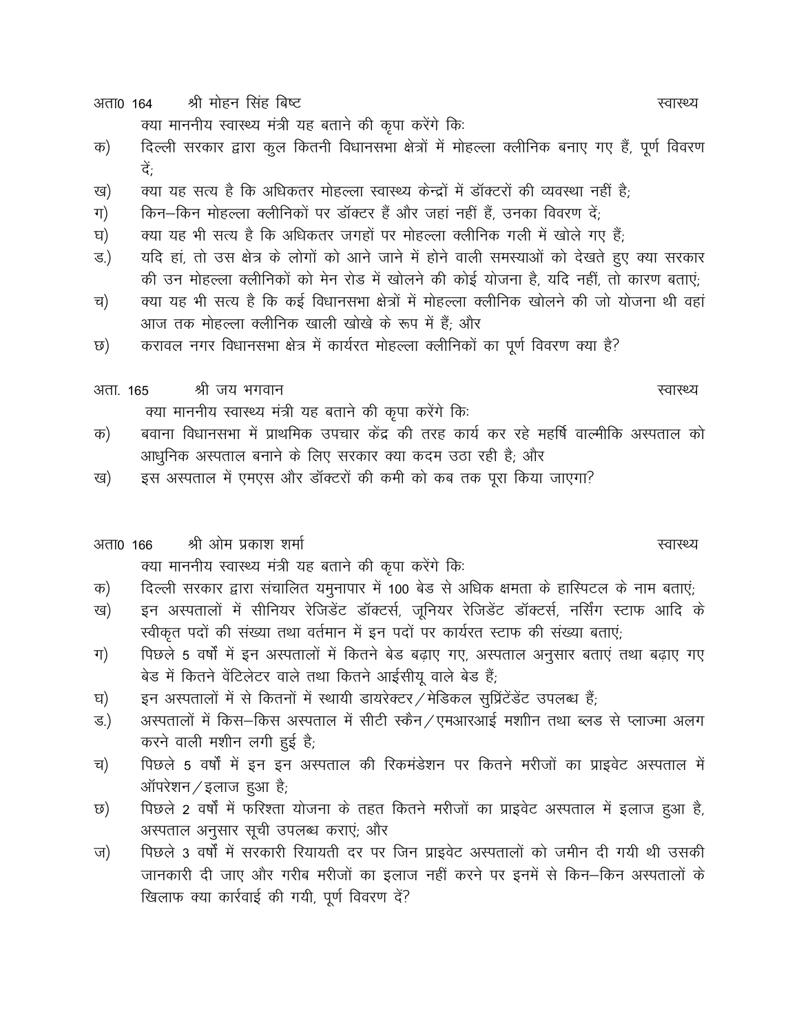अता0 164 श्री मोहन सिंह बिष्ट स्वास्थ्य

क्या माननीय स्वास्थ्य मंत्री यह बताने की कृपा करेंगे किः

क) दिल्ली सरकार द्वारा कुल कितनी विधानसभा क्षेत्रों में मोहल्ला क्लीनिक बनाए गए हैं, पूर्ण विवरण दें;

ख) क्या यह सत्य है कि अधिकतर मोहल्ला स्वास्थ्य केन्द्रों में डॉक्टरों की व्यवस्था नहीं है;

ग) किन–किन मोहल्ला क्लीनिकों पर डॉक्टर हैं और जहां नहीं हैं, उनका विवरण दें;

घ) क्या यह भी सत्य है कि अधिकतर जगहों पर मोहल्ला क्लीनिक गली में खोले गए हैं;

ड.) यदि हां, तो उस क्षेत्र के लोगों को आने जाने में होने वाली समस्याओं को देखते हुए क्या सरकार की उन मोहल्ला क्लीनिकों को मेन रोड में खोलने की कोई योजना है, यदि नहीं, तो कारण बताएं;

च) क्या यह भी सत्य है कि कई विधानसभा क्षेत्रों में मोहल्ला क्लीनिक खोलने की जो योजना थी वहां आज तक मोहल्ला क्लीनिक खाली खोखे के रूप में हैं; और

छ) करावल नगर विधानसभा क्षेत्र में कार्यरत मोहल्ला क्लीनिकों का पूर्ण विवरण क्या है?

अता. 165 श्री जय भगवान स्वास्थ्य

क्या माननीय स्वास्थ्य मंत्री यह बताने की कृपा करेंगे किः

क) बवाना विधानसभा में प्राथमिक उपचार केंद्र की तरह कार्य कर रहे महर्षि वाल्मीकि अस्पताल को आधुनिक अस्पताल बनाने के लिए सरकार क्या कदम उठा रही है; और

ख) इस अस्पताल में एमएस और डॉक्टरों की कमी को कब तक पूरा किया जाएगा?

अता0 166 श्री ओम प्रकाश शर्मा स्वास्थ्य

क्या माननीय स्वास्थ्य मंत्री यह बताने की कृपा करेंगे किः

क) दिल्ली सरकार द्वारा संचालित यमुनापार में 100 बेड से अधिक क्षमता के हास्पिटल के नाम बताएं;

ख) इन अस्पतालों में सीनियर रेजिडेंट डॉक्टर्स, जूनियर रेजिडेंट डॉक्टर्स, नर्सिंग स्टाफ आदि के स्वीकृत पदों की संख्या तथा वर्तमान में इन पदों पर कार्यरत स्टाफ की संख्या बताएं;

ग) पिछले 5 वर्षों में इन अस्पतालों में कितने बेड बढ़ाए गए, अस्पताल अनुसार बताएं तथा बढ़ाए गए बेड में कितने वेंटिलेटर वाले तथा कितने आईसीयू वाले बेड हैं;

घ) इन अस्पतालों में से कितनों में स्थायी डायरेक्टर/मेडिकल सुप्रिंटेंडेंट उपलब्ध हैं;

ड.) अस्पतालों में किस–किस अस्पताल में सीटी स्कैन/एमआरआई मशीन तथा ब्लड से प्लाज्मा अलग करने वाली मशीन लगी हुई है;

च) पिछले 5 वर्षों में इन इन अस्पताल की रिकमंडेशन पर कितने मरीजों का प्राइवेट अस्पताल में ऑपरेशन/इलाज हुआ है;

छ) पिछले 2 वर्षों में फरिश्ता योजना के तहत कितने मरीजों का प्राइवेट अस्पताल में इलाज हुआ है, अस्पताल अनुसार सूची उपलब्ध कराएं; और

ज) पिछले 3 वर्षों में सरकारी रियायती दर पर जिन प्राइवेट अस्पतालों को जमीन दी गयी थी उसकी जानकारी दी जाए और गरीब मरीजों का इलाज नहीं करने पर इनमें से किन–किन अस्पतालों के खिलाफ क्या कार्रवाई की गयी, पूर्ण विवरण दें?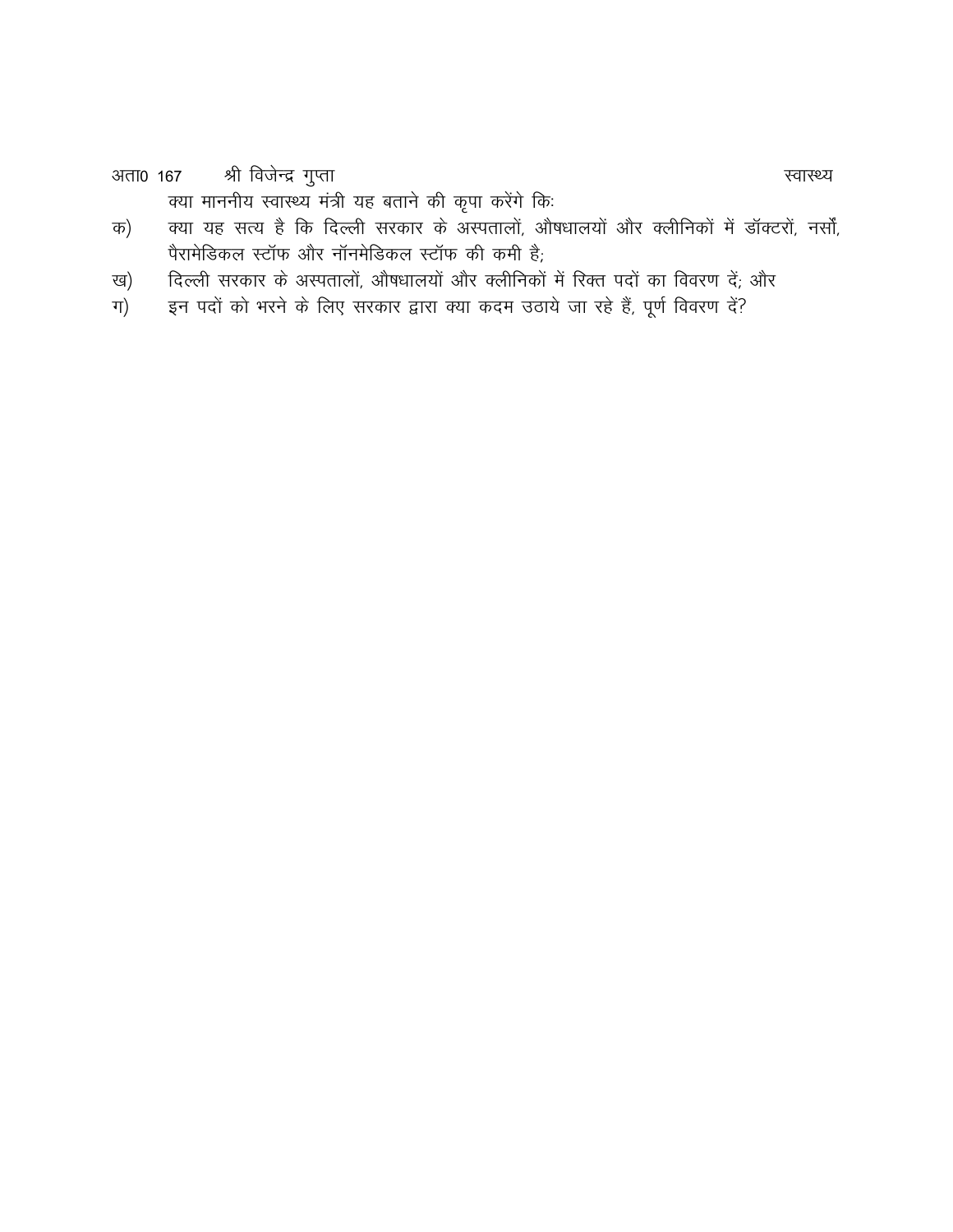अता0 167 श्री विजेन्द्र गुप्ता स्वास्थ्य

क्या माननीय स्वास्थ्य मंत्री यह बताने की कृपा करेंगे किः

क) क्या यह सत्य है कि दिल्ली सरकार के अस्पतालों, औषधालयों और क्लीनिकों में डॉक्टरों, नर्सों, पैरामेडिकल स्टॉफ और नॉनमेडिकल स्टॉफ की कमी है;

ख) दिल्ली सरकार के अस्पतालों, औषधालयों और क्लीनिकों में रिक्त पदों का विवरण दें; और

ग) इन पदों को भरने के लिए सरकार द्वारा क्या कदम उठाये जा रहे हैं, पूर्ण विवरण दें?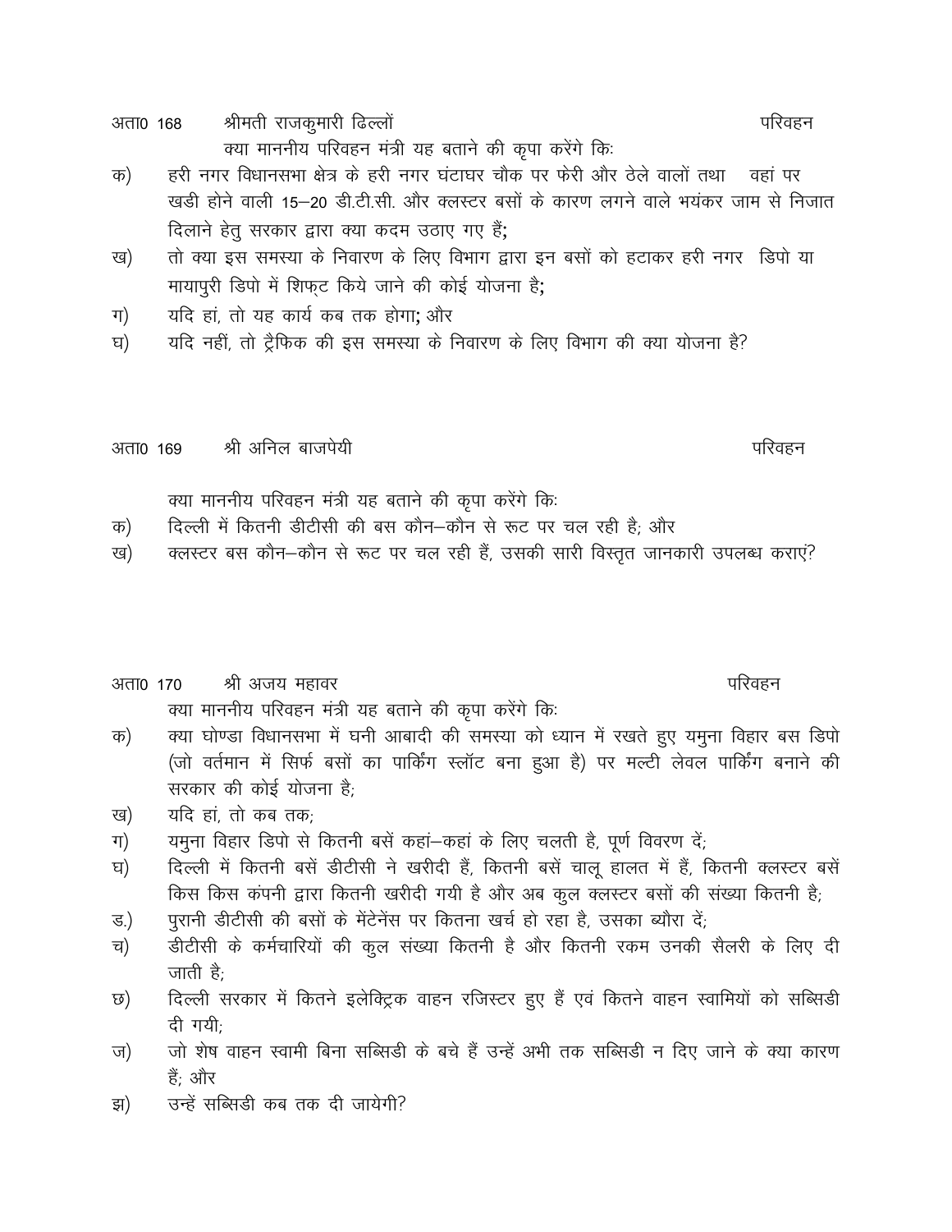अता0 168 श्रीमती राजकुमारी ढिल्लों परिवहन

क्या माननीय परिवहन मंत्री यह बताने की कृपा करेंगे किः

क) हरी नगर विधानसभा क्षेत्र के हरी नगर घंटाघर चौक पर फेरी और ठेले वालों तथा वहां पर खडी होने वाली 15–20 डी.टी.सी. और क्लस्टर बसों के कारण लगने वाले भयंकर जाम से निजात दिलाने हेतु सरकार द्वारा क्या कदम उठाए गए हैं;

ख) तो क्या इस समस्या के निवारण के लिए विभाग द्वारा इन बसों को हटाकर हरी नगर डिपो या मायापुरी डिपो में शिफ्ट किये जाने की कोई योजना है;

ग) यदि हां, तो यह कार्य कब तक होगा; और

घ) यदि नहीं, तो ट्रैफिक की इस समस्या के निवारण के लिए विभाग की क्या योजना है?

अता0 169 श्री अनिल बाजपेयी परिवहन

क्या माननीय परिवहन मंत्री यह बताने की कृपा करेंगे किः

क) दिल्ली में कितनी डीटीसी की बस कौन–कौन से रूट पर चल रही है; और

ख) क्लस्टर बस कौन–कौन से रूट पर चल रही हैं, उसकी सारी विस्तृत जानकारी उपलब्ध कराएं?

अता0 170 श्री अजय महावर परिवहन

क्या माननीय परिवहन मंत्री यह बताने की कृपा करेंगे किः

क) क्या घोण्डा विधानसभा में घनी आबादी की समस्या को ध्यान में रखते हुए यमुना विहार बस डिपो (जो वर्तमान में सिर्फ बसों का पार्किंग स्लॉट बना हुआ है) पर मल्टी लेवल पार्किंग बनाने की सरकार की कोई योजना है;

ख) यदि हां, तो कब तक;

ग) यमुना विहार डिपो से कितनी बसें कहां–कहां के लिए चलती है, पूर्ण विवरण दें;

घ) दिल्ली में कितनी बसें डीटीसी ने खरीदी हैं, कितनी बसें चालू हालत में हैं, कितनी क्लस्टर बसें किस किस कंपनी द्वारा कितनी खरीदी गयी है और अब कुल क्लस्टर बसों की संख्या कितनी है;

ड.) पुरानी डीटीसी की बसों के मेंटेनेंस पर कितना खर्च हो रहा है, उसका ब्यौरा दें;

च) डीटीसी के कर्मचारियों की कुल संख्या कितनी है और कितनी रकम उनकी सैलरी के लिए दी जाती है;

छ) दिल्ली सरकार में कितने इलेक्ट्रिक वाहन रजिस्टर हुए हैं एवं कितने वाहन स्वामियों को सब्सिडी दी गयी;

ज) जो शेष वाहन स्वामी बिना सब्सिडी के बचे हैं उन्हें अभी तक सब्सिडी न दिए जाने के क्या कारण हैं; और

झ) उन्हें सब्सिडी कब तक दी जायेगी?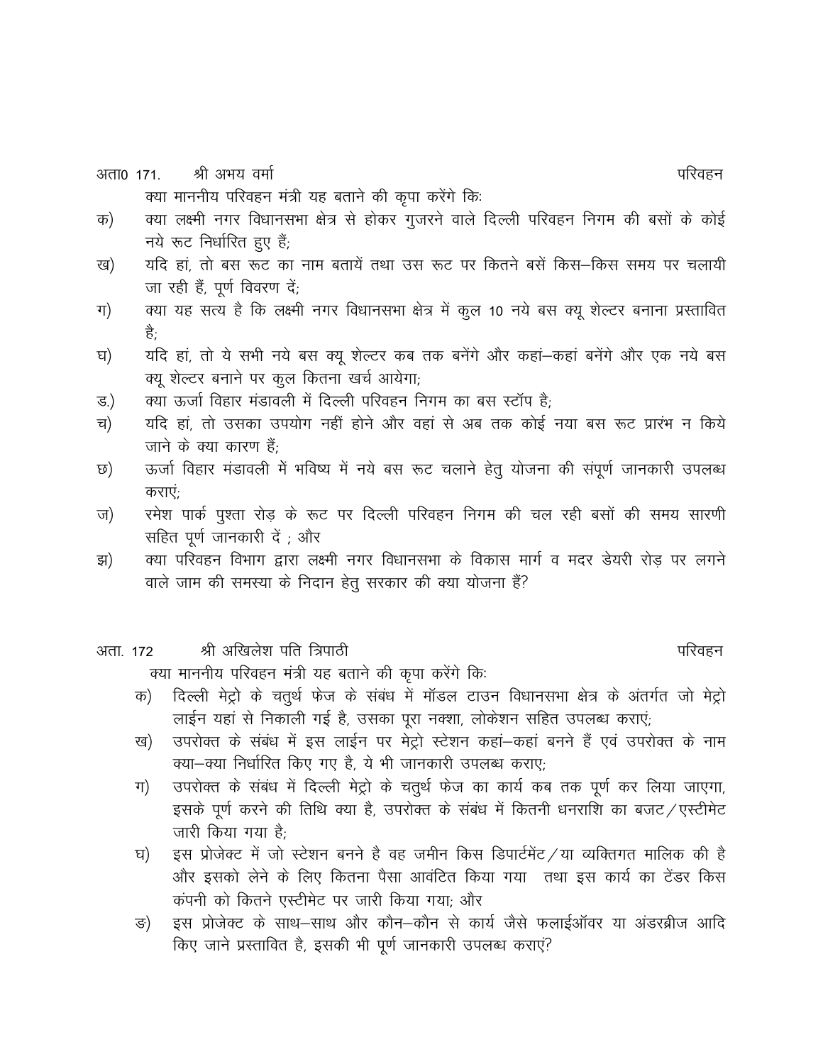अता0 171. श्री अभय वर्मा परिवहन

क्या माननीय परिवहन मंत्री यह बताने की कृपा करेंगे किः

क) क्या लक्ष्मी नगर विधानसभा क्षेत्र से होकर गुजरने वाले दिल्ली परिवहन निगम की बसों के कोई नये रूट निर्धारित हुए हैं;

ख) यदि हां, तो बस रूट का नाम बतायें तथा उस रूट पर कितने बसें किस–किस समय पर चलायी जा रही हैं, पूर्ण विवरण दें;

ग) क्या यह सत्य है कि लक्ष्मी नगर विधानसभा क्षेत्र में कुल 10 नये बस क्यू शेल्टर बनाना प्रस्तावित है;

घ) यदि हां, तो ये सभी नये बस क्यू शेल्टर कब तक बनेंगे और कहां–कहां बनेंगे और एक नये बस क्यू शेल्टर बनाने पर कुल कितना खर्च आयेगा;

ड.) क्या ऊर्जा विहार मंडावली में दिल्ली परिवहन निगम का बस स्टॉप है;

च) यदि हां, तो उसका उपयोग नहीं होने और वहां से अब तक कोई नया बस रूट प्रारंभ न किये जाने के क्या कारण हैं;

छ) ऊर्जा विहार मंडावली में भविष्य में नये बस रूट चलाने हेतु योजना की संपूर्ण जानकारी उपलब्ध कराएं;

ज) रमेश पार्क पुश्ता रोड़ के रूट पर दिल्ली परिवहन निगम की चल रही बसों की समय सारणी सहित पूर्ण जानकारी दें ; और

झ) क्या परिवहन विभाग द्वारा लक्ष्मी नगर विधानसभा के विकास मार्ग व मदर डेयरी रोड़ पर लगने वाले जाम की समस्या के निदान हेतु सरकार की क्या योजना हैं?

अता. 172 श्री अखिलेश पति त्रिपाठी परिवहन

क्या माननीय परिवहन मंत्री यह बताने की कृपा करेंगे किः

क) दिल्ली मेट्रो के चतुर्थ फेज के संबंध में मॉडल टाउन विधानसभा क्षेत्र के अंतर्गत जो मेट्रो लाईन यहां से निकाली गई है, उसका पूरा नक्शा, लोकेशन सहित उपलब्ध कराएं;

ख) उपरोक्त के संबंध में इस लाईन पर मेट्रो स्टेशन कहां–कहां बनने हैं एवं उपरोक्त के नाम क्या–क्या निर्धारित किए गए है, ये भी जानकारी उपलब्ध कराए;

ग) उपरोक्त के संबंध में दिल्ली मेट्रो के चतुर्थ फेज का कार्य कब तक पूर्ण कर लिया जाएगा, इसके पूर्ण करने की तिथि क्या है, उपरोक्त के संबंध में कितनी धनराशि का बजट/एस्टीमेट जारी किया गया है;

घ) इस प्रोजेक्ट में जो स्टेशन बनने है वह जमीन किस डिपार्टमेंट/या व्यक्तिगत मालिक की है और इसको लेने के लिए कितना पैसा आवंटित किया गया तथा इस कार्य का टेंडर किस कंपनी को कितने एस्टीमेट पर जारी किया गया; और

ङ) इस प्रोजेक्ट के साथ–साथ और कौन–कौन से कार्य जैसे फलाईऑवर या अंडरब्रीज आदि किए जाने प्रस्तावित है, इसकी भी पूर्ण जानकारी उपलब्ध कराएं?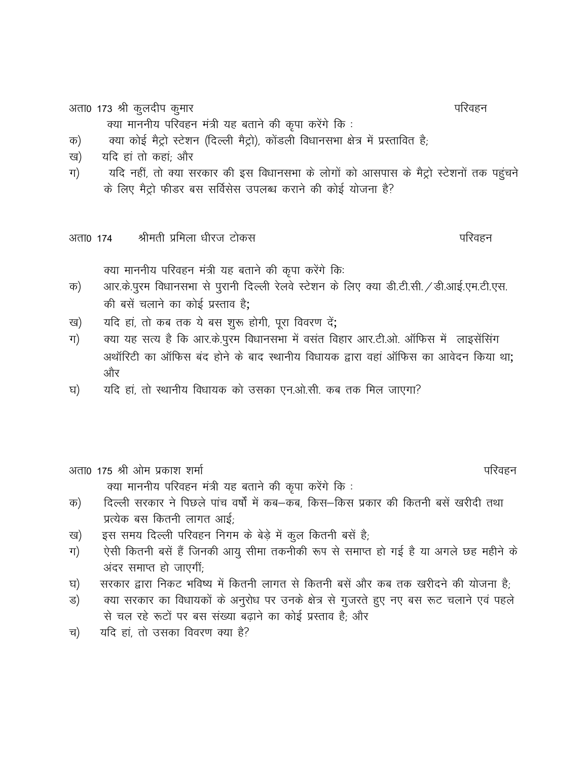अता0 173 श्री कुलदीप कुमार परिवहन

क्या माननीय परिवहन मंत्री यह बताने की कृपा करेंगे कि :

क) क्या कोई मैट्रो स्टेशन (दिल्ली मैट्रो), कोंडली विधानसभा क्षेत्र में प्रस्तावित है;

ख) यदि हां तो कहां; और

ग) यदि नहीं, तो क्या सरकार की इस विधानसभा के लोगों को आसपास के मैट्रो स्टेशनों तक पहुंचने के लिए मैट्रो फीडर बस सर्विसेस उपलब्ध कराने की कोई योजना है?

अता0 174 श्रीमती प्रमिला धीरज टोकस परिवहन

क्या माननीय परिवहन मंत्री यह बताने की कृपा करेंगे किः

क) आर.के.पुरम विधानसभा से पुरानी दिल्ली रेलवे स्टेशन के लिए क्या डी.टी.सी./डी.आई.एम.टी.एस. की बसें चलाने का कोई प्रस्ताव है;

ख) यदि हां, तो कब तक ये बस शुरू होगी, पूरा विवरण दें;

ग) क्या यह सत्य है कि आर.के.पुरम विधानसभा में वसंत विहार आर.टी.ओ. ऑफिस में लाइसेंसिंग अथॉरिटी का ऑफिस बंद होने के बाद स्थानीय विधायक द्वारा वहां ऑफिस का आवेदन किया था; और

घ) यदि हां, तो स्थानीय विधायक को उसका एन.ओ.सी. कब तक मिल जाएगा?

अता0 175 श्री ओम प्रकाश शर्मा परिवहन

क्या माननीय परिवहन मंत्री यह बताने की कृपा करेंगे कि :

क) दिल्ली सरकार ने पिछले पांच वर्षों में कब–कब, किस–किस प्रकार की कितनी बसें खरीदी तथा प्रत्येक बस कितनी लागत आई;

ख) इस समय दिल्ली परिवहन निगम के बेड़े में कुल कितनी बसें है;

ग) ऐसी कितनी बसें हैं जिनकी आयु सीमा तकनीकी रूप से समाप्त हो गई है या अगले छह महीने के अंदर समाप्त हो जाएगीं;

घ) सरकार द्वारा निकट भविष्य में कितनी लागत से कितनी बसें और कब तक खरीदने की योजना है;

ड) क्या सरकार का विधायकों के अनुरोध पर उनके क्षेत्र से गुजरते हुए नए बस रूट चलाने एवं पहले से चल रहे रूटों पर बस संख्या बढ़ाने का कोई प्रस्ताव है; और

च) यदि हां, तो उसका विवरण क्या है?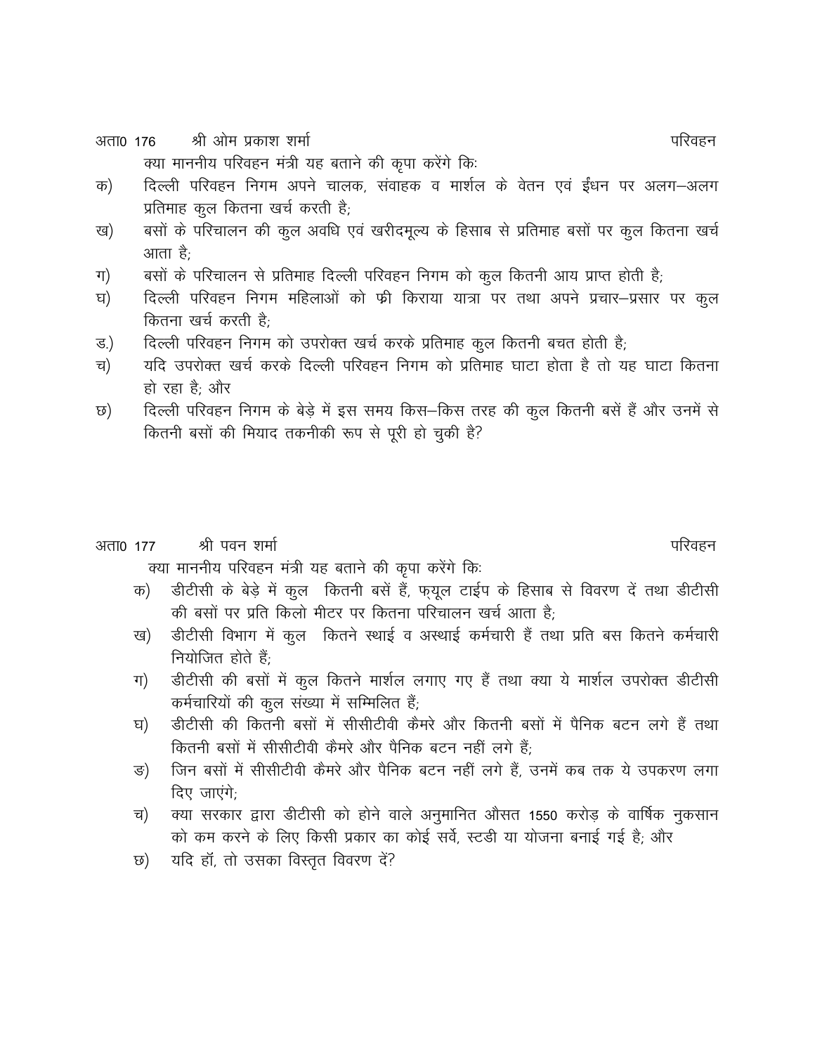अता0 176 श्री ओम प्रकाश शर्मा परिवहन

क्या माननीय परिवहन मंत्री यह बताने की कृपा करेंगे किः

क) दिल्ली परिवहन निगम अपने चालक, संवाहक व मार्शल के वेतन एवं ईंधन पर अलग–अलग प्रतिमाह कुल कितना खर्च करती है;

ख) बसों के परिचालन की कुल अवधि एवं खरीदमूल्य के हिसाब से प्रतिमाह बसों पर कुल कितना खर्च आता है;

ग) बसों के परिचालन से प्रतिमाह दिल्ली परिवहन निगम को कुल कितनी आय प्राप्त होती है;

घ) दिल्ली परिवहन निगम महिलाओं को फ्री किराया यात्रा पर तथा अपने प्रचार–प्रसार पर कुल कितना खर्च करती है;

ड.) दिल्ली परिवहन निगम को उपरोक्त खर्च करके प्रतिमाह कुल कितनी बचत होती है;

च) यदि उपरोक्त खर्च करके दिल्ली परिवहन निगम को प्रतिमाह घाटा होता है तो यह घाटा कितना हो रहा है; और

छ) दिल्ली परिवहन निगम के बेड़े में इस समय किस–किस तरह की कुल कितनी बसें हैं और उनमें से कितनी बसों की मियाद तकनीकी रूप से पूरी हो चुकी है?

अता0 177 श्री पवन शर्मा परिवहन

क्या माननीय परिवहन मंत्री यह बताने की कृपा करेंगे किः

क) डीटीसी के बेड़े में कुल कितनी बसें हैं, फ्यूल टाईप के हिसाब से विवरण दें तथा डीटीसी की बसों पर प्रति किलो मीटर पर कितना परिचालन खर्च आता है;

ख) डीटीसी विभाग में कुल कितने स्थाई व अस्थाई कर्मचारी हैं तथा प्रति बस कितने कर्मचारी नियोजित होते हैं;

ग) डीटीसी की बसों में कुल कितने मार्शल लगाए गए हैं तथा क्या ये मार्शल उपरोक्त डीटीसी कर्मचारियों की कुल संख्या में सम्मिलित हैं;

घ) डीटीसी की कितनी बसों में सीसीटीवी कैमरे और कितनी बसों में पैनिक बटन लगे हैं तथा कितनी बसों में सीसीटीवी कैमरे और पैनिक बटन नहीं लगे हैं;

ङ) जिन बसों में सीसीटीवी कैमरे और पैनिक बटन नहीं लगे हैं, उनमें कब तक ये उपकरण लगा दिए जाएंगे;

च) क्या सरकार द्वारा डीटीसी को होने वाले अनुमानित औसत 1550 करोड़ के वार्षिक नुकसान को कम करने के लिए किसी प्रकार का कोई सर्वे, स्टडी या योजना बनाई गई है; और

छ) यदि हॉ, तो उसका विस्तृत विवरण दें?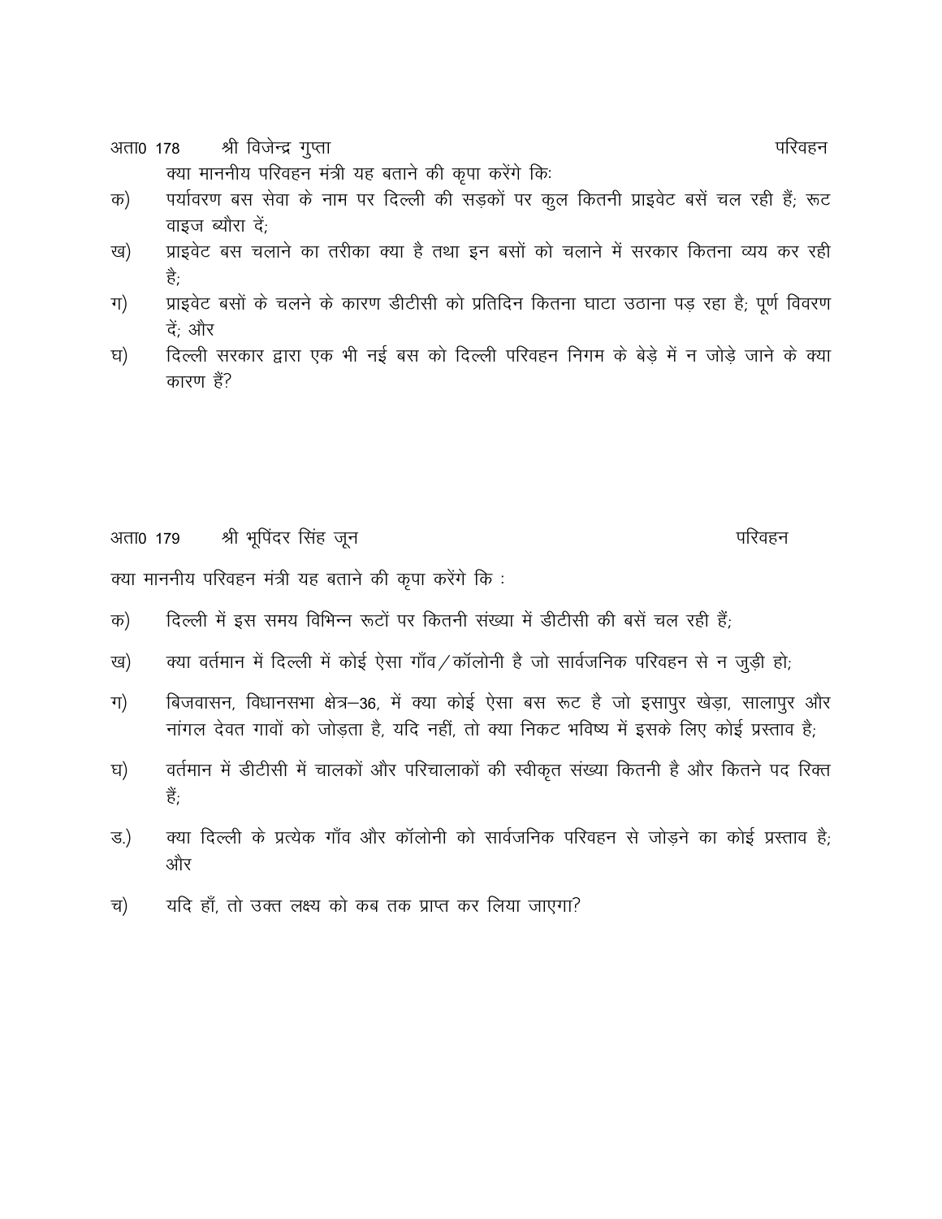अता0 178 श्री विजेन्द्र गुप्ता परिवहन

क्या माननीय परिवहन मंत्री यह बताने की कृपा करेंगे किः

क) पर्यावरण बस सेवा के नाम पर दिल्ली की सड़कों पर कुल कितनी प्राइवेट बसें चल रही हैं; रूट वाइज ब्यौरा दें;

ख) प्राइवेट बस चलाने का तरीका क्या है तथा इन बसों को चलाने में सरकार कितना व्यय कर रही है;

ग) प्राइवेट बसों के चलने के कारण डीटीसी को प्रतिदिन कितना घाटा उठाना पड़ रहा है; पूर्ण विवरण दें; और

घ) दिल्ली सरकार द्वारा एक भी नई बस को दिल्ली परिवहन निगम के बेड़े में न जोड़े जाने के क्या कारण हैं?

अता0 179 श्री भूपिंदर सिंह जून परिवहन

क्या माननीय परिवहन मंत्री यह बताने की कृपा करेंगे कि :

क) दिल्ली में इस समय विभिन्न रूटों पर कितनी संख्या में डीटीसी की बसें चल रही हैं;

ख) क्या वर्तमान में दिल्ली में कोई ऐसा गाँव/कॉलोनी है जो सार्वजनिक परिवहन से न जुड़ी हो;

ग) बिजवासन, विधानसभा क्षेत्र–36, में क्या कोई ऐसा बस रूट है जो इसापुर खेड़ा, सालापुर और नांगल देवत गावों को जोड़ता है, यदि नहीं, तो क्या निकट भविष्य में इसके लिए कोई प्रस्ताव है;

घ) वर्तमान में डीटीसी में चालकों और परिचालाकों की स्वीकृत संख्या कितनी है और कितने पद रिक्त हैं;

ड.) क्या दिल्ली के प्रत्येक गाँव और कॉलोनी को सार्वजनिक परिवहन से जोड़ने का कोई प्रस्ताव है; और

च) यदि हाँ, तो उक्त लक्ष्य को कब तक प्राप्त कर लिया जाएगा?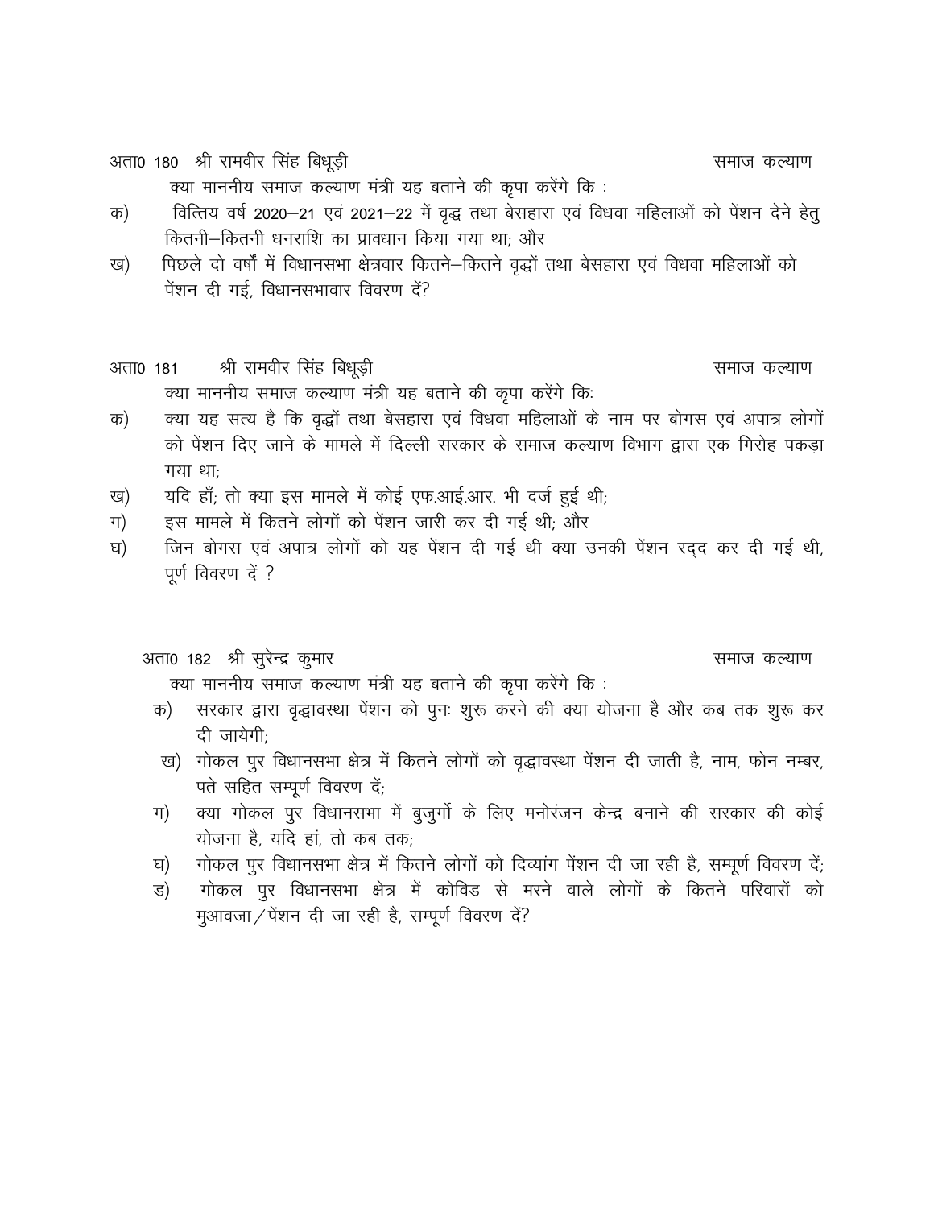अता0 180 श्री रामवीर सिंह बिधूड़ी समाज कल्याण

क्या माननीय समाज कल्याण मंत्री यह बताने की कृपा करेंगे कि :

क) वित्तिय वर्ष 2020–21 एवं 2021–22 में वृद्ध तथा बेसहारा एवं विधवा महिलाओं को पेंशन देने हेतु कितनी–कितनी धनराशि का प्रावधान किया गया था; और

ख) पिछले दो वर्षों में विधानसभा क्षेत्रवार कितने–कितने वृद्धों तथा बेसहारा एवं विधवा महिलाओं को पेंशन दी गई, विधानसभावार विवरण दें?

अता0 181 श्री रामवीर सिंह बिधूड़ी समाज कल्याण

क्या माननीय समाज कल्याण मंत्री यह बताने की कृपा करेंगे कि:

क) क्या यह सत्य है कि वृद्धों तथा बेसहारा एवं विधवा महिलाओं के नाम पर बोगस एवं अपात्र लोगों को पेंशन दिए जाने के मामले में दिल्ली सरकार के समाज कल्याण विभाग द्वारा एक गिरोह पकड़ा गया था;

ख) यदि हाँ; तो क्या इस मामले में कोई एफ.आई.आर. भी दर्ज हुई थी;

ग) इस मामले में कितने लोगों को पेंशन जारी कर दी गई थी; और

घ) जिन बोगस एवं अपात्र लोगों को यह पेंशन दी गई थी क्या उनकी पेंशन रद्द कर दी गई थी, पूर्ण विवरण दें ?

अता0 182 श्री सुरेन्द्र कुमार समाज कल्याण

क्या माननीय समाज कल्याण मंत्री यह बताने की कृपा करेंगे कि :

क) सरकार द्वारा वृद्धावस्था पेंशन को पुनः शुरू करने की क्या योजना है और कब तक शुरू कर दी जायेगी;

ख) गोकल पुर विधानसभा क्षेत्र में कितने लोगों को वृद्धावस्था पेंशन दी जाती है, नाम, फोन नम्बर, पते सहित सम्पूर्ण विवरण दें;

ग) क्या गोकल पुर विधानसभा में बुजुर्गो के लिए मनोरंजन केन्द्र बनाने की सरकार की कोई योजना है, यदि हां, तो कब तक;

घ) गोकल पुर विधानसभा क्षेत्र में कितने लोगों को दिव्यांग पेंशन दी जा रही है, सम्पूर्ण विवरण दें;

ड) गोकल पुर विधानसभा क्षेत्र में कोविड से मरने वाले लोगों के कितने परिवारों को मुआवजा/पेंशन दी जा रही है, सम्पूर्ण विवरण दें?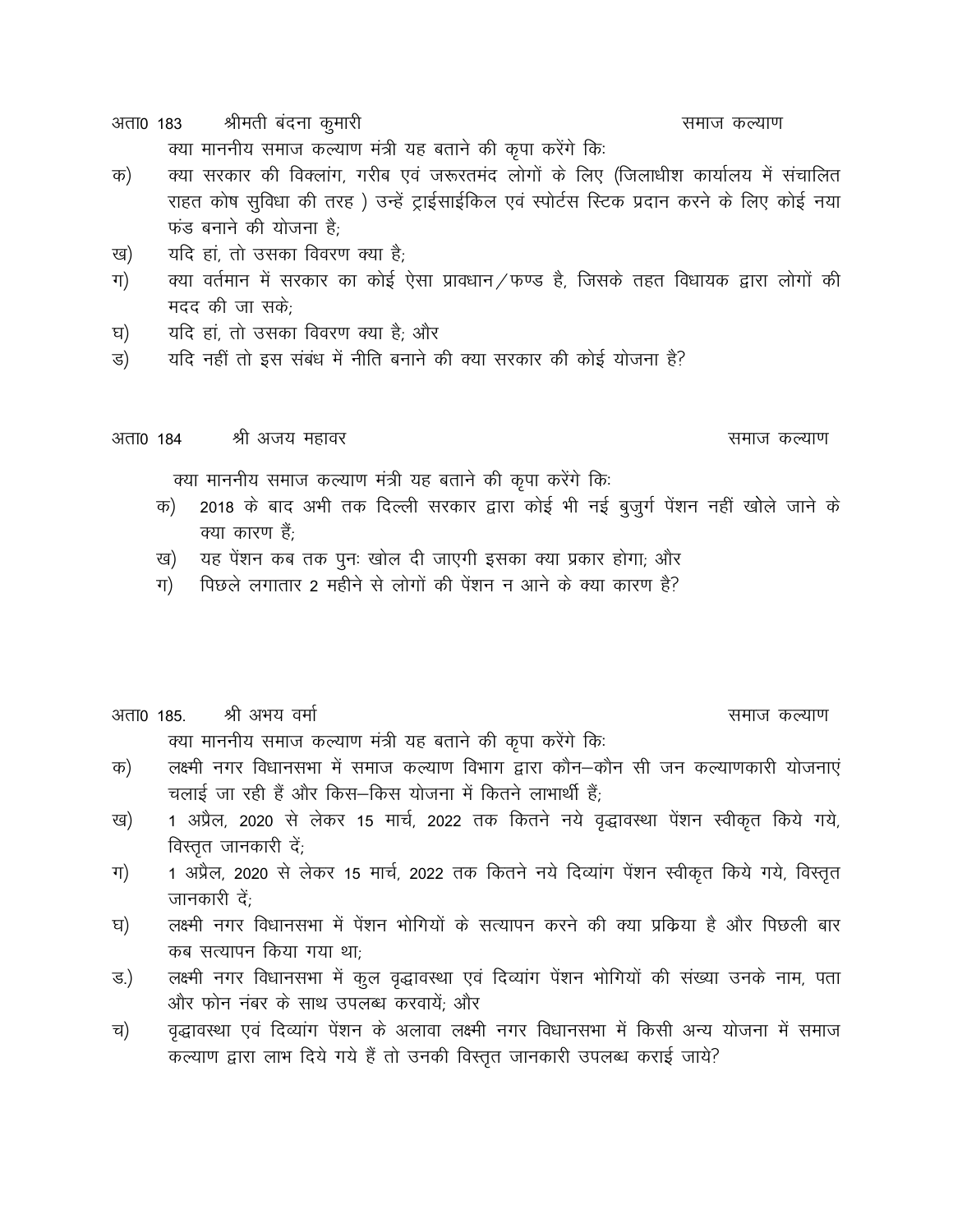अता0 183 श्रीमती बंदना कुमारी समाज कल्याण

क्या माननीय समाज कल्याण मंत्री यह बताने की कृपा करेंगे किः

क) क्या सरकार की विक्लांग, गरीब एवं जरूरतमंद लोगों के लिए (जिलाधीश कार्यालय में संचालित राहत कोष सुविधा की तरह ) उन्हें ट्राईसाईकिल एवं स्पोर्टस स्टिक प्रदान करने के लिए कोई नया फंड बनाने की योजना है;

ख) यदि हां, तो उसका विवरण क्या है;

ग) क्या वर्तमान में सरकार का कोई ऐसा प्रावधान/फण्ड है, जिसके तहत विधायक द्वारा लोगों की मदद की जा सके;

घ) यदि हां, तो उसका विवरण क्या है; और

ड) यदि नहीं तो इस संबंध में नीति बनाने की क्या सरकार की कोई योजना है?

अता0 184 श्री अजय महावर समाज कल्याण

क्या माननीय समाज कल्याण मंत्री यह बताने की कृपा करेंगे किः

क) 2018 के बाद अभी तक दिल्ली सरकार द्वारा कोई भी नई बुजुर्ग पेंशन नहीं खोले जाने के क्या कारण हैं;

ख) यह पेंशन कब तक पुनः खोल दी जाएगी इसका क्या प्रकार होगा; और

ग) पिछले लगातार 2 महीने से लोगों की पेंशन न आने के क्या कारण है?

अता0 185. श्री अभय वर्मा समाज कल्याण

क्या माननीय समाज कल्याण मंत्री यह बताने की कृपा करेंगे किः

क) लक्ष्मी नगर विधानसभा में समाज कल्याण विभाग द्वारा कौन–कौन सी जन कल्याणकारी योजनाएं चलाई जा रही हैं और किस–किस योजना में कितने लाभार्थी हैं;

ख) 1 अप्रैल, 2020 से लेकर 15 मार्च, 2022 तक कितने नये वृद्धावस्था पेंशन स्वीकृत किये गये, विस्तृत जानकारी दें;

ग) 1 अप्रैल, 2020 से लेकर 15 मार्च, 2022 तक कितने नये दिव्यांग पेंशन स्वीकृत किये गये, विस्तृत जानकारी दें;

घ) लक्ष्मी नगर विधानसभा में पेंशन भोगियों के सत्यापन करने की क्या प्रक्रिया है और पिछली बार कब सत्यापन किया गया था;

ड.) लक्ष्मी नगर विधानसभा में कुल वृद्धावस्था एवं दिव्यांग पेंशन भोगियों की संख्या उनके नाम, पता और फोन नंबर के साथ उपलब्ध करवायें; और

च) वृद्धावस्था एवं दिव्यांग पेंशन के अलावा लक्ष्मी नगर विधानसभा में किसी अन्य योजना में समाज कल्याण द्वारा लाभ दिये गये हैं तो उनकी विस्तृत जानकारी उपलब्ध कराई जाये?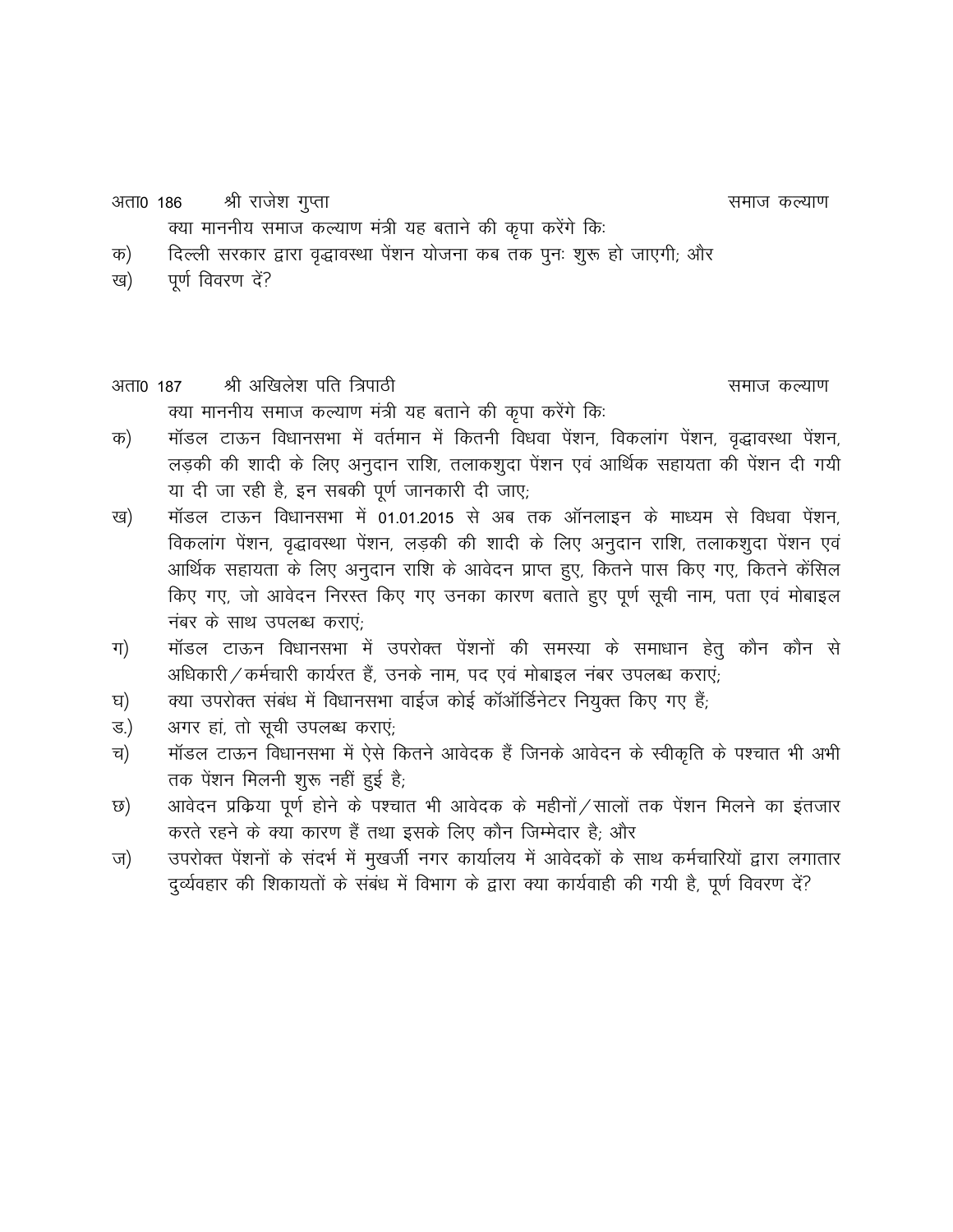अता0 186 श्री राजेश गुप्ता समाज कल्याण

क्या माननीय समाज कल्याण मंत्री यह बताने की कृपा करेंगे किः

क) दिल्ली सरकार द्वारा वृद्धावस्था पेंशन योजना कब तक पुनः शुरू हो जाएगी; और

ख) पूर्ण विवरण दें?

अता0 187 श्री अखिलेश पति त्रिपाठी समाज कल्याण

क्या माननीय समाज कल्याण मंत्री यह बताने की कृपा करेंगे किः

क) मॉडल टाऊन विधानसभा में वर्तमान में कितनी विधवा पेंशन, विकलांग पेंशन, वृद्धावस्था पेंशन, लड़की की शादी के लिए अनुदान राशि, तलाकशुदा पेंशन एवं आर्थिक सहायता की पेंशन दी गयी या दी जा रही है, इन सबकी पूर्ण जानकारी दी जाए;

ख) मॉडल टाऊन विधानसभा में 01.01.2015 से अब तक ऑनलाइन के माध्यम से विधवा पेंशन, विकलांग पेंशन, वृद्धावस्था पेंशन, लड़की की शादी के लिए अनुदान राशि, तलाकशुदा पेंशन एवं आर्थिक सहायता के लिए अनुदान राशि के आवेदन प्राप्त हुए, कितने पास किए गए, कितने केंसिल किए गए, जो आवेदन निरस्त किए गए उनका कारण बताते हुए पूर्ण सूची नाम, पता एवं मोबाइल नंबर के साथ उपलब्ध कराएं;

ग) मॉडल टाऊन विधानसभा में उपरोक्त पेंशनों की समस्या के समाधान हेतु कौन कौन से अधिकारी/कर्मचारी कार्यरत हैं, उनके नाम, पद एवं मोबाइल नंबर उपलब्ध कराएं;

घ) क्या उपरोक्त संबंध में विधानसभा वाईज कोई कॉऑर्डिनेटर नियुक्त किए गए हैं;

ड.) अगर हां, तो सूची उपलब्ध कराएं;

च) मॉडल टाऊन विधानसभा में ऐसे कितने आवेदक हैं जिनके आवेदन के स्वीकृति के पश्चात भी अभी तक पेंशन मिलनी शुरू नहीं हुई है;

छ) आवेदन प्रक्रिया पूर्ण होने के पश्चात भी आवेदक के महीनों/सालों तक पेंशन मिलने का इंतजार करते रहने के क्या कारण हैं तथा इसके लिए कौन जिम्मेदार है; और

ज) उपरोक्त पेंशनों के संदर्भ में मुखर्जी नगर कार्यालय में आवेदकों के साथ कर्मचारियों द्वारा लगातार दुर्व्यवहार की शिकायतों के संबंध में विभाग के द्वारा क्या कार्यवाही की गयी है, पूर्ण विवरण दें?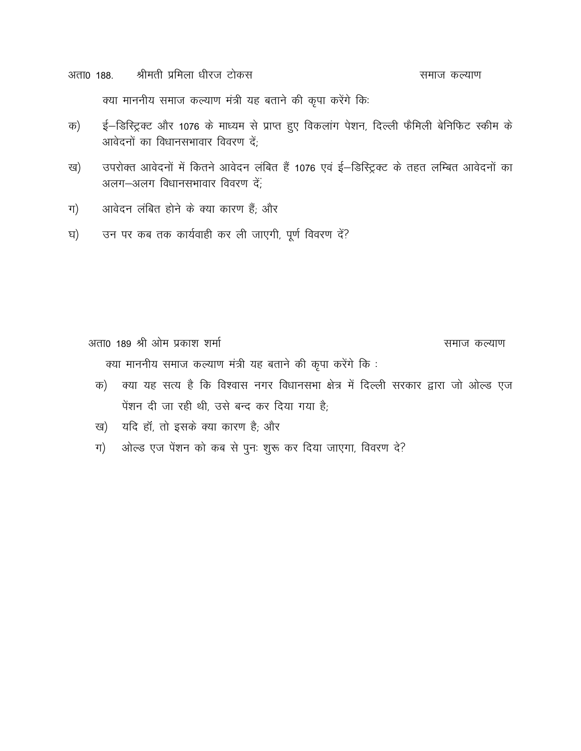अता0 188. श्रीमती प्रमिला धीरज टोकस समाज कल्याण

क्या माननीय समाज कल्याण मंत्री यह बताने की कृपा करेंगे किः

क) ई–डिस्ट्रिक्ट और 1076 के माध्यम से प्राप्त हुए विकलांग पेशन, दिल्ली फैमिली बेनिफिट स्कीम के आवेदनों का विधानसभावार विवरण दें;

ख) उपरोक्त आवेदनों में कितने आवेदन लंबित हैं 1076 एवं ई–डिस्ट्रिक्ट के तहत लम्बित आवेदनों का अलग–अलग विधानसभावार विवरण दें;

ग) आवेदन लंबित होने के क्या कारण हैं; और

घ) उन पर कब तक कार्यवाही कर ली जाएगी, पूर्ण विवरण दें?

अता0 189 श्री ओम प्रकाश शर्मा समाज कल्याण

क्या माननीय समाज कल्याण मंत्री यह बताने की कृपा करेंगे कि :

क) क्या यह सत्य है कि विश्वास नगर विधानसभा क्षेत्र में दिल्ली सरकार द्वारा जो ओल्ड एज पेंशन दी जा रही थी, उसे बन्द कर दिया गया है;

ख) यदि हॉ, तो इसके क्या कारण है; और

ग) ओल्ड एज पेंशन को कब से पुनः शुरू कर दिया जाएगा, विवरण दे?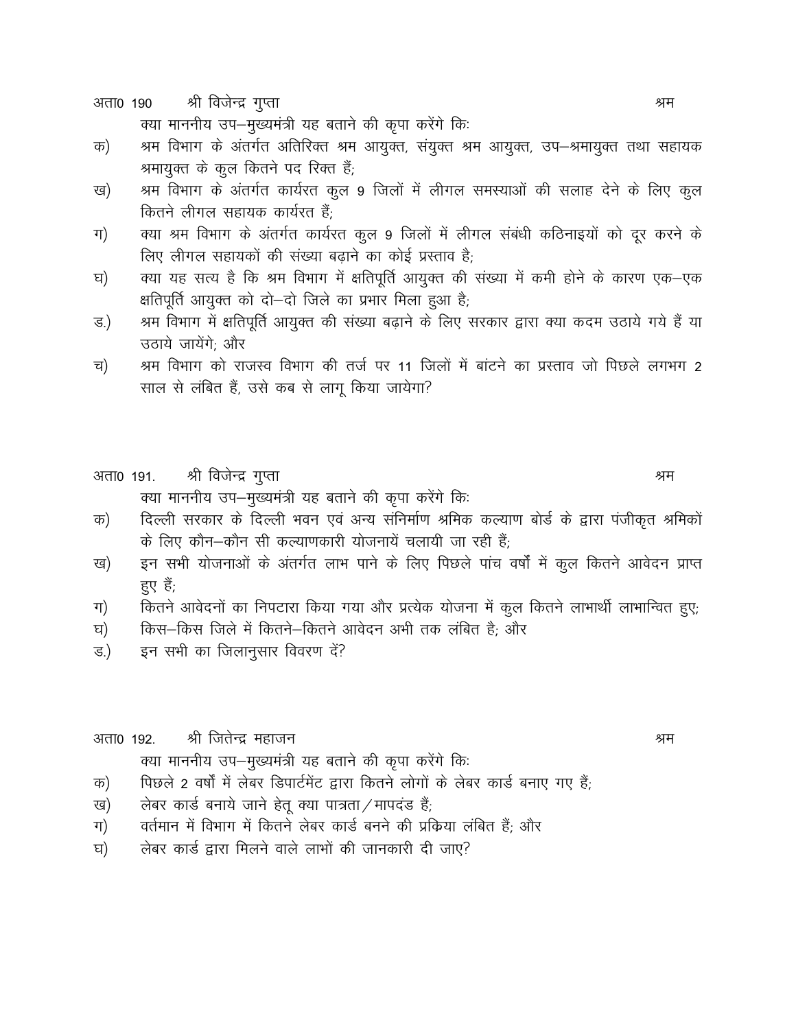अता0 190 श्री विजेन्द्र गुप्ता श्रम

क्या माननीय उप–मुख्यमंत्री यह बताने की कृपा करेंगे कि:

क) श्रम विभाग के अंतर्गत अतिरिक्त श्रम आयुक्त, संयुक्त श्रम आयुक्त, उप–श्रमायुक्त तथा सहायक श्रमायुक्त के कुल कितने पद रिक्त हैं;

ख) श्रम विभाग के अंतर्गत कार्यरत कुल 9 जिलों में लीगल समस्याओं की सलाह देने के लिए कुल कितने लीगल सहायक कार्यरत हैं;

ग) क्या श्रम विभाग के अंतर्गत कार्यरत कुल 9 जिलों में लीगल संबंधी कठिनाइयों को दूर करने के लिए लीगल सहायकों की संख्या बढ़ाने का कोई प्रस्ताव है;

घ) क्या यह सत्य है कि श्रम विभाग में क्षतिपूर्ति आयुक्त की संख्या में कमी होने के कारण एक–एक क्षतिपूर्ति आयुक्त को दो–दो जिले का प्रभार मिला हुआ है;

ड.) श्रम विभाग में क्षतिपूर्ति आयुक्त की संख्या बढ़ाने के लिए सरकार द्वारा क्या कदम उठाये गये हैं या उठाये जायेंगे; और

च) श्रम विभाग को राजस्व विभाग की तर्ज पर 11 जिलों में बांटने का प्रस्ताव जो पिछले लगभग 2 साल से लंबित हैं, उसे कब से लागू किया जायेगा?

अता0 191. श्री विजेन्द्र गुप्ता श्रम

क्या माननीय उप–मुख्यमंत्री यह बताने की कृपा करेंगे कि:

क) दिल्ली सरकार के दिल्ली भवन एवं अन्य संनिर्माण श्रमिक कल्याण बोर्ड के द्वारा पंजीकृत श्रमिकों के लिए कौन–कौन सी कल्याणकारी योजनायें चलायी जा रही हैं;

ख) इन सभी योजनाओं के अंतर्गत लाभ पाने के लिए पिछले पांच वर्षों में कुल कितने आवेदन प्राप्त हुए हैं;

ग) कितने आवेदनों का निपटारा किया गया और प्रत्येक योजना में कुल कितने लाभार्थी लाभान्वित हुए;

घ) किस–किस जिले में कितने–कितने आवेदन अभी तक लंबित है; और

ड.) इन सभी का जिलानुसार विवरण दें?

अता0 192. श्री जितेन्द्र महाजन श्रम

क्या माननीय उप–मुख्यमंत्री यह बताने की कृपा करेंगे कि:

क) पिछले 2 वर्षों में लेबर डिपार्टमेंट द्वारा कितने लोगों के लेबर कार्ड बनाए गए हैं;

ख) लेबर कार्ड बनाये जाने हेतू क्या पात्रता/मापदंड हैं;

ग) वर्तमान में विभाग में कितने लेबर कार्ड बनने की प्रक्रिया लंबित हैं; और

घ) लेबर कार्ड द्वारा मिलने वाले लाभों की जानकारी दी जाए?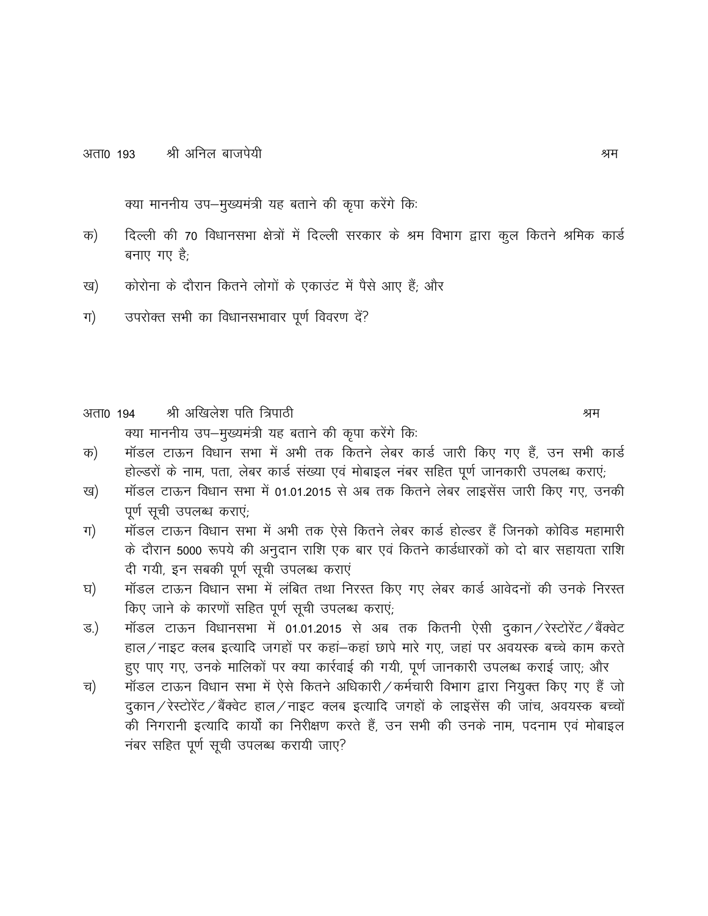अता0 193 श्री अनिल बाजपेयी श्रम

क्या माननीय उप–मुख्यमंत्री यह बताने की कृपा करेंगे किः

क) दिल्ली की 70 विधानसभा क्षेत्रों में दिल्ली सरकार के श्रम विभाग द्वारा कुल कितने श्रमिक कार्ड बनाए गए है;

ख) कोरोना के दौरान कितने लोगों के एकाउंट में पैसे आए हैं; और

ग) उपरोक्त सभी का विधानसभावार पूर्ण विवरण दें?

अता0 194 श्री अखिलेश पति त्रिपाठी श्रम

क्या माननीय उप–मुख्यमंत्री यह बताने की कृपा करेंगे किः

क) मॉडल टाऊन विधान सभा में अभी तक कितने लेबर कार्ड जारी किए गए हैं, उन सभी कार्ड होल्डरों के नाम, पता, लेबर कार्ड संख्या एवं मोबाइल नंबर सहित पूर्ण जानकारी उपलब्ध कराएं;

ख) मॉडल टाऊन विधान सभा में 01.01.2015 से अब तक कितने लेबर लाइसेंस जारी किए गए, उनकी पूर्ण सूची उपलब्ध कराएं;

ग) मॉडल टाऊन विधान सभा में अभी तक ऐसे कितने लेबर कार्ड होल्डर हैं जिनको कोविड महामारी के दौरान 5000 रूपये की अनुदान राशि एक बार एवं कितने कार्डधारकों को दो बार सहायता राशि दी गयी, इन सबकी पूर्ण सूची उपलब्ध कराएं

घ) मॉडल टाऊन विधान सभा में लंबित तथा निरस्त किए गए लेबर कार्ड आवेदनों की उनके निरस्त किए जाने के कारणों सहित पूर्ण सूची उपलब्ध कराएं;

ड.) मॉडल टाऊन विधानसभा में 01.01.2015 से अब तक कितनी ऐसी दुकान/रेस्टोरेंट/बैंक्वेट हाल/नाइट क्लब इत्यादि जगहों पर कहां–कहां छापे मारे गए, जहां पर अवयस्क बच्चे काम करते हुए पाए गए, उनके मालिकों पर क्या कार्रवाई की गयी, पूर्ण जानकारी उपलब्ध कराई जाए; और

च) मॉडल टाऊन विधान सभा में ऐसे कितने अधिकारी/कर्मचारी विभाग द्वारा नियुक्त किए गए हैं जो दुकान/रेस्टोरेंट/बैंक्वेट हाल/नाइट क्लब इत्यादि जगहों के लाइसेंस की जांच, अवयस्क बच्चों की निगरानी इत्यादि कार्यों का निरीक्षण करते हैं, उन सभी की उनके नाम, पदनाम एवं मोबाइल नंबर सहित पूर्ण सूची उपलब्ध करायी जाए?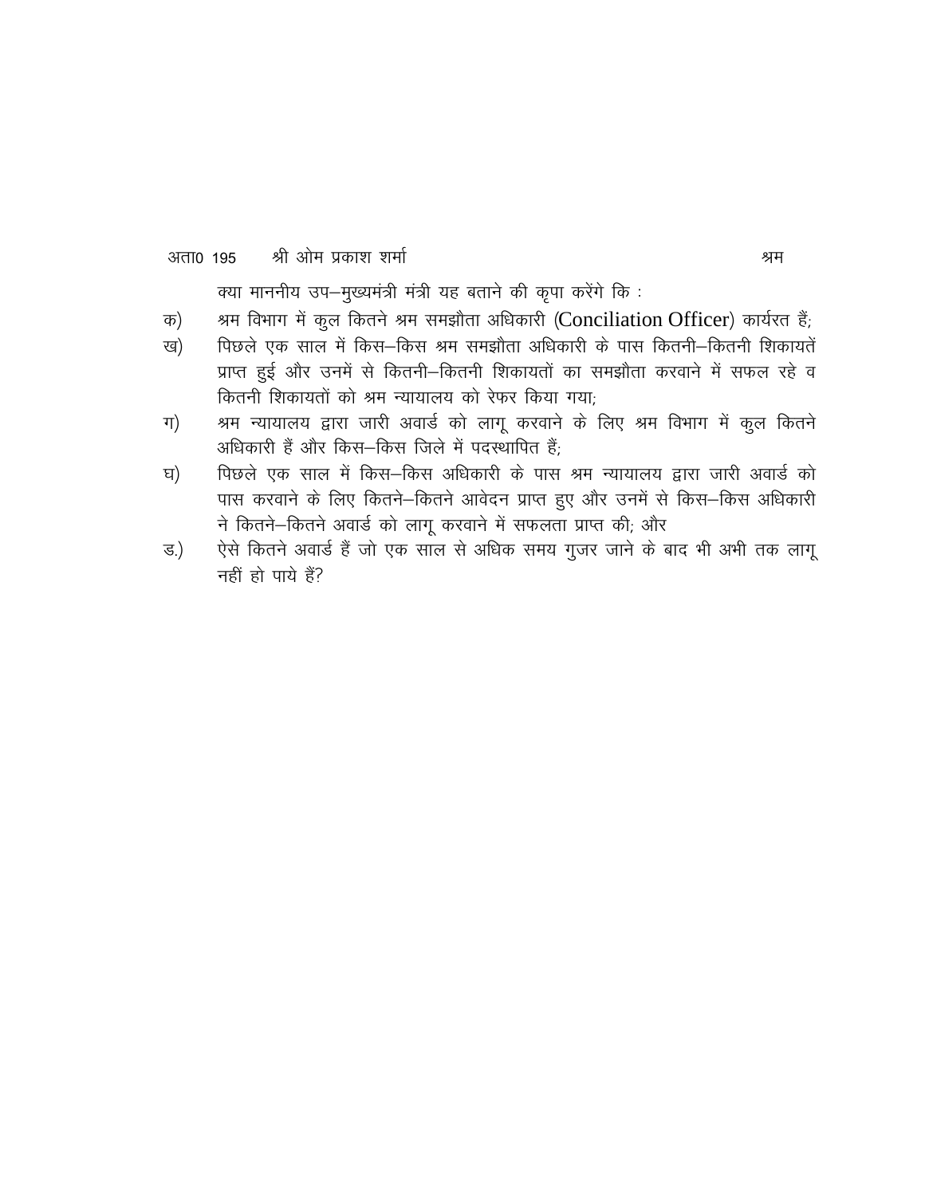अता0 195 श्री ओम प्रकाश शर्मा श्रम

क्या माननीय उप–मुख्यमंत्री मंत्री यह बताने की कृपा करेंगे कि :

क) श्रम विभाग में कुल कितने श्रम समझौता अधिकारी (Conciliation Officer) कार्यरत हैं;

ख) पिछले एक साल में किस–किस श्रम समझौता अधिकारी के पास कितनी–कितनी शिकायतें प्राप्त हुई और उनमें से कितनी–कितनी शिकायतों का समझौता करवाने में सफल रहे व कितनी शिकायतों को श्रम न्यायालय को रेफर किया गया;

ग) श्रम न्यायालय द्वारा जारी अवार्ड को लागू करवाने के लिए श्रम विभाग में कुल कितने अधिकारी हैं और किस–किस जिले में पदस्थापित हैं;

घ) पिछले एक साल में किस–किस अधिकारी के पास श्रम न्यायालय द्वारा जारी अवार्ड को पास करवाने के लिए कितने–कितने आवेदन प्राप्त हुए और उनमें से किस–किस अधिकारी ने कितने–कितने अवार्ड को लागू करवाने में सफलता प्राप्त की; और

ड.) ऐसे कितने अवार्ड हैं जो एक साल से अधिक समय गुजर जाने के बाद भी अभी तक लागू नहीं हो पाये हैं?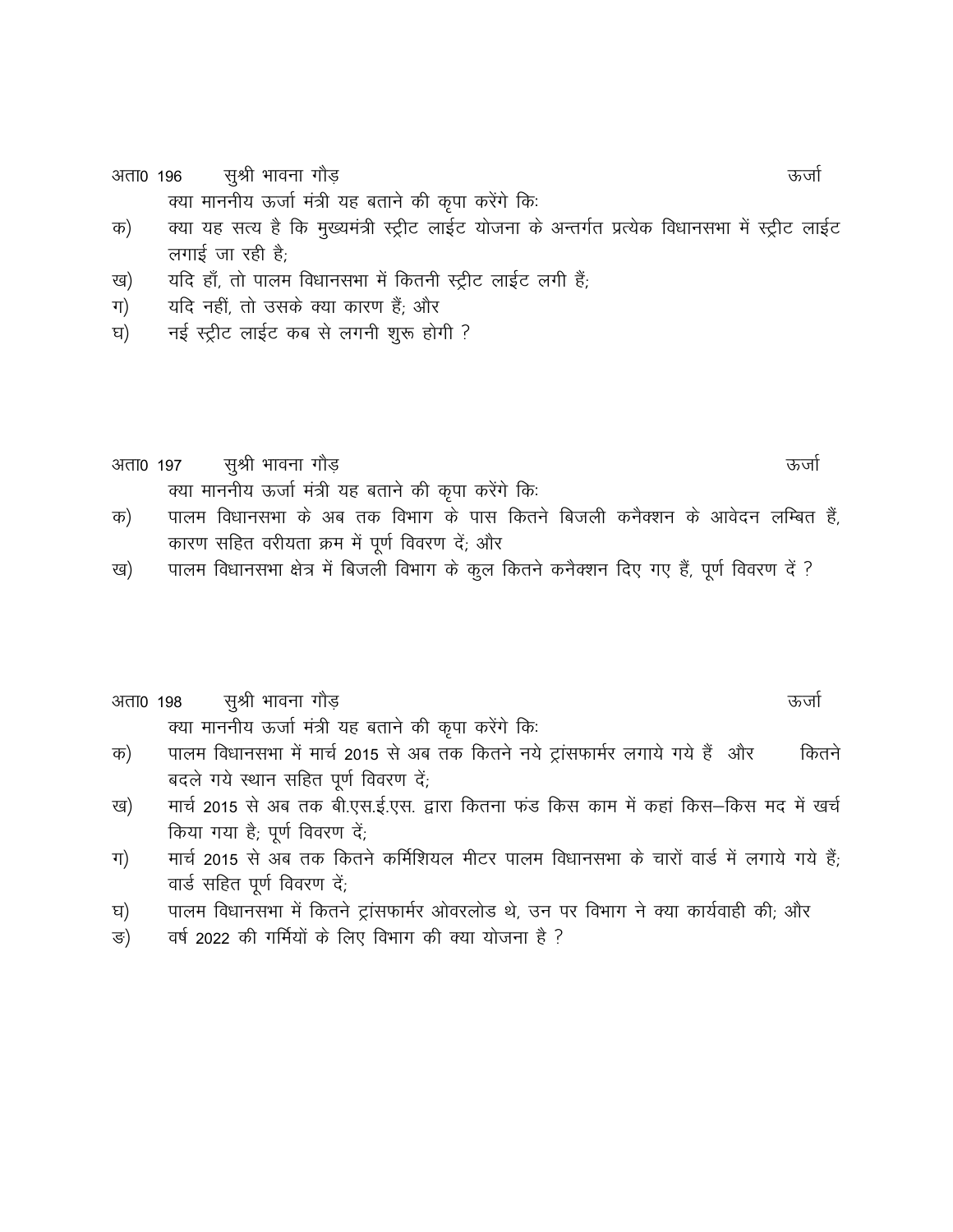अता0 196 सुश्री भावना गौड़ ऊर्जा

क्या माननीय ऊर्जा मंत्री यह बताने की कृपा करेंगे किः

क) क्या यह सत्य है कि मुख्यमंत्री स्ट्रीट लाईट योजना के अन्तर्गत प्रत्येक विधानसभा में स्ट्रीट लाईट लगाई जा रही है;

ख) यदि हाँ, तो पालम विधानसभा में कितनी स्ट्रीट लाईट लगी हैं;

ग) यदि नहीं, तो उसके क्या कारण हैं; और

घ) नई स्ट्रीट लाईट कब से लगनी शुरू होगी ?

अता0 197 सुश्री भावना गौड़ ऊर्जा

क्या माननीय ऊर्जा मंत्री यह बताने की कृपा करेंगे किः

क) पालम विधानसभा के अब तक विभाग के पास कितने बिजली कनैक्शन के आवेदन लम्बित हैं, कारण सहित वरीयता क्रम में पूर्ण विवरण दें; और

ख) पालम विधानसभा क्षेत्र में बिजली विभाग के कुल कितने कनैक्शन दिए गए हैं, पूर्ण विवरण दें ?

अता0 198 सुश्री भावना गौड़ ऊर्जा

क्या माननीय ऊर्जा मंत्री यह बताने की कृपा करेंगे किः

क) पालम विधानसभा में मार्च 2015 से अब तक कितने नये ट्रांसफार्मर लगाये गये हैं और कितने बदले गये स्थान सहित पूर्ण विवरण दें;

ख) मार्च 2015 से अब तक बी.एस.ई.एस. द्वारा कितना फंड किस काम में कहां किस–किस मद में खर्च किया गया है; पूर्ण विवरण दें;

ग) मार्च 2015 से अब तक कितने कर्मिशियल मीटर पालम विधानसभा के चारों वार्ड में लगाये गये हैं; वार्ड सहित पूर्ण विवरण दें;

घ) पालम विधानसभा में कितने ट्रांसफार्मर ओवरलोड थे, उन पर विभाग ने क्या कार्यवाही की; और

ङ) वर्ष 2022 की गर्मियों के लिए विभाग की क्या योजना है ?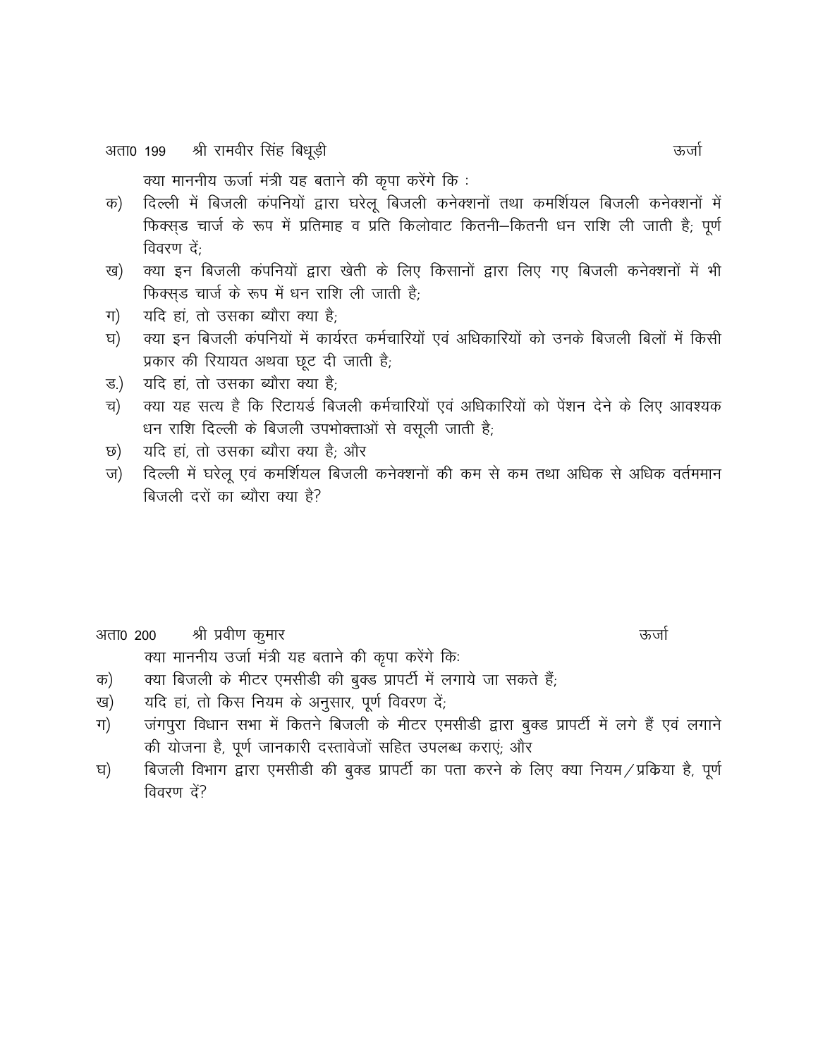अता0 199 श्री रामवीर सिंह बिधूड़ी ऊर्जा

क्या माननीय ऊर्जा मंत्री यह बताने की कृपा करेंगे कि :

क) दिल्ली में बिजली कंपनियों द्वारा घरेलू बिजली कनेक्शनों तथा कमर्शियल बिजली कनेक्शनों में फिक्स्ड चार्ज के रूप में प्रतिमाह व प्रति किलोवाट कितनी–कितनी धन राशि ली जाती है; पूर्ण विवरण दें;

ख) क्या इन बिजली कंपनियों द्वारा खेती के लिए किसानों द्वारा लिए गए बिजली कनेक्शनों में भी फिक्स्ड चार्ज के रूप में धन राशि ली जाती है;

ग) यदि हां, तो उसका ब्यौरा क्या है;

घ) क्या इन बिजली कंपनियों में कार्यरत कर्मचारियों एवं अधिकारियों को उनके बिजली बिलों में किसी प्रकार की रियायत अथवा छूट दी जाती है;

ड.) यदि हां, तो उसका ब्यौरा क्या है;

च) क्या यह सत्य है कि रिटायर्ड बिजली कर्मचारियों एवं अधिकारियों को पेंशन देने के लिए आवश्यक धन राशि दिल्ली के बिजली उपभोक्ताओं से वसूली जाती है;

छ) यदि हां, तो उसका ब्यौरा क्या है; और

ज) दिल्ली में घरेलू एवं कमर्शियल बिजली कनेक्शनों की कम से कम तथा अधिक से अधिक वर्तममान बिजली दरों का ब्यौरा क्या है?

अता0 200 श्री प्रवीण कुमार ऊर्जा

क्या माननीय उर्जा मंत्री यह बताने की कृपा करेंगे कि:

क) क्या बिजली के मीटर एमसीडी की बुक्ड प्रापर्टी में लगाये जा सकते हैं;

ख) यदि हां, तो किस नियम के अनुसार, पूर्ण विवरण दें;

ग) जंगपुरा विधान सभा में कितने बिजली के मीटर एमसीडी द्वारा बुक्ड प्रापर्टी में लगे हैं एवं लगाने की योजना है, पूर्ण जानकारी दस्तावेजों सहित उपलब्ध कराएं; और

घ) बिजली विभाग द्वारा एमसीडी की बुक्ड प्रापर्टी का पता करने के लिए क्या नियम/प्रकिया है, पूर्ण विवरण दें?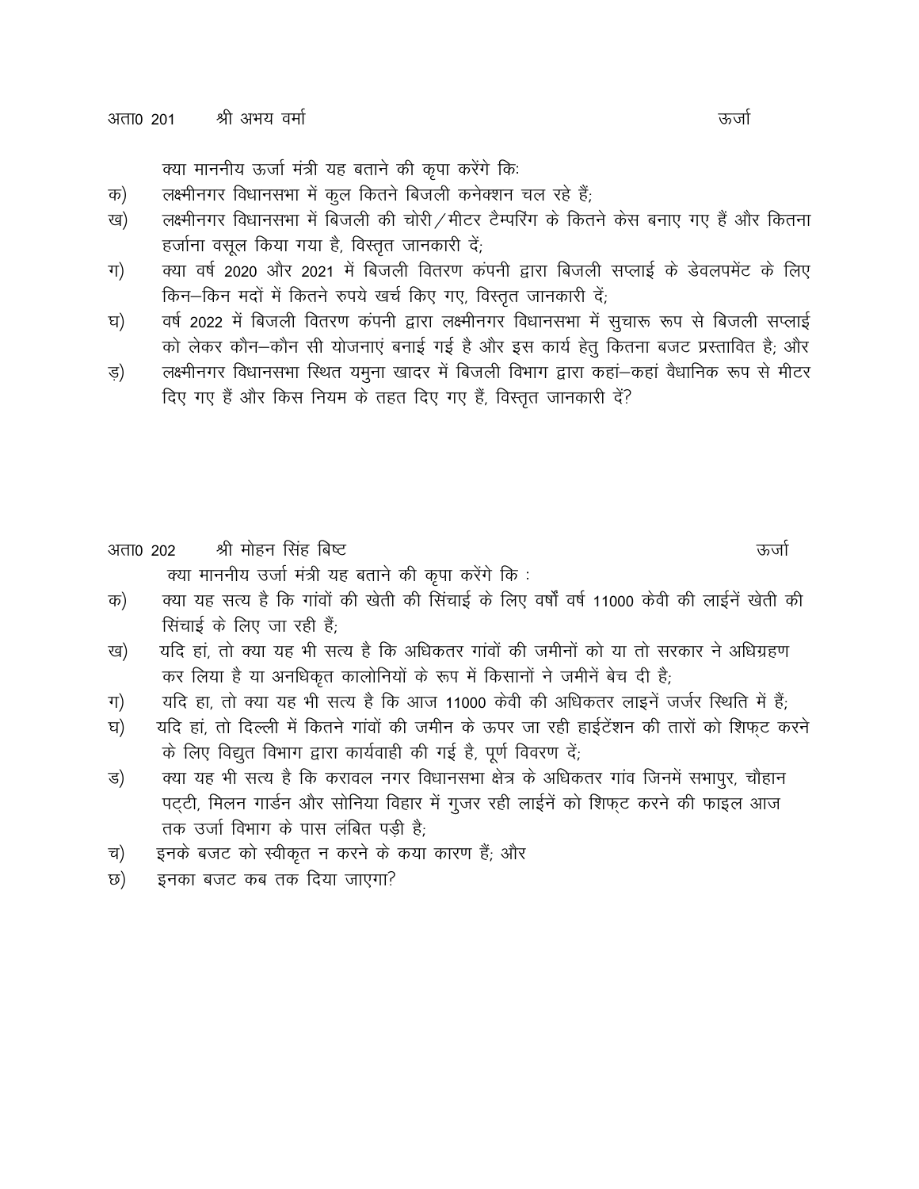अता0 201 श्री अभय वर्मा ऊर्जा

क्या माननीय ऊर्जा मंत्री यह बताने की कृपा करेंगे किः

क) लक्ष्मीनगर विधानसभा में कुल कितने बिजली कनेक्शन चल रहे हैं;

ख) लक्ष्मीनगर विधानसभा में बिजली की चोरी/मीटर टैम्परिंग के कितने केस बनाए गए हैं और कितना हर्जाना वसूल किया गया है, विस्तृत जानकारी दें;

ग) क्या वर्ष 2020 और 2021 में बिजली वितरण कंपनी द्वारा बिजली सप्लाई के डेवलपमेंट के लिए किन–किन मदों में कितने रुपये खर्च किए गए, विस्तृत जानकारी दें;

घ) वर्ष 2022 में बिजली वितरण कंपनी द्वारा लक्ष्मीनगर विधानसभा में सुचारू रूप से बिजली सप्लाई को लेकर कौन–कौन सी योजनाएं बनाई गई है और इस कार्य हेतु कितना बजट प्रस्तावित है; और

ड़) लक्ष्मीनगर विधानसभा स्थित यमुना खादर में बिजली विभाग द्वारा कहां–कहां वैधानिक रूप से मीटर दिए गए हैं और किस नियम के तहत दिए गए हैं, विस्तृत जानकारी दें?

अता0 202 श्री मोहन सिंह बिष्ट ऊर्जा

क्या माननीय उर्जा मंत्री यह बताने की कृपा करेंगे कि :

क) क्या यह सत्य है कि गांवों की खेती की सिंचाई के लिए वर्षों वर्ष 11000 केवी की लाईनें खेती की सिंचाई के लिए जा रही हैं;

ख) यदि हां, तो क्या यह भी सत्य है कि अधिकतर गांवों की जमीनों को या तो सरकार ने अधिग्रहण कर लिया है या अनधिकृत कालोनियों के रूप में किसानों ने जमीनें बेच दी है;

ग) यदि हा, तो क्या यह भी सत्य है कि आज 11000 केवी की अधिकतर लाइनें जर्जर स्थिति में हैं;

घ) यदि हां, तो दिल्ली में कितने गांवों की जमीन के ऊपर जा रही हाईटेंशन की तारों को शिफ्ट करने के लिए विद्युत विभाग द्वारा कार्यवाही की गई है, पूर्ण विवरण दें;

ड) क्या यह भी सत्य है कि करावल नगर विधानसभा क्षेत्र के अधिकतर गांव जिनमें सभापुर, चौहान पट्टी, मिलन गार्डन और सोनिया विहार में गुजर रही लाईनें को शिफ्ट करने की फाइल आज तक उर्जा विभाग के पास लंबित पड़ी है;

च) इनके बजट को स्वीकृत न करने के कया कारण हैं; और

छ) इनका बजट कब तक दिया जाएगा?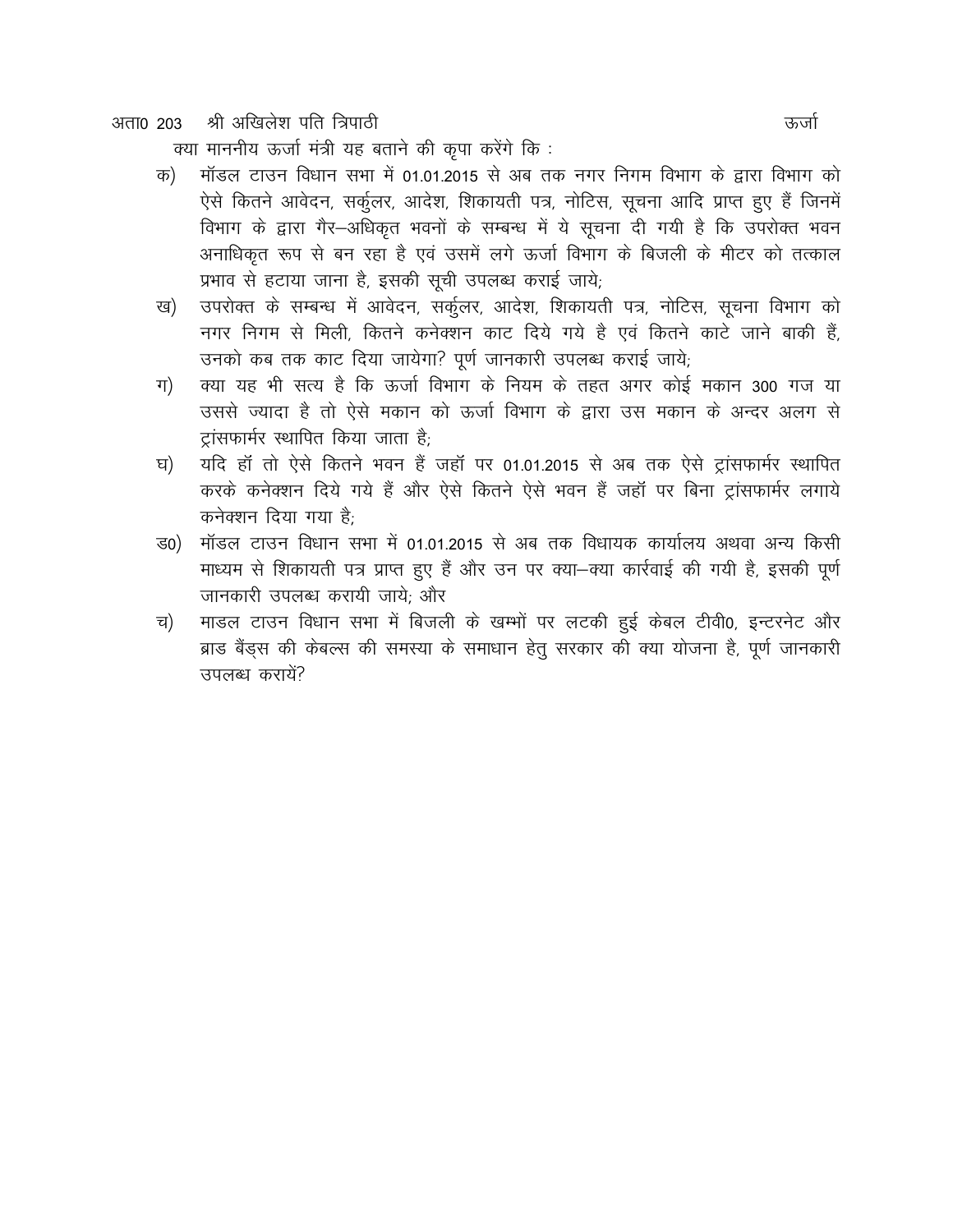अता0 203 श्री अखिलेश पति त्रिपाठी ऊर्जा

क्या माननीय ऊर्जा मंत्री यह बताने की कृपा करेंगे कि :

क) मॉडल टाउन विधान सभा में 01.01.2015 से अब तक नगर निगम विभाग के द्वारा विभाग को ऐसे कितने आवेदन, सर्कुलर, आदेश, शिकायती पत्र, नोटिस, सूचना आदि प्राप्त हुए हैं जिनमें विभाग के द्वारा गैर–अधिकृत भवनों के सम्बन्ध में ये सूचना दी गयी है कि उपरोक्त भवन अनाधिकृत रूप से बन रहा है एवं उसमें लगे ऊर्जा विभाग के बिजली के मीटर को तत्काल प्रभाव से हटाया जाना है, इसकी सूची उपलब्ध कराई जाये;

ख) उपरोक्त के सम्बन्ध में आवेदन, सर्कुलर, आदेश, शिकायती पत्र, नोटिस, सूचना विभाग को नगर निगम से मिली, कितने कनेक्शन काट दिये गये है एवं कितने काटे जाने बाकी हैं, उनको कब तक काट दिया जायेगा? पूर्ण जानकारी उपलब्ध कराई जाये;

ग) क्या यह भी सत्य है कि ऊर्जा विभाग के नियम के तहत अगर कोई मकान 300 गज या उससे ज्यादा है तो ऐसे मकान को ऊर्जा विभाग के द्वारा उस मकान के अन्दर अलग से ट्रांसफार्मर स्थापित किया जाता है;

घ) यदि हॉ तो ऐसे कितने भवन हैं जहॉ पर 01.01.2015 से अब तक ऐसे ट्रांसफार्मर स्थापित करके कनेक्शन दिये गये हैं और ऐसे कितने ऐसे भवन हैं जहॉ पर बिना ट्रांसफार्मर लगाये कनेक्शन दिया गया है;

ड0) मॉडल टाउन विधान सभा में 01.01.2015 से अब तक विधायक कार्यालय अथवा अन्य किसी माध्यम से शिकायती पत्र प्राप्त हुए हैं और उन पर क्या–क्या कार्रवाई की गयी है, इसकी पूर्ण जानकारी उपलब्ध करायी जाये; और

च) माडल टाउन विधान सभा में बिजली के खम्भों पर लटकी हुई केबल टीवी0, इन्टरनेट और ब्राड बैंड्स की केबल्स की समस्या के समाधान हेतु सरकार की क्या योजना है, पूर्ण जानकारी उपलब्ध करायें?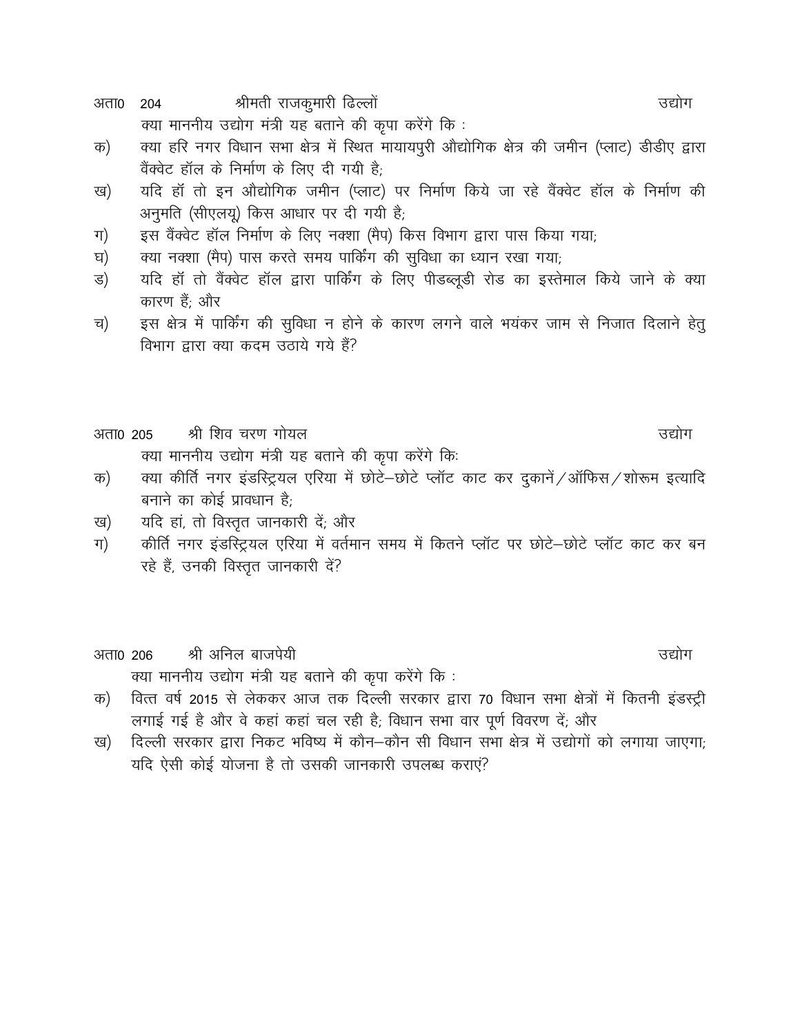अता0 204 श्रीमती राजकुमारी ढिल्लों उद्योग

क्या माननीय उद्योग मंत्री यह बताने की कृपा करेंगे कि :

क) क्या हरि नगर विधान सभा क्षेत्र में स्थित मायायपुरी औद्योगिक क्षेत्र की जमीन (प्लाट) डीडीए द्वारा वैंक्वेट हॉल के निर्माण के लिए दी गयी है;

ख) यदि हॉ तो इन औद्योगिक जमीन (प्लाट) पर निर्माण किये जा रहे वैंक्वेट हॉल के निर्माण की अनुमति (सीएलयू) किस आधार पर दी गयी है;

ग) इस वैंक्वेट हॉल निर्माण के लिए नक्शा (मैप) किस विभाग द्वारा पास किया गया;

घ) क्या नक्शा (मैप) पास करते समय पार्किंग की सुविधा का ध्यान रखा गया;

ड) यदि हॉ तो वैंक्वेट हॉल द्वारा पार्किंग के लिए पीडब्लूडी रोड का इस्तेमाल किये जाने के क्या कारण हैं; और

च) इस क्षेत्र में पार्किंग की सुविधा न होने के कारण लगने वाले भयंकर जाम से निजात दिलाने हेतु विभाग द्वारा क्या कदम उठाये गये हैं?

अता0 205 श्री शिव चरण गोयल उद्योग

क्या माननीय उद्योग मंत्री यह बताने की कृपा करेंगे कि:

क) क्या कीर्ति नगर इंडस्ट्रियल एरिया में छोटे–छोटे प्लॉट काट कर दुकानें/ऑफिस/शोरूम इत्यादि बनाने का कोई प्रावधान है;

ख) यदि हां, तो विस्तृत जानकारी दें; और

ग) कीर्ति नगर इंडस्ट्रियल एरिया में वर्तमान समय में कितने प्लॉट पर छोटे–छोटे प्लॉट काट कर बन रहे हैं, उनकी विस्तृत जानकारी दें?

अता0 206 श्री अनिल बाजपेयी उद्योग

क्या माननीय उद्योग मंत्री यह बताने की कृपा करेंगे कि :

क) वित्त वर्ष 2015 से लेककर आज तक दिल्ली सरकार द्वारा 70 विधान सभा क्षेत्रों में कितनी इंडस्ट्री लगाई गई है और वे कहां कहां चल रही है; विधान सभा वार पूर्ण विवरण दें; और

ख) दिल्ली सरकार द्वारा निकट भविष्य में कौन–कौन सी विधान सभा क्षेत्र में उद्योगों को लगाया जाएगा; यदि ऐसी कोई योजना है तो उसकी जानकारी उपलब्ध कराएं?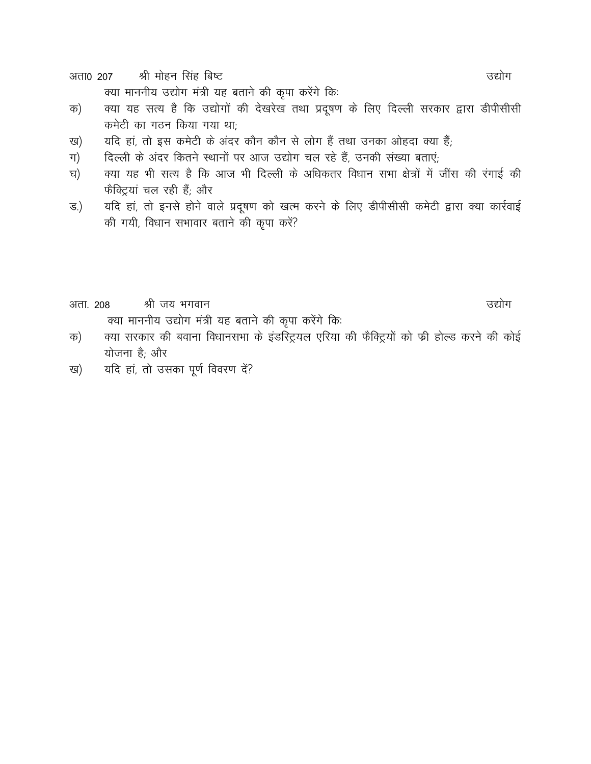अता0 207 श्री मोहन सिंह बिष्ट उद्योग

क्या माननीय उद्योग मंत्री यह बताने की कृपा करेंगे कि:

क) क्या यह सत्य है कि उद्योगों की देखरेख तथा प्रदूषण के लिए दिल्ली सरकार द्वारा डीपीसीसी कमेटी का गठन किया गया था;

ख) यदि हां, तो इस कमेटी के अंदर कौन कौन से लोग हैं तथा उनका ओहदा क्या हैं;

ग) दिल्ली के अंदर कितने स्थानों पर आज उद्योग चल रहे हैं, उनकी संख्या बताएं;

घ) क्या यह भी सत्य है कि आज भी दिल्ली के अधिकतर विधान सभा क्षेत्रों में जींस की रंगाई की फैक्ट्रियां चल रही हैं; और

ड.) यदि हां, तो इनसे होने वाले प्रदूषण को खत्म करने के लिए डीपीसीसी कमेटी द्वारा क्या कार्रवाई की गयी, विधान सभावार बताने की कृपा करें?

अता. 208 श्री जय भगवान उद्योग

क्या माननीय उद्योग मंत्री यह बताने की कृपा करेंगे कि:

क) क्या सरकार की बवाना विधानसभा के इंडस्ट्रियल एरिया की फैक्ट्रियों को फ्री होल्ड करने की कोई योजना है; और

ख) यदि हां, तो उसका पूर्ण विवरण दें?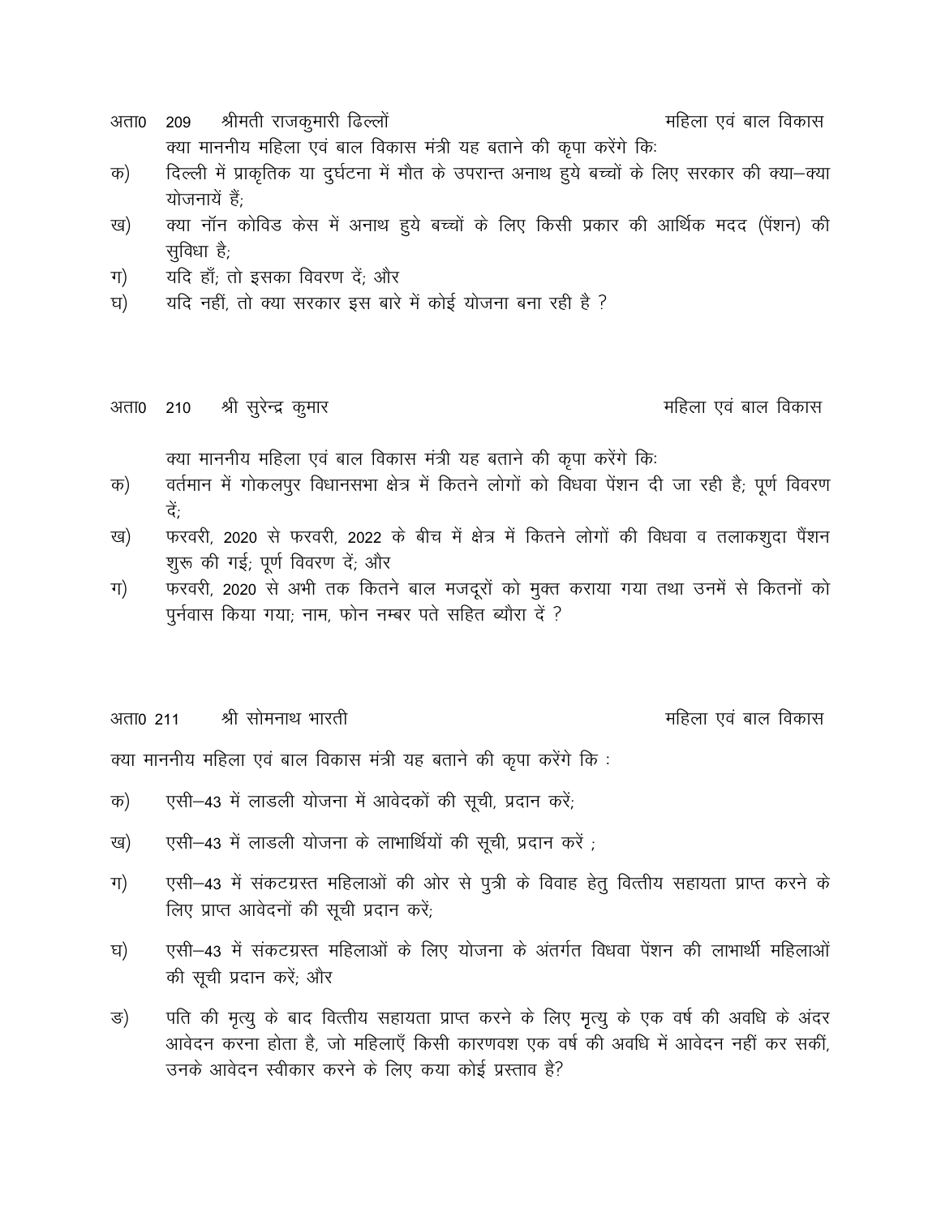अता0 209 श्रीमती राजकुमारी ढिल्लों महिला एवं बाल विकास

क्या माननीय महिला एवं बाल विकास मंत्री यह बताने की कृपा करेंगे किः

क) दिल्ली में प्राकृतिक या दुर्घटना में मौत के उपरान्त अनाथ हुये बच्चों के लिए सरकार की क्या–क्या योजनायें हैं;

ख) क्या नॉन कोविड केस में अनाथ हुये बच्चों के लिए किसी प्रकार की आर्थिक मदद (पेंशन) की सुविधा है;

ग) यदि हाँ; तो इसका विवरण दें; और

घ) यदि नहीं, तो क्या सरकार इस बारे में कोई योजना बना रही है ?

अता0 210 श्री सुरेन्द्र कुमार महिला एवं बाल विकास

क्या माननीय महिला एवं बाल विकास मंत्री यह बताने की कृपा करेंगे किः

क) वर्तमान में गोकलपुर विधानसभा क्षेत्र में कितने लोगों को विधवा पेंशन दी जा रही है; पूर्ण विवरण दें;

ख) फरवरी, 2020 से फरवरी, 2022 के बीच में क्षेत्र में कितने लोगों की विधवा व तलाकशुदा पैंशन शुरू की गई; पूर्ण विवरण दें; और

ग) फरवरी, 2020 से अभी तक कितने बाल मजदूरों को मुक्त कराया गया तथा उनमें से कितनों को पुर्नवास किया गया; नाम, फोन नम्बर पते सहित ब्यौरा दें ?

अता0 211 श्री सोमनाथ भारती महिला एवं बाल विकास

क्या माननीय महिला एवं बाल विकास मंत्री यह बताने की कृपा करेंगे कि :

क) एसी–43 में लाडली योजना में आवेदकों की सूची, प्रदान करें;

ख) एसी–43 में लाडली योजना के लाभार्थियों की सूची, प्रदान करें ;

ग) एसी–43 में संकटग्रस्त महिलाओं की ओर से पुत्री के विवाह हेतु वित्तीय सहायता प्राप्त करने के लिए प्राप्त आवेदनों की सूची प्रदान करें;

घ) एसी–43 में संकटग्रस्त महिलाओं के लिए योजना के अंतर्गत विधवा पेंशन की लाभार्थी महिलाओं की सूची प्रदान करें; और

ङ) पति की मृत्यु के बाद वित्तीय सहायता प्राप्त करने के लिए मृत्यु के एक वर्ष की अवधि के अंदर आवेदन करना होता है, जो महिलाएँ किसी कारणवश एक वर्ष की अवधि में आवेदन नहीं कर सकीं, उनके आवेदन स्वीकार करने के लिए क्या कोई प्रस्ताव है?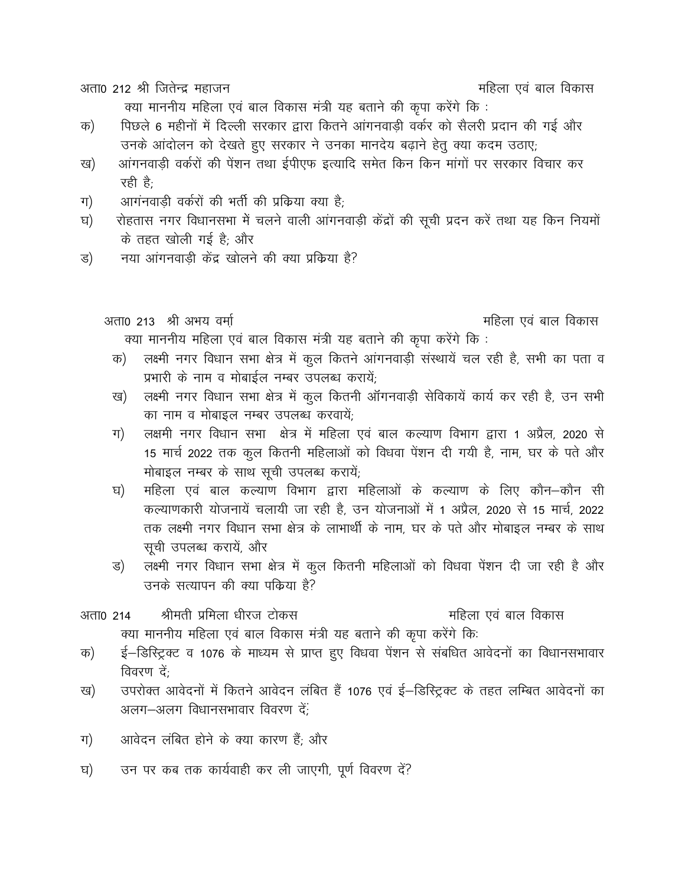अता0 212 श्री जितेन्द्र महाजन　　　　　　　　　　　　　　　　　　　　महिला एवं बाल विकास

क्या माननीय महिला एवं बाल विकास मंत्री यह बताने की कृपा करेंगे कि :

क) पिछले 6 महीनों में दिल्ली सरकार द्वारा कितने आंगनवाड़ी वर्कर को सैलरी प्रदान की गई और उनके आंदोलन को देखते हुए सरकार ने उनका मानदेय बढ़ाने हेतु क्या कदम उठाए;

ख) आंगनवाड़ी वर्करों की पेंशन तथा ईपीएफ इत्यादि समेत किन किन मांगों पर सरकार विचार कर रही है;

ग) आगंनवाड़ी वर्करों की भर्ती की प्रकिया क्या है;

घ) रोहतास नगर विधानसभा में चलने वाली आंगनवाड़ी केंद्रों की सूची प्रदन करें तथा यह किन नियमों के तहत खोली गई है; और

ड) नया आंगनवाड़ी केंद्र खोलने की क्या प्रकिया है?

अता0 213 श्री अभय वर्मा　　　　　　　　　　　　　　　　　　　　महिला एवं बाल विकास

क्या माननीय महिला एवं बाल विकास मंत्री यह बताने की कृपा करेंगे कि :

क) लक्ष्मी नगर विधान सभा क्षेत्र में कुल कितने आंगनवाड़ी संस्थायें चल रही है, सभी का पता व प्रभारी के नाम व मोबाईल नम्बर उपलब्ध करायें;

ख) लक्ष्मी नगर विधान सभा क्षेत्र में कुल कितनी ऑगनवाड़ी सेविकायें कार्य कर रही है, उन सभी का नाम व मोबाइल नम्बर उपलब्ध करवायें;

ग) लक्ष्मी नगर विधान सभा क्षेत्र में महिला एवं बाल कल्याण विभाग द्वारा 1 अप्रैल, 2020 से 15 मार्च 2022 तक कुल कितनी महिलाओं को विधवा पेंशन दी गयी है, नाम, घर के पते और मोबाइल नम्बर के साथ सूची उपलब्ध करायें;

घ) महिला एवं बाल कल्याण विभाग द्वारा महिलाओं के कल्याण के लिए कौन–कौन सी कल्याणकारी योजनायें चलायी जा रही है, उन योजनाओं में 1 अप्रैल, 2020 से 15 मार्च, 2022 तक लक्ष्मी नगर विधान सभा क्षेत्र के लाभार्थी के नाम, घर के पते और मोबाइल नम्बर के साथ सूची उपलब्ध करायें, और

ड) लक्ष्मी नगर विधान सभा क्षेत्र में कुल कितनी महिलाओं को विधवा पेंशन दी जा रही है और उनके सत्यापन की क्या पकिया है?

अता0 214 श्रीमती प्रमिला धीरज टोकस　　　　　　　　　　　　　　　　महिला एवं बाल विकास

क्या माननीय महिला एवं बाल विकास मंत्री यह बताने की कृपा करेंगे किः

क) ई–डिस्ट्रिक्ट व 1076 के माध्यम से प्राप्त हुए विधवा पेंशन से संबधित आवेदनों का विधानसभावार विवरण दें;

ख) उपरोक्त आवेदनों में कितने आवेदन लंबित हैं 1076 एवं ई–डिस्ट्रिक्ट के तहत लम्बित आवेदनों का अलग–अलग विधानसभावार विवरण दें;

ग) आवेदन लंबित होने के क्या कारण हैं; और

घ) उन पर कब तक कार्यवाही कर ली जाएगी, पूर्ण विवरण दें?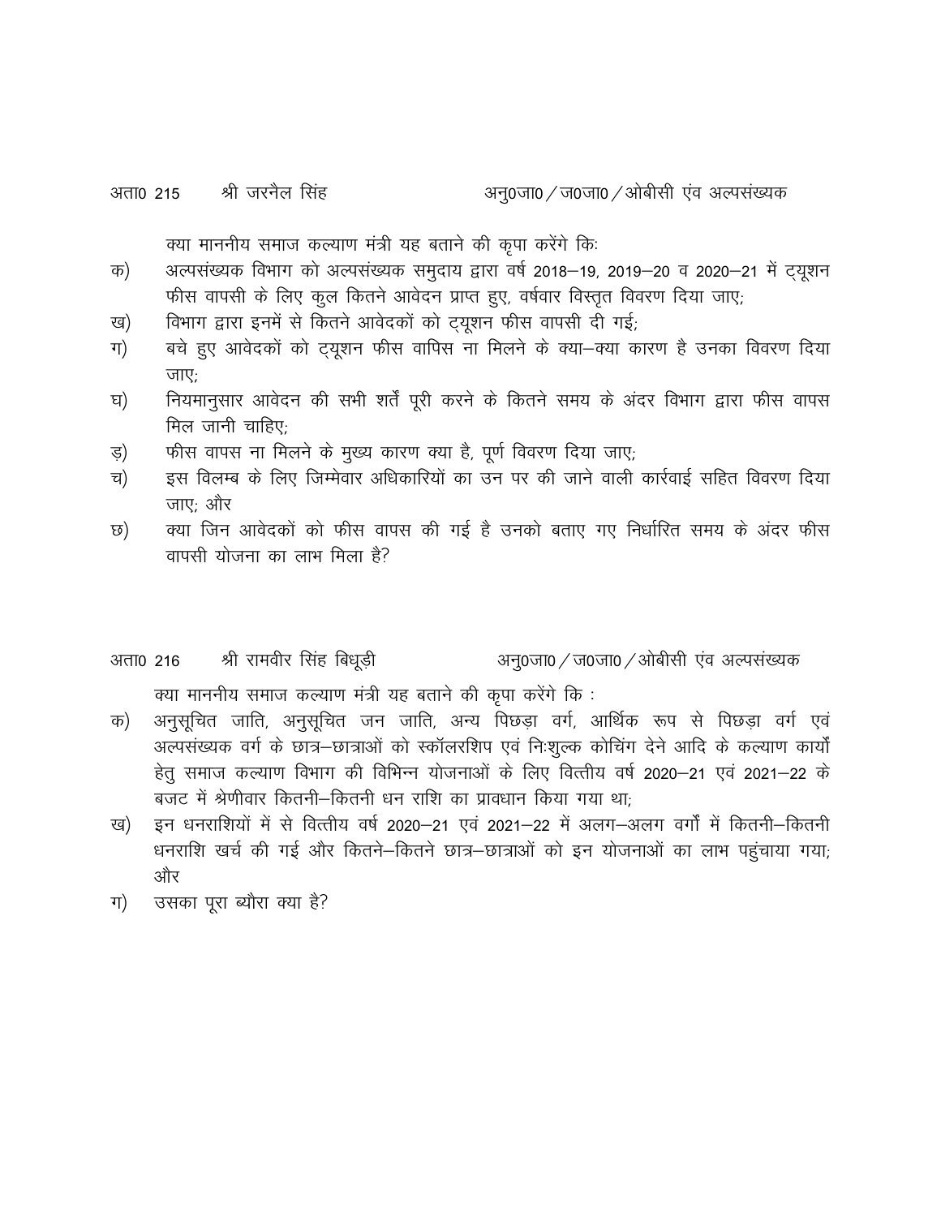अता0 215 श्री जरनैल सिंह अनु0जा0 / ज0जा0 / ओबीसी एंव अल्पसंख्यक

क्या माननीय समाज कल्याण मंत्री यह बताने की कृपा करेंगे किः

क) अल्पसंख्यक विभाग को अल्पसंख्यक समुदाय द्वारा वर्ष 2018–19, 2019–20 व 2020–21 में ट्यूशन फीस वापसी के लिए कुल कितने आवेदन प्राप्त हुए, वर्षवार विस्तृत विवरण दिया जाए;

ख) विभाग द्वारा इनमें से कितने आवेदकों को ट्यूशन फीस वापसी दी गई;

ग) बचे हुए आवेदकों को ट्यूशन फीस वापिस ना मिलने के क्या–क्या कारण है उनका विवरण दिया जाए;

घ) नियमानुसार आवेदन की सभी शर्तें पूरी करने के कितने समय के अंदर विभाग द्वारा फीस वापस मिल जानी चाहिए;

ड़) फीस वापस ना मिलने के मुख्य कारण क्या है, पूर्ण विवरण दिया जाए;

च) इस विलम्ब के लिए जिम्मेवार अधिकारियों का उन पर की जाने वाली कार्रवाई सहित विवरण दिया जाए; और

छ) क्या जिन आवेदकों को फीस वापस की गई है उनको बताए गए निर्धारित समय के अंदर फीस वापसी योजना का लाभ मिला है?

अता0 216 श्री रामवीर सिंह बिधूड़ी अनु0जा0 / ज0जा0 / ओबीसी एंव अल्पसंख्यक

क्या माननीय समाज कल्याण मंत्री यह बताने की कृपा करेंगे कि :

क) अनुसूचित जाति, अनुसूचित जन जाति, अन्य पिछड़ा वर्ग, आर्थिक रूप से पिछड़ा वर्ग एवं अल्पसंख्यक वर्ग के छात्र–छात्राओं को स्कॉलरशिप एवं निःशुल्क कोचिंग देने आदि के कल्याण कार्यों हेतु समाज कल्याण विभाग की विभिन्न योजनाओं के लिए वित्तीय वर्ष 2020–21 एवं 2021–22 के बजट में श्रेणीवार कितनी–कितनी धन राशि का प्रावधान किया गया था;

ख) इन धनराशियों में से वित्तीय वर्ष 2020–21 एवं 2021–22 में अलग–अलग वर्गों में कितनी–कितनी धनराशि खर्च की गई और कितने–कितने छात्र–छात्राओं को इन योजनाओं का लाभ पहुंचाया गया; और

ग) उसका पूरा ब्यौरा क्या है?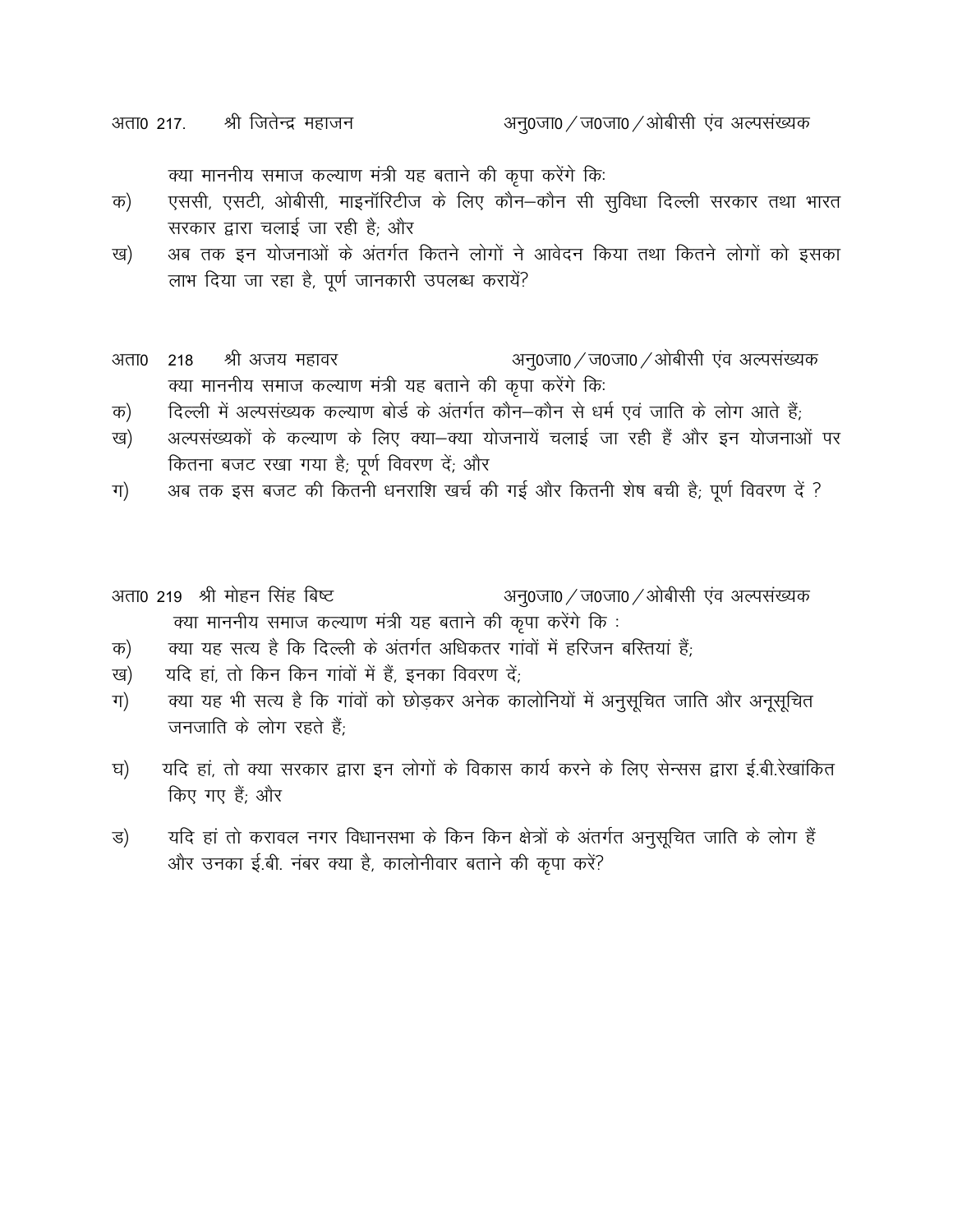अता0 217.    श्री जितेन्द्र महाजन                    अनु0जा0 / ज0जा0 / ओबीसी एंव अल्पसंख्यक

क्या माननीय समाज कल्याण मंत्री यह बताने की कृपा करेंगे किः

क) एससी, एसटी, ओबीसी, माइनॉरिटीज के लिए कौन–कौन सी सुविधा दिल्ली सरकार तथा भारत सरकार द्वारा चलाई जा रही है; और

ख) अब तक इन योजनाओं के अंतर्गत कितने लोगों ने आवेदन किया तथा कितने लोगों को इसका लाभ दिया जा रहा है, पूर्ण जानकारी उपलब्ध करायें?

अता0 218    श्री अजय महावर                    अनु0जा0 / ज0जा0 / ओबीसी एंव अल्पसंख्यक

क्या माननीय समाज कल्याण मंत्री यह बताने की कृपा करेंगे किः

क) दिल्ली में अल्पसंख्यक कल्याण बोर्ड के अंतर्गत कौन–कौन से धर्म एवं जाति के लोग आते हैं;

ख) अल्पसंख्यकों के कल्याण के लिए क्या–क्या योजनायें चलाई जा रही हैं और इन योजनाओं पर कितना बजट रखा गया है; पूर्ण विवरण दें; और

ग) अब तक इस बजट की कितनी धनराशि खर्च की गई और कितनी शेष बची है; पूर्ण विवरण दें ?

अता0 219    श्री मोहन सिंह बिष्ट                    अनु0जा0 / ज0जा0 / ओबीसी एंव अल्पसंख्यक

क्या माननीय समाज कल्याण मंत्री यह बताने की कृपा करेंगे कि :

क) क्या यह सत्य है कि दिल्ली के अंतर्गत अधिकतर गांवों में हरिजन बस्तियां हैं;

ख) यदि हां, तो किन किन गांवों में हैं, इनका विवरण दें;

ग) क्या यह भी सत्य है कि गांवों को छोड़कर अनेक कालोनियों में अनुसूचित जाति और अनूसूचित जनजाति के लोग रहते हैं;

घ) यदि हां, तो क्या सरकार द्वारा इन लोगों के विकास कार्य करने के लिए सेन्सस द्वारा ई.बी.रेखांकित किए गए हैं; और

ड) यदि हां तो करावल नगर विधानसभा के किन किन क्षेत्रों के अंतर्गत अनुसूचित जाति के लोग हैं और उनका ई.बी. नंबर क्या है, कालोनीवार बताने की कृपा करें?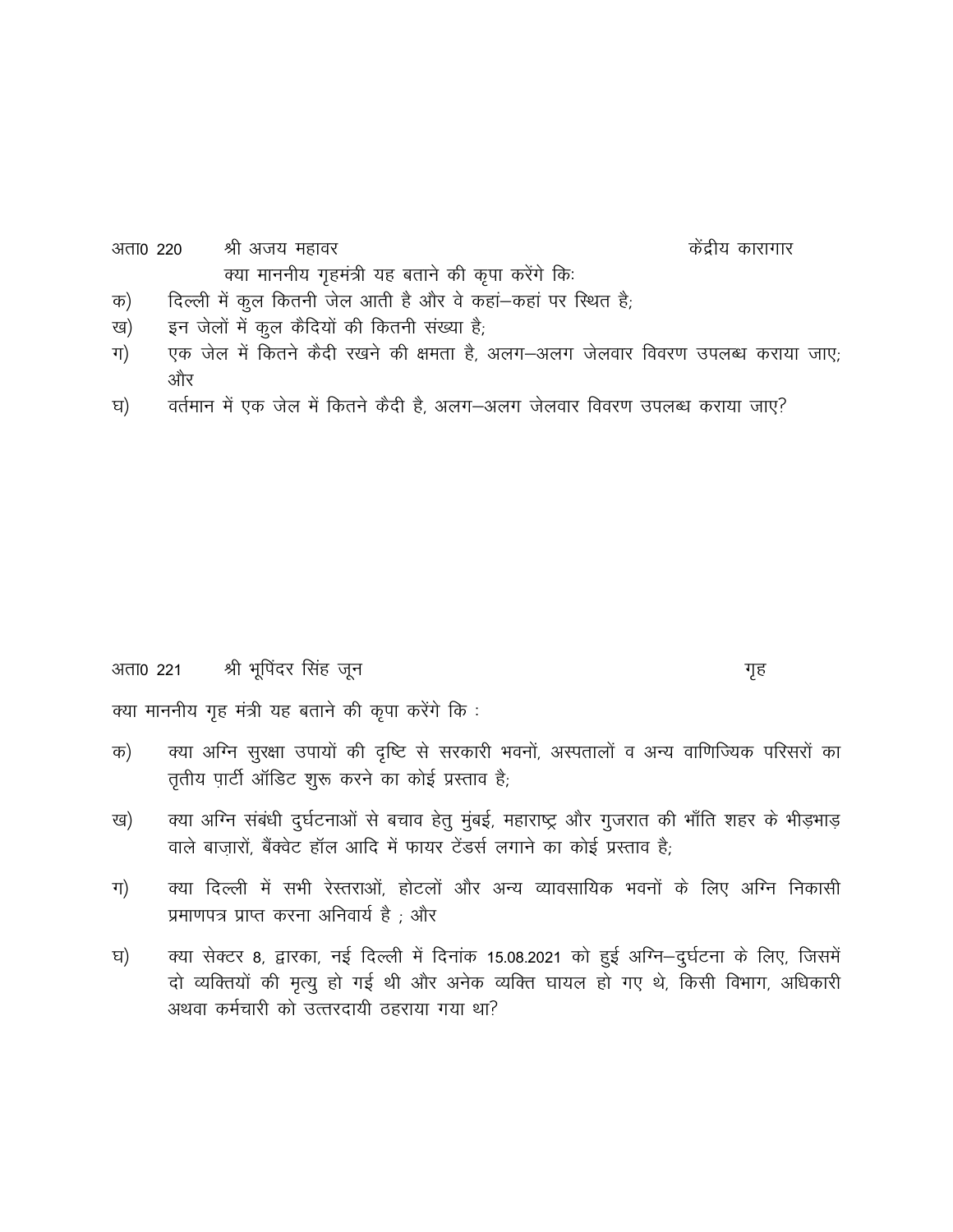अता0 220 श्री अजय महावर केंद्रीय कारागार

क्या माननीय गृहमंत्री यह बताने की कृपा करेंगे किः

क) दिल्ली में कुल कितनी जेल आती है और वे कहां–कहां पर स्थित है;

ख) इन जेलों में कुल कैदियों की कितनी संख्या है;

ग) एक जेल में कितने कैदी रखने की क्षमता है, अलग–अलग जेलवार विवरण उपलब्ध कराया जाए; और

घ) वर्तमान में एक जेल में कितने कैदी है, अलग–अलग जेलवार विवरण उपलब्ध कराया जाए?

अता0 221 श्री भूपिंदर सिंह जून गृह

क्या माननीय गृह मंत्री यह बताने की कृपा करेंगे कि :

क) क्या अग्नि सुरक्षा उपायों की दृष्टि से सरकारी भवनों, अस्पतालों व अन्य वाणिज्यिक परिसरों का तृतीय पार्टी ऑडिट शुरू करने का कोई प्रस्ताव है;

ख) क्या अग्नि संबंधी दुर्घटनाओं से बचाव हेतु मुंबई, महाराष्ट्र और गुजरात की भाँति शहर के भीड़भाड़ वाले बाज़ारों, बैंक्वेट हॉल आदि में फायर टेंडर्स लगाने का कोई प्रस्ताव है;

ग) क्या दिल्ली में सभी रेस्तराओं, होटलों और अन्य व्यावसायिक भवनों के लिए अग्नि निकासी प्रमाणपत्र प्राप्त करना अनिवार्य है ; और

घ) क्या सेक्टर 8, द्वारका, नई दिल्ली में दिनांक 15.08.2021 को हुई अग्नि–दुर्घटना के लिए, जिसमें दो व्यक्तियों की मृत्यु हो गई थी और अनेक व्यक्ति घायल हो गए थे, किसी विभाग, अधिकारी अथवा कर्मचारी को उत्तरदायी ठहराया गया था?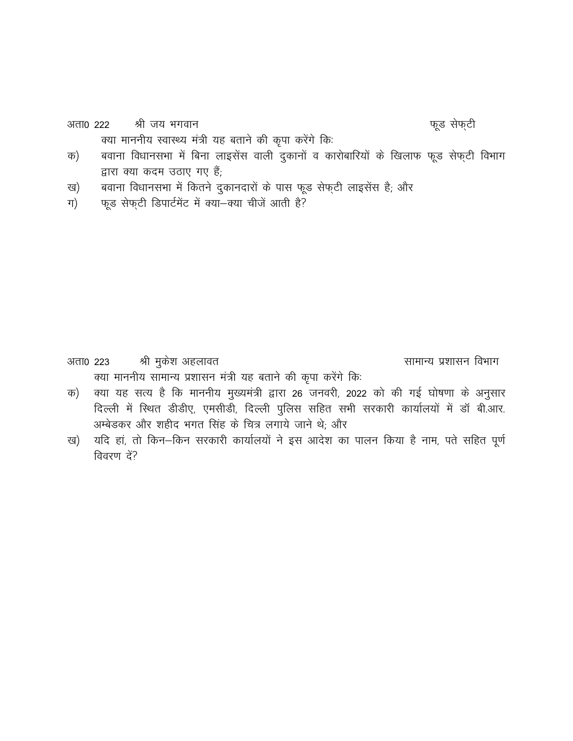अता0 222 श्री जय भगवान फूड सेफ्टी

क्या माननीय स्वास्थ्य मंत्री यह बताने की कृपा करेंगे किः

क) बवाना विधानसभा में बिना लाइसेंस वाली दुकानों व कारोबारियों के खिलाफ फूड सेफ्टी विभाग द्वारा क्या कदम उठाए गए हैं;

ख) बवाना विधानसभा में कितने दुकानदारों के पास फूड सेफ्टी लाइसेंस है; और

ग) फूड सेफ्टी डिपार्टमेंट में क्या–क्या चीजें आती है?

अता0 223 श्री मुकेश अहलावत सामान्य प्रशासन विभाग

क्या माननीय सामान्य प्रशासन मंत्री यह बताने की कृपा करेंगे किः

क) क्या यह सत्य है कि माननीय मुख्यमंत्री द्वारा 26 जनवरी, 2022 को की गई घोषणा के अनुसार दिल्ली में स्थित डीडीए, एमसीडी, दिल्ली पुलिस सहित सभी सरकारी कार्यालयों में डॉ बी.आर. अम्बेडकर और शहीद भगत सिंह के चित्र लगाये जाने थे; और

ख) यदि हां, तो किन–किन सरकारी कार्यालयों ने इस आदेश का पालन किया है नाम, पते सहित पूर्ण विवरण दें?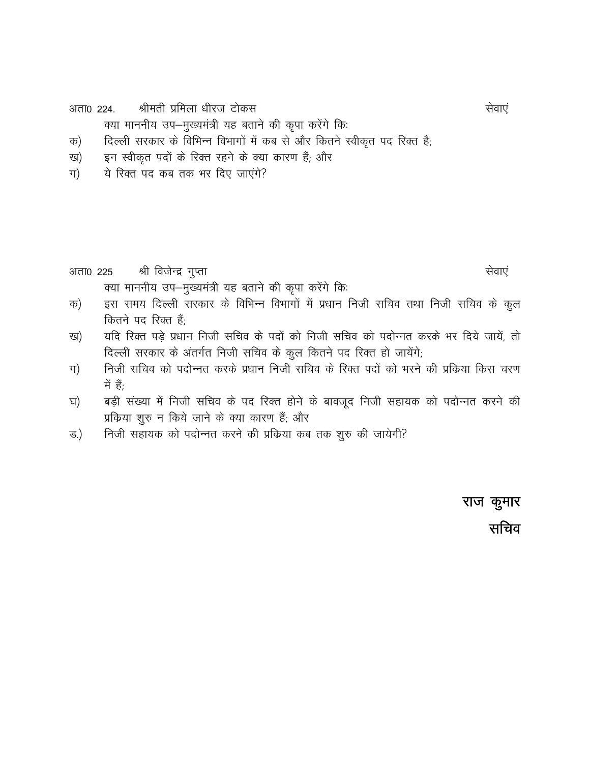अता0 224. श्रीमती प्रमिला धीरज टोकस सेवाएं

क्या माननीय उप–मुख्यमंत्री यह बताने की कृपा करेंगे किः

क) दिल्ली सरकार के विभिन्न विभागों में कब से और कितने स्वीकृत पद रिक्त है;

ख) इन स्वीकृत पदों के रिक्त रहने के क्या कारण हैं; और

ग) ये रिक्त पद कब तक भर दिए जाएंगे?

अता0 225 श्री विजेन्द्र गुप्ता सेवाएं

क्या माननीय उप–मुख्यमंत्री यह बताने की कृपा करेंगे किः

क) इस समय दिल्ली सरकार के विभिन्न विभागों में प्रधान निजी सचिव तथा निजी सचिव के कुल कितने पद रिक्त हैं;

ख) यदि रिक्त पड़े प्रधान निजी सचिव के पदों को निजी सचिव को पदोन्नत करके भर दिये जायें, तो दिल्ली सरकार के अंतर्गत निजी सचिव के कुल कितने पद रिक्त हो जायेंगे;

ग) निजी सचिव को पदोन्नत करके प्रधान निजी सचिव के रिक्त पदों को भरने की प्रकिया किस चरण में हैं;

घ) बड़ी संख्या में निजी सचिव के पद रिक्त होने के बावजूद निजी सहायक को पदोन्नत करने की प्रकिया शुरु न किये जाने के क्या कारण हैं; और

ड.) निजी सहायक को पदोन्नत करने की प्रकिया कब तक शुरु की जायेगी?

**राज कुमार**

**सचिव**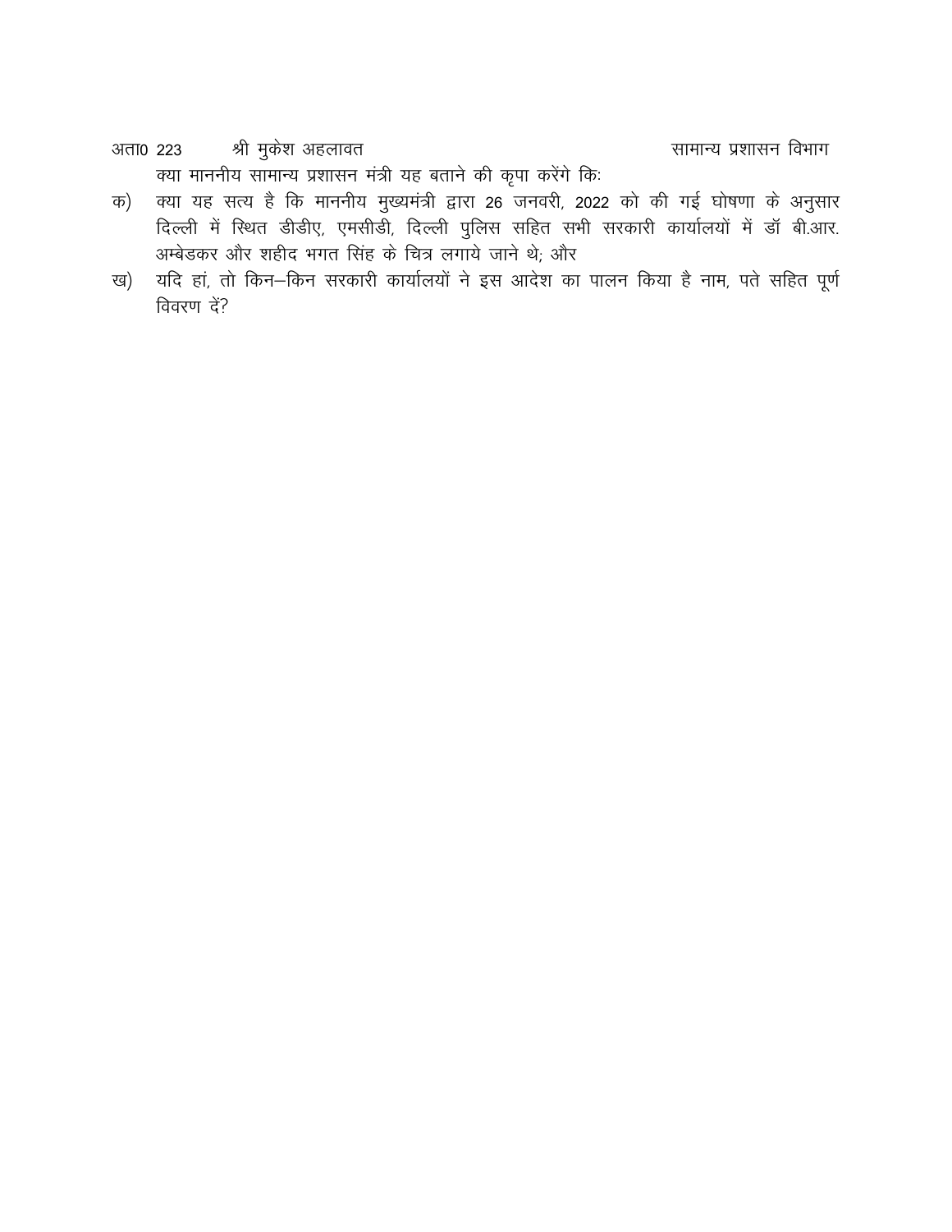अता0 223 श्री मुकेश अहलावत सामान्य प्रशासन विभाग

क्या माननीय सामान्य प्रशासन मंत्री यह बताने की कृपा करेंगे कि:

क) क्या यह सत्य है कि माननीय मुख्यमंत्री द्वारा 26 जनवरी, 2022 को की गई घोषणा के अनुसार दिल्ली में स्थित डीडीए, एमसीडी, दिल्ली पुलिस सहित सभी सरकारी कार्यालयों में डॉ बी.आर. अम्बेडकर और शहीद भगत सिंह के चित्र लगाये जाने थे; और

ख) यदि हां, तो किन–किन सरकारी कार्यालयों ने इस आदेश का पालन किया है नाम, पते सहित पूर्ण विवरण दें?